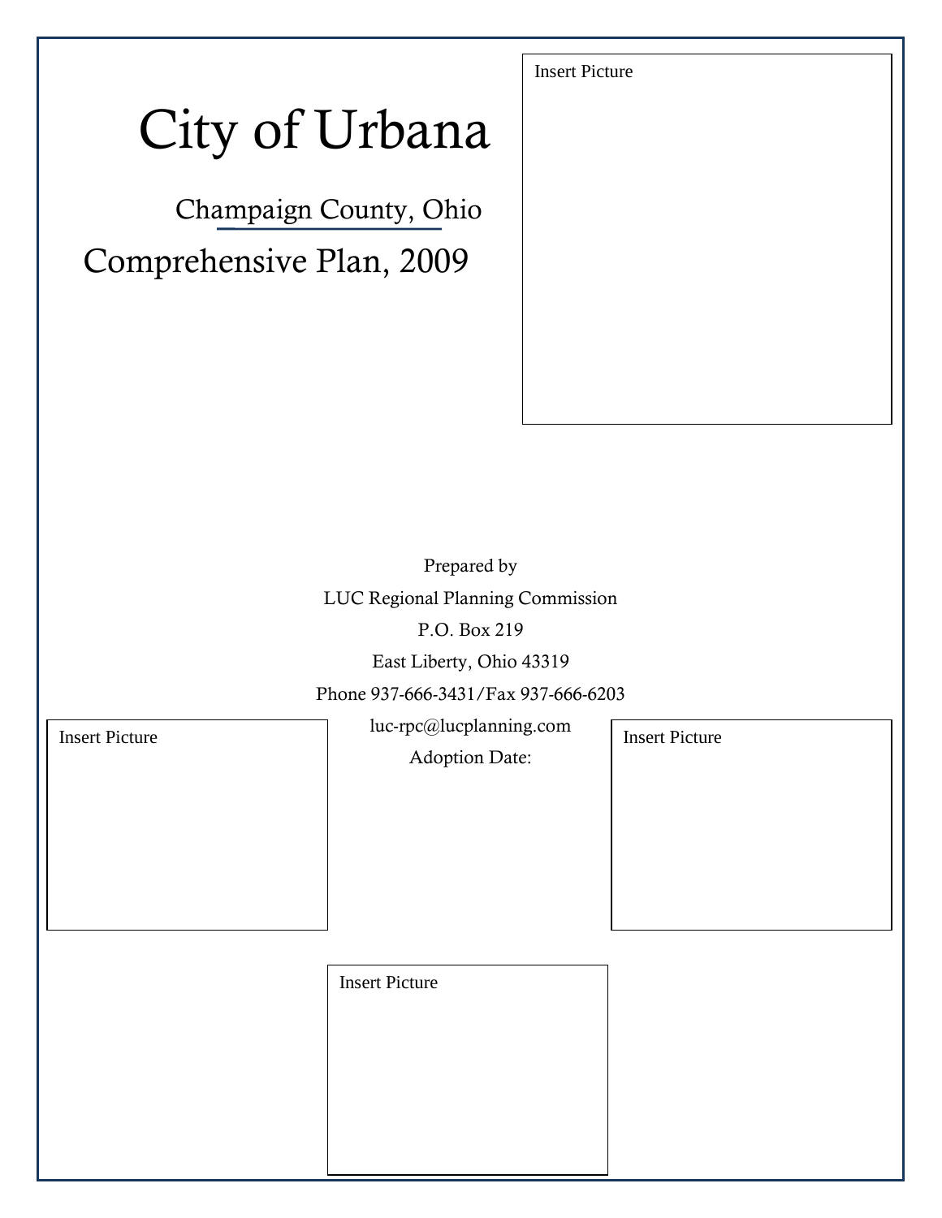# City of Urbana

## Champaign County, Ohio

## Comprehensive Plan, 2009

Insert Picture

Prepared by

LUC Regional Planning Commission

P.O. Box 219

East Liberty, Ohio 43319

Phone 937-666-3431/Fax 937-666-6203

luc-rpc@lucplanning.com

Adoption Date:

Insert Picture

Insert Picture

Insert Picture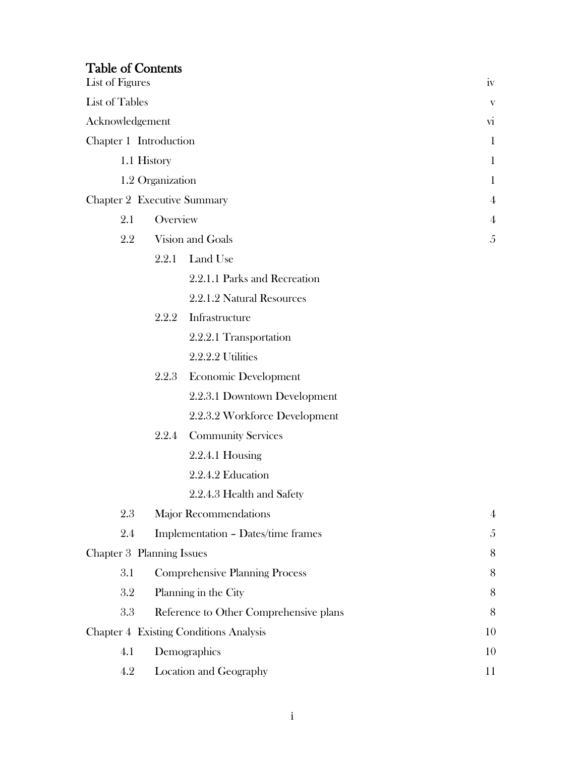# Table of Contents

| | |
|---|---|
| List of Figures | iv |
| List of Tables | v |
| Acknowledgement | vi |
| Chapter 1 Introduction | 1 |
| 1.1 History | 1 |
| 1.2 Organization | 1 |
| Chapter 2 Executive Summary | 4 |
| 2.1 Overview | 4 |
| 2.2 Vision and Goals | 5 |
| 2.2.1 Land Use | |
| 2.2.1.1 Parks and Recreation | |
| 2.2.1.2 Natural Resources | |
| 2.2.2 Infrastructure | |
| 2.2.2.1 Transportation | |
| 2.2.2.2 Utilities | |
| 2.2.3 Economic Development | |
| 2.2.3.1 Downtown Development | |
| 2.2.3.2 Workforce Development | |
| 2.2.4 Community Services | |
| 2.2.4.1 Housing | |
| 2.2.4.2 Education | |
| 2.2.4.3 Health and Safety | |
| 2.3 Major Recommendations | 4 |
| 2.4 Implementation – Dates/time frames | 5 |
| Chapter 3 Planning Issues | 8 |
| 3.1 Comprehensive Planning Process | 8 |
| 3.2 Planning in the City | 8 |
| 3.3 Reference to Other Comprehensive plans | 8 |
| Chapter 4 Existing Conditions Analysis | 10 |
| 4.1 Demographics | 10 |
| 4.2 Location and Geography | 11 |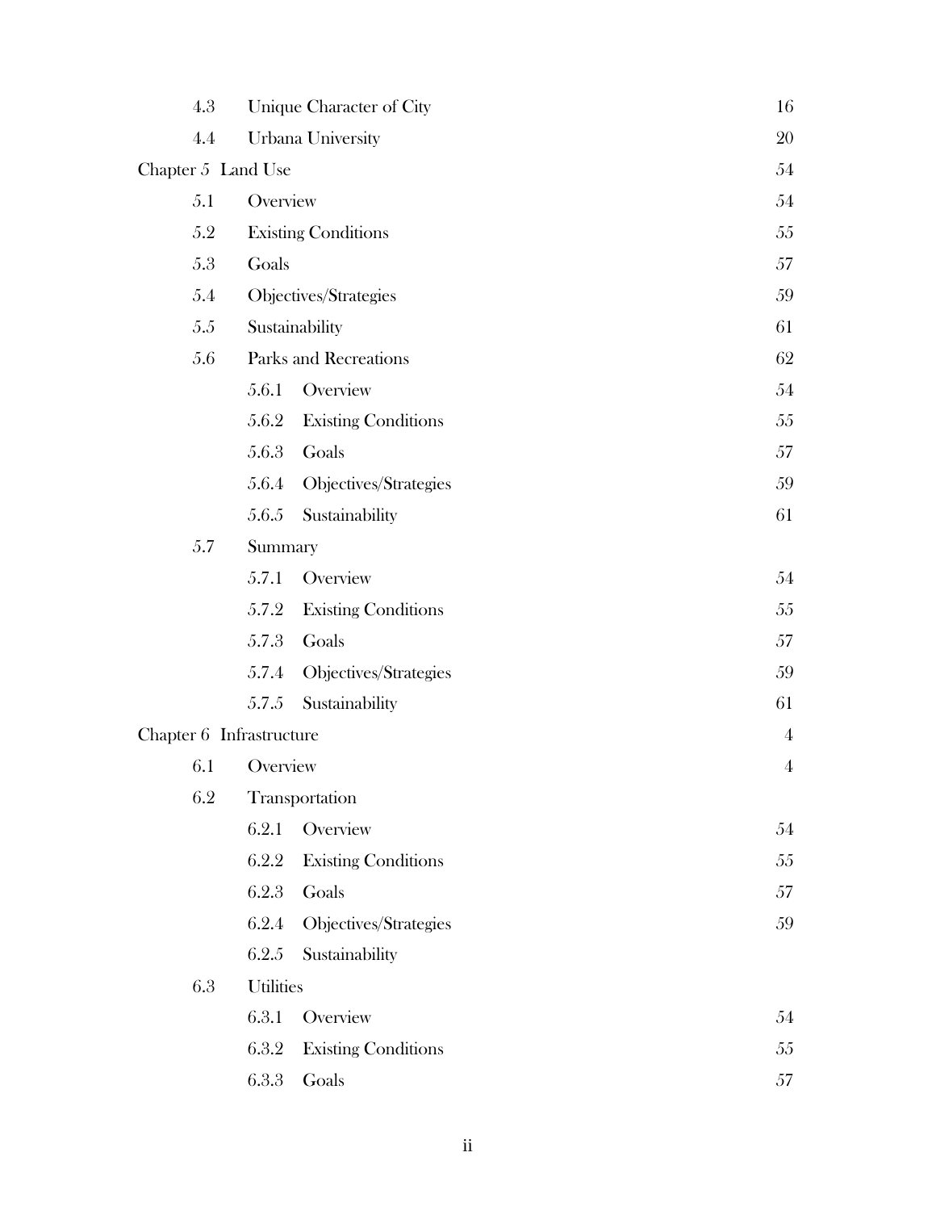| | | |
|---|---|---|
| 4.3 | Unique Character of City | 16 |
| 4.4 | Urbana University | 20 |
| Chapter 5 Land Use | | 54 |
| 5.1 | Overview | 54 |
| 5.2 | Existing Conditions | 55 |
| 5.3 | Goals | 57 |
| 5.4 | Objectives/Strategies | 59 |
| 5.5 | Sustainability | 61 |
| 5.6 | Parks and Recreations | 62 |
| | 5.6.1 Overview | 54 |
| | 5.6.2 Existing Conditions | 55 |
| | 5.6.3 Goals | 57 |
| | 5.6.4 Objectives/Strategies | 59 |
| | 5.6.5 Sustainability | 61 |
| 5.7 | Summary | |
| | 5.7.1 Overview | 54 |
| | 5.7.2 Existing Conditions | 55 |
| | 5.7.3 Goals | 57 |
| | 5.7.4 Objectives/Strategies | 59 |
| | 5.7.5 Sustainability | 61 |
| Chapter 6 Infrastructure | | 4 |
| 6.1 | Overview | 4 |
| 6.2 | Transportation | |
| | 6.2.1 Overview | 54 |
| | 6.2.2 Existing Conditions | 55 |
| | 6.2.3 Goals | 57 |
| | 6.2.4 Objectives/Strategies | 59 |
| | 6.2.5 Sustainability | |
| 6.3 | Utilities | |
| | 6.3.1 Overview | 54 |
| | 6.3.2 Existing Conditions | 55 |
| | 6.3.3 Goals | 57 |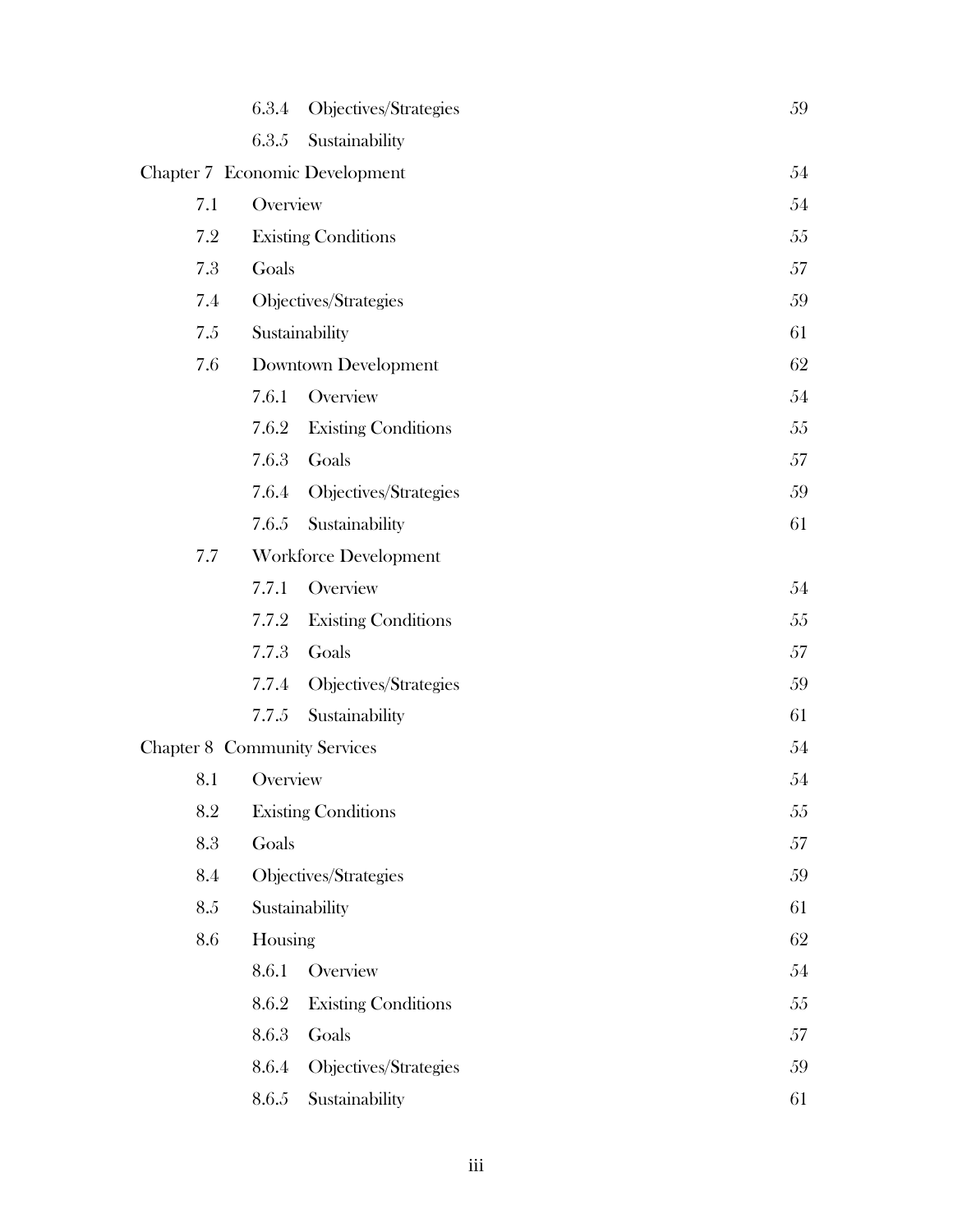| | | | |
|---|---|---|---|
| | 6.3.4 | Objectives/Strategies | 59 |
| | 6.3.5 | Sustainability | |
| Chapter 7 Economic Development | | | 54 |
| 7.1 | Overview | | 54 |
| 7.2 | Existing Conditions | | 55 |
| 7.3 | Goals | | 57 |
| 7.4 | Objectives/Strategies | | 59 |
| 7.5 | Sustainability | | 61 |
| 7.6 | Downtown Development | | 62 |
| | 7.6.1 | Overview | 54 |
| | 7.6.2 | Existing Conditions | 55 |
| | 7.6.3 | Goals | 57 |
| | 7.6.4 | Objectives/Strategies | 59 |
| | 7.6.5 | Sustainability | 61 |
| 7.7 | Workforce Development | | |
| | 7.7.1 | Overview | 54 |
| | 7.7.2 | Existing Conditions | 55 |
| | 7.7.3 | Goals | 57 |
| | 7.7.4 | Objectives/Strategies | 59 |
| | 7.7.5 | Sustainability | 61 |
| Chapter 8 Community Services | | | 54 |
| 8.1 | Overview | | 54 |
| 8.2 | Existing Conditions | | 55 |
| 8.3 | Goals | | 57 |
| 8.4 | Objectives/Strategies | | 59 |
| 8.5 | Sustainability | | 61 |
| 8.6 | Housing | | 62 |
| | 8.6.1 | Overview | 54 |
| | 8.6.2 | Existing Conditions | 55 |
| | 8.6.3 | Goals | 57 |
| | 8.6.4 | Objectives/Strategies | 59 |
| | 8.6.5 | Sustainability | 61 |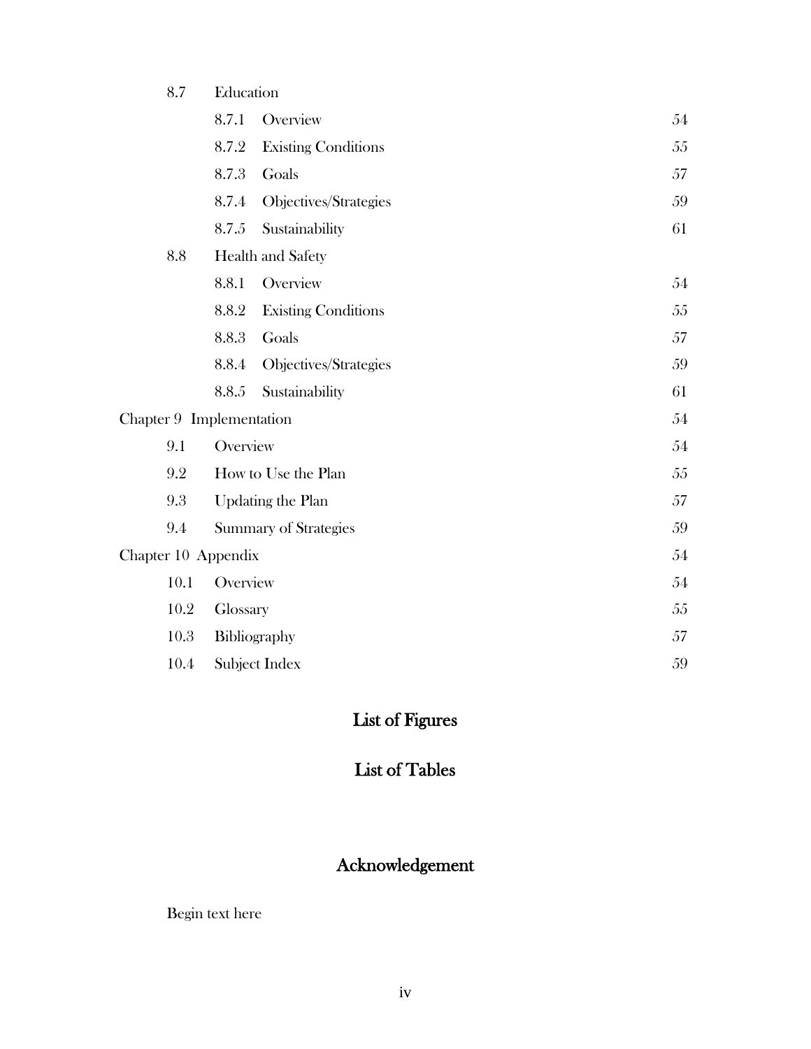| | | |
|---|---|---|
| 8.7 | Education | |
| | 8.7.1 Overview | 54 |
| | 8.7.2 Existing Conditions | 55 |
| | 8.7.3 Goals | 57 |
| | 8.7.4 Objectives/Strategies | 59 |
| | 8.7.5 Sustainability | 61 |
| 8.8 | Health and Safety | |
| | 8.8.1 Overview | 54 |
| | 8.8.2 Existing Conditions | 55 |
| | 8.8.3 Goals | 57 |
| | 8.8.4 Objectives/Strategies | 59 |
| | 8.8.5 Sustainability | 61 |
| Chapter 9 Implementation | | 54 |
| 9.1 | Overview | 54 |
| 9.2 | How to Use the Plan | 55 |
| 9.3 | Updating the Plan | 57 |
| 9.4 | Summary of Strategies | 59 |
| Chapter 10 Appendix | | 54 |
| 10.1 | Overview | 54 |
| 10.2 | Glossary | 55 |
| 10.3 | Bibliography | 57 |
| 10.4 | Subject Index | 59 |

# List of Figures

# List of Tables

# Acknowledgement

Begin text here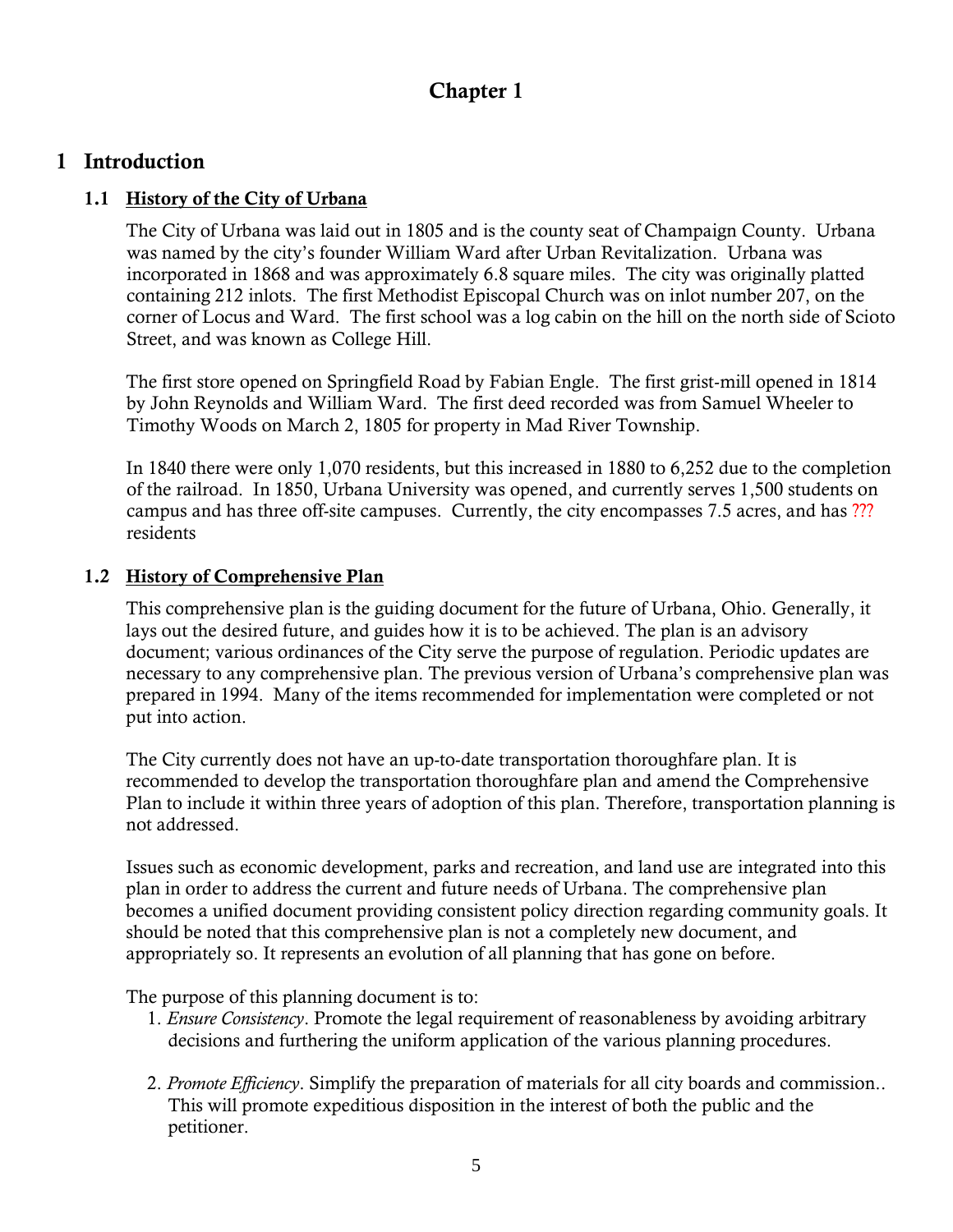# Chapter 1

## 1 Introduction

### 1.1 History of the City of Urbana

The City of Urbana was laid out in 1805 and is the county seat of Champaign County. Urbana was named by the city's founder William Ward after Urban Revitalization. Urbana was incorporated in 1868 and was approximately 6.8 square miles. The city was originally platted containing 212 inlots. The first Methodist Episcopal Church was on inlot number 207, on the corner of Locus and Ward. The first school was a log cabin on the hill on the north side of Scioto Street, and was known as College Hill.

The first store opened on Springfield Road by Fabian Engle. The first grist-mill opened in 1814 by John Reynolds and William Ward. The first deed recorded was from Samuel Wheeler to Timothy Woods on March 2, 1805 for property in Mad River Township.

In 1840 there were only 1,070 residents, but this increased in 1880 to 6,252 due to the completion of the railroad. In 1850, Urbana University was opened, and currently serves 1,500 students on campus and has three off-site campuses. Currently, the city encompasses 7.5 acres, and has ??? residents

### 1.2 History of Comprehensive Plan

This comprehensive plan is the guiding document for the future of Urbana, Ohio. Generally, it lays out the desired future, and guides how it is to be achieved. The plan is an advisory document; various ordinances of the City serve the purpose of regulation. Periodic updates are necessary to any comprehensive plan. The previous version of Urbana's comprehensive plan was prepared in 1994. Many of the items recommended for implementation were completed or not put into action.

The City currently does not have an up-to-date transportation thoroughfare plan. It is recommended to develop the transportation thoroughfare plan and amend the Comprehensive Plan to include it within three years of adoption of this plan. Therefore, transportation planning is not addressed.

Issues such as economic development, parks and recreation, and land use are integrated into this plan in order to address the current and future needs of Urbana. The comprehensive plan becomes a unified document providing consistent policy direction regarding community goals. It should be noted that this comprehensive plan is not a completely new document, and appropriately so. It represents an evolution of all planning that has gone on before.

The purpose of this planning document is to:

1. *Ensure Consistency*. Promote the legal requirement of reasonableness by avoiding arbitrary decisions and furthering the uniform application of the various planning procedures.

2. *Promote Efficiency*. Simplify the preparation of materials for all city boards and commission.. This will promote expeditious disposition in the interest of both the public and the petitioner.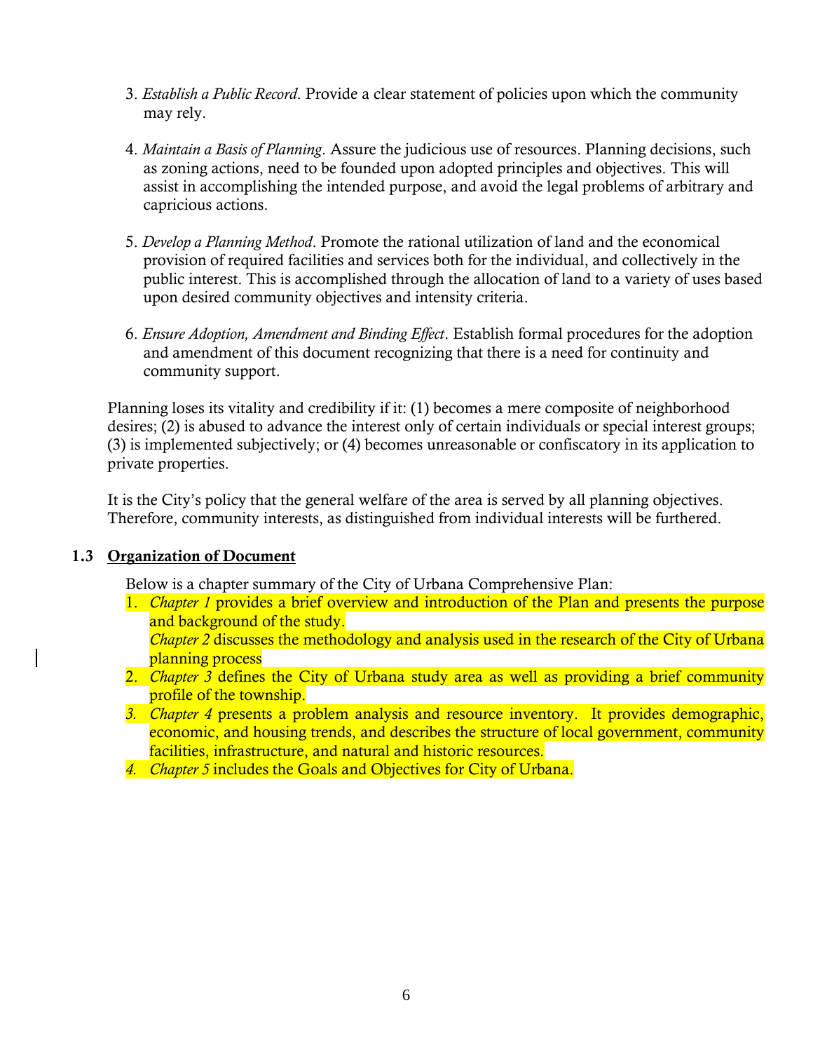3. *Establish a Public Record*. Provide a clear statement of policies upon which the community may rely.

4. *Maintain a Basis of Planning*. Assure the judicious use of resources. Planning decisions, such as zoning actions, need to be founded upon adopted principles and objectives. This will assist in accomplishing the intended purpose, and avoid the legal problems of arbitrary and capricious actions.

5. *Develop a Planning Method*. Promote the rational utilization of land and the economical provision of required facilities and services both for the individual, and collectively in the public interest. This is accomplished through the allocation of land to a variety of uses based upon desired community objectives and intensity criteria.

6. *Ensure Adoption, Amendment and Binding Effect*. Establish formal procedures for the adoption and amendment of this document recognizing that there is a need for continuity and community support.

Planning loses its vitality and credibility if it: (1) becomes a mere composite of neighborhood desires; (2) is abused to advance the interest only of certain individuals or special interest groups; (3) is implemented subjectively; or (4) becomes unreasonable or confiscatory in its application to private properties.

It is the City's policy that the general welfare of the area is served by all planning objectives. Therefore, community interests, as distinguished from individual interests will be furthered.

## 1.3 Organization of Document

Below is a chapter summary of the City of Urbana Comprehensive Plan:

1. *Chapter 1* provides a brief overview and introduction of the Plan and presents the purpose and background of the study.
   *Chapter 2* discusses the methodology and analysis used in the research of the City of Urbana planning process
2. *Chapter 3* defines the City of Urbana study area as well as providing a brief community profile of the township.
3. *Chapter 4* presents a problem analysis and resource inventory. It provides demographic, economic, and housing trends, and describes the structure of local government, community facilities, infrastructure, and natural and historic resources.
4. *Chapter 5* includes the Goals and Objectives for City of Urbana.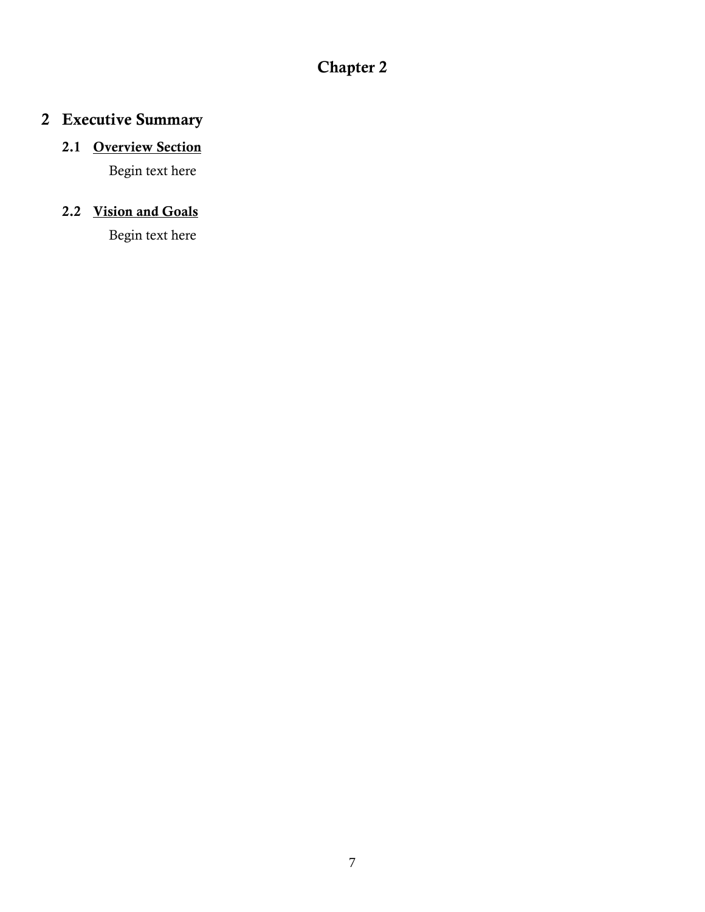**Chapter 2**

# 2 Executive Summary

## 2.1 Overview Section

Begin text here

## 2.2 Vision and Goals

Begin text here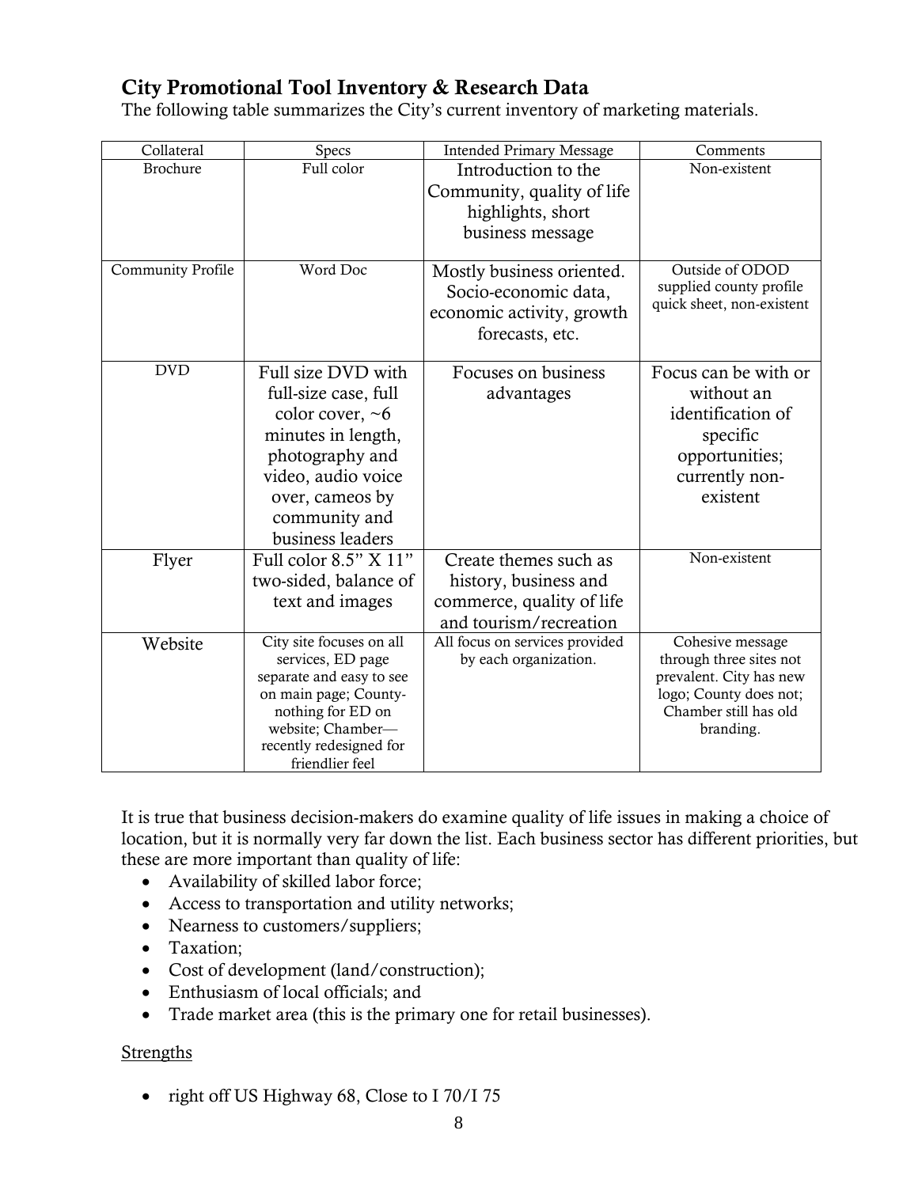## City Promotional Tool Inventory & Research Data

The following table summarizes the City's current inventory of marketing materials.

| Collateral | Specs | Intended Primary Message | Comments |
|---|---|---|---|
| Brochure | Full color | Introduction to the Community, quality of life highlights, short business message | Non-existent |
| Community Profile | Word Doc | Mostly business oriented. Socio-economic data, economic activity, growth forecasts, etc. | Outside of ODOD supplied county profile quick sheet, non-existent |
| DVD | Full size DVD with full-size case, full color cover, ~6 minutes in length, photography and video, audio voice over, cameos by community and business leaders | Focuses on business advantages | Focus can be with or without an identification of specific opportunities; currently non-existent |
| Flyer | Full color 8.5" X 11" two-sided, balance of text and images | Create themes such as history, business and commerce, quality of life and tourism/recreation | Non-existent |
| Website | City site focuses on all services, ED page separate and easy to see on main page; County-nothing for ED on website; Chamber—recently redesigned for friendlier feel | All focus on services provided by each organization. | Cohesive message through three sites not prevalent. City has new logo; County does not; Chamber still has old branding. |

It is true that business decision-makers do examine quality of life issues in making a choice of location, but it is normally very far down the list. Each business sector has different priorities, but these are more important than quality of life:

- Availability of skilled labor force;
- Access to transportation and utility networks;
- Nearness to customers/suppliers;
- Taxation;
- Cost of development (land/construction);
- Enthusiasm of local officials; and
- Trade market area (this is the primary one for retail businesses).

Strengths

- right off US Highway 68, Close to I 70/I 75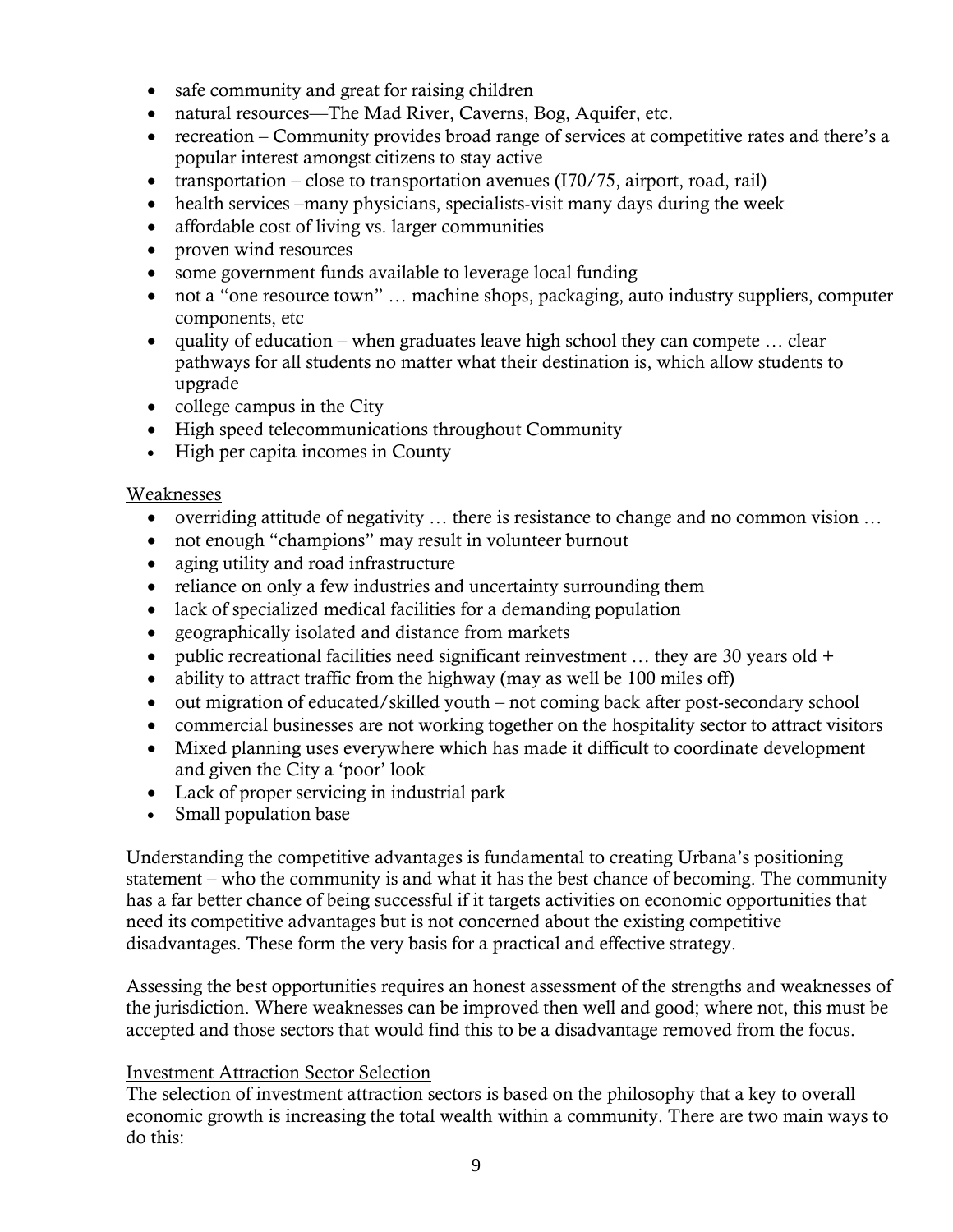- safe community and great for raising children
- natural resources—The Mad River, Caverns, Bog, Aquifer, etc.
- recreation – Community provides broad range of services at competitive rates and there's a popular interest amongst citizens to stay active
- transportation – close to transportation avenues (I70/75, airport, road, rail)
- health services –many physicians, specialists-visit many days during the week
- affordable cost of living vs. larger communities
- proven wind resources
- some government funds available to leverage local funding
- not a "one resource town" … machine shops, packaging, auto industry suppliers, computer components, etc
- quality of education – when graduates leave high school they can compete … clear pathways for all students no matter what their destination is, which allow students to upgrade
- college campus in the City
- High speed telecommunications throughout Community
- High per capita incomes in County

Weaknesses

- overriding attitude of negativity … there is resistance to change and no common vision …
- not enough "champions" may result in volunteer burnout
- aging utility and road infrastructure
- reliance on only a few industries and uncertainty surrounding them
- lack of specialized medical facilities for a demanding population
- geographically isolated and distance from markets
- public recreational facilities need significant reinvestment … they are 30 years old +
- ability to attract traffic from the highway (may as well be 100 miles off)
- out migration of educated/skilled youth – not coming back after post-secondary school
- commercial businesses are not working together on the hospitality sector to attract visitors
- Mixed planning uses everywhere which has made it difficult to coordinate development and given the City a 'poor' look
- Lack of proper servicing in industrial park
- Small population base

Understanding the competitive advantages is fundamental to creating Urbana's positioning statement – who the community is and what it has the best chance of becoming. The community has a far better chance of being successful if it targets activities on economic opportunities that need its competitive advantages but is not concerned about the existing competitive disadvantages. These form the very basis for a practical and effective strategy.

Assessing the best opportunities requires an honest assessment of the strengths and weaknesses of the jurisdiction. Where weaknesses can be improved then well and good; where not, this must be accepted and those sectors that would find this to be a disadvantage removed from the focus.

Investment Attraction Sector Selection

The selection of investment attraction sectors is based on the philosophy that a key to overall economic growth is increasing the total wealth within a community. There are two main ways to do this: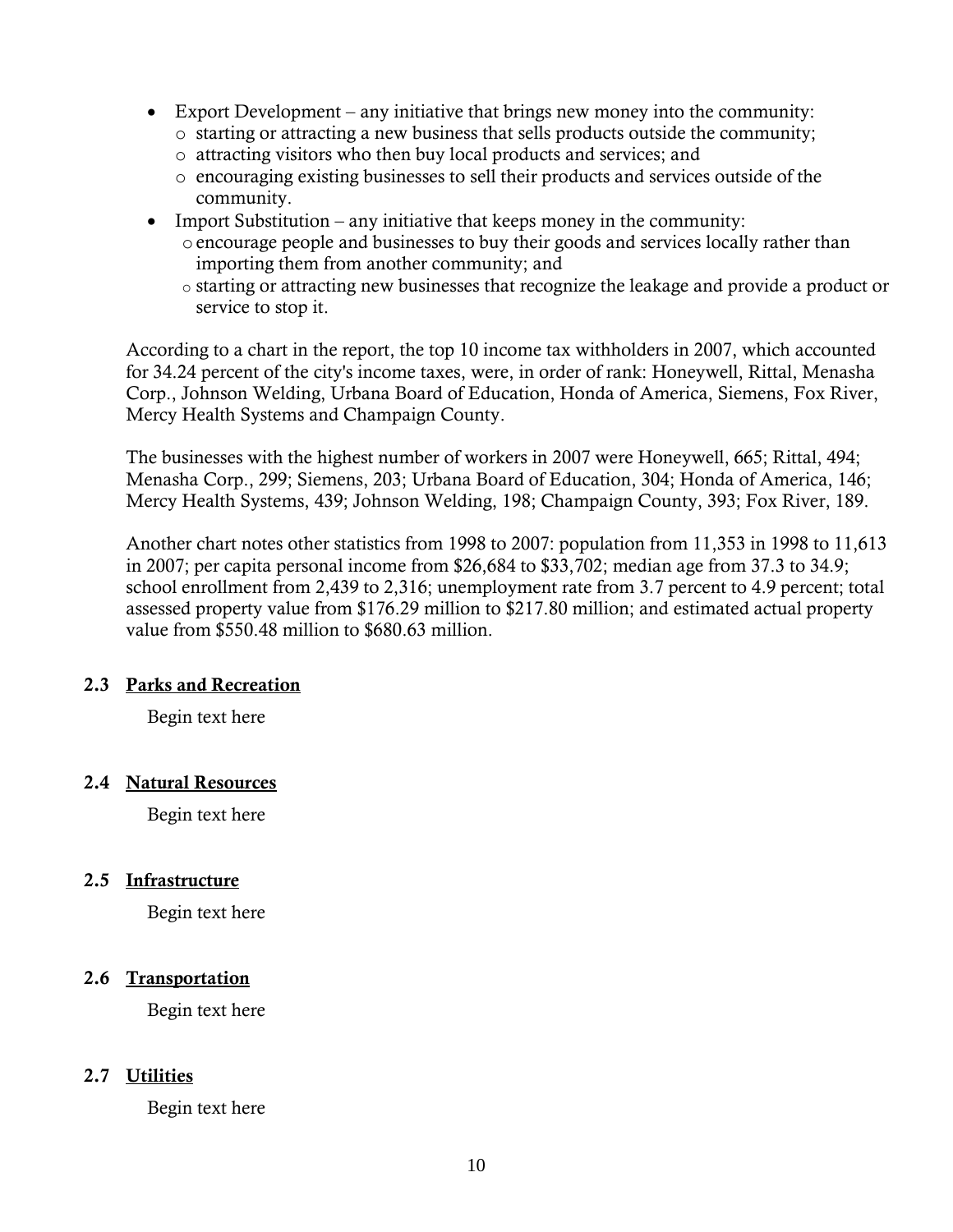- Export Development – any initiative that brings new money into the community:
    - starting or attracting a new business that sells products outside the community;
    - attracting visitors who then buy local products and services; and
    - encouraging existing businesses to sell their products and services outside of the community.
- Import Substitution – any initiative that keeps money in the community:
    - encourage people and businesses to buy their goods and services locally rather than importing them from another community; and
    - starting or attracting new businesses that recognize the leakage and provide a product or service to stop it.

According to a chart in the report, the top 10 income tax withholders in 2007, which accounted for 34.24 percent of the city's income taxes, were, in order of rank: Honeywell, Rittal, Menasha Corp., Johnson Welding, Urbana Board of Education, Honda of America, Siemens, Fox River, Mercy Health Systems and Champaign County.

The businesses with the highest number of workers in 2007 were Honeywell, 665; Rittal, 494; Menasha Corp., 299; Siemens, 203; Urbana Board of Education, 304; Honda of America, 146; Mercy Health Systems, 439; Johnson Welding, 198; Champaign County, 393; Fox River, 189.

Another chart notes other statistics from 1998 to 2007: population from 11,353 in 1998 to 11,613 in 2007; per capita personal income from $26,684 to $33,702; median age from 37.3 to 34.9; school enrollment from 2,439 to 2,316; unemployment rate from 3.7 percent to 4.9 percent; total assessed property value from $176.29 million to $217.80 million; and estimated actual property value from $550.48 million to $680.63 million.

### 2.3 Parks and Recreation

Begin text here

### 2.4 Natural Resources

Begin text here

### 2.5 Infrastructure

Begin text here

### 2.6 Transportation

Begin text here

### 2.7 Utilities

Begin text here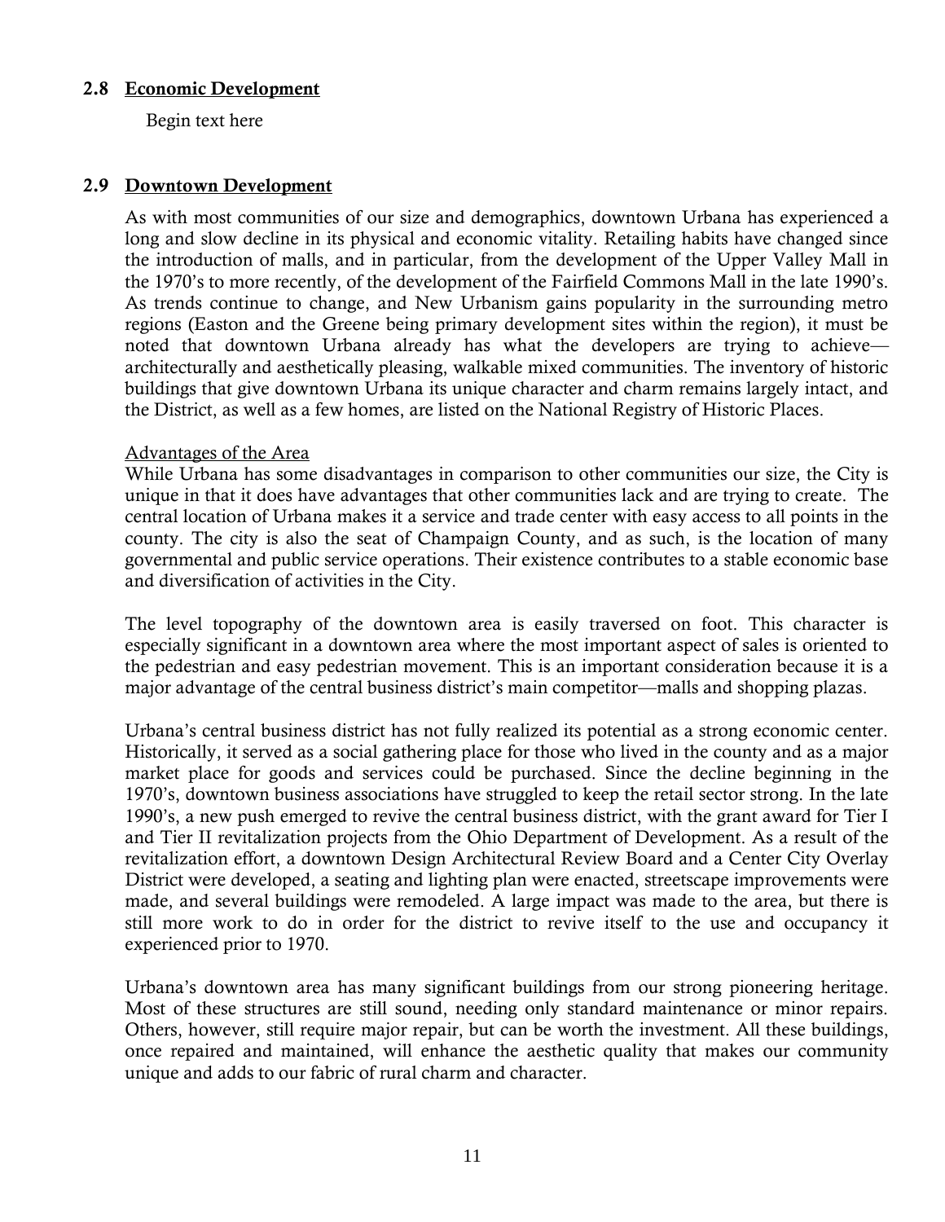### 2.8 Economic Development

Begin text here

### 2.9 Downtown Development

As with most communities of our size and demographics, downtown Urbana has experienced a long and slow decline in its physical and economic vitality. Retailing habits have changed since the introduction of malls, and in particular, from the development of the Upper Valley Mall in the 1970's to more recently, of the development of the Fairfield Commons Mall in the late 1990's. As trends continue to change, and New Urbanism gains popularity in the surrounding metro regions (Easton and the Greene being primary development sites within the region), it must be noted that downtown Urbana already has what the developers are trying to achieve—architecturally and aesthetically pleasing, walkable mixed communities. The inventory of historic buildings that give downtown Urbana its unique character and charm remains largely intact, and the District, as well as a few homes, are listed on the National Registry of Historic Places.

Advantages of the Area

While Urbana has some disadvantages in comparison to other communities our size, the City is unique in that it does have advantages that other communities lack and are trying to create. The central location of Urbana makes it a service and trade center with easy access to all points in the county. The city is also the seat of Champaign County, and as such, is the location of many governmental and public service operations. Their existence contributes to a stable economic base and diversification of activities in the City.

The level topography of the downtown area is easily traversed on foot. This character is especially significant in a downtown area where the most important aspect of sales is oriented to the pedestrian and easy pedestrian movement. This is an important consideration because it is a major advantage of the central business district's main competitor—malls and shopping plazas.

Urbana's central business district has not fully realized its potential as a strong economic center. Historically, it served as a social gathering place for those who lived in the county and as a major market place for goods and services could be purchased. Since the decline beginning in the 1970's, downtown business associations have struggled to keep the retail sector strong. In the late 1990's, a new push emerged to revive the central business district, with the grant award for Tier I and Tier II revitalization projects from the Ohio Department of Development. As a result of the revitalization effort, a downtown Design Architectural Review Board and a Center City Overlay District were developed, a seating and lighting plan were enacted, streetscape improvements were made, and several buildings were remodeled. A large impact was made to the area, but there is still more work to do in order for the district to revive itself to the use and occupancy it experienced prior to 1970.

Urbana's downtown area has many significant buildings from our strong pioneering heritage. Most of these structures are still sound, needing only standard maintenance or minor repairs. Others, however, still require major repair, but can be worth the investment. All these buildings, once repaired and maintained, will enhance the aesthetic quality that makes our community unique and adds to our fabric of rural charm and character.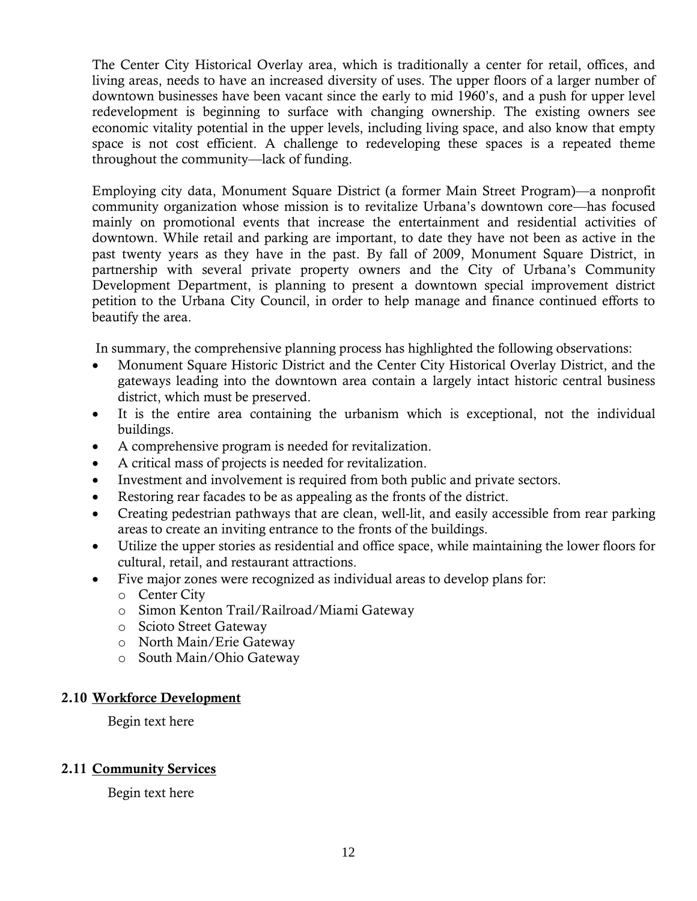The Center City Historical Overlay area, which is traditionally a center for retail, offices, and living areas, needs to have an increased diversity of uses. The upper floors of a larger number of downtown businesses have been vacant since the early to mid 1960's, and a push for upper level redevelopment is beginning to surface with changing ownership. The existing owners see economic vitality potential in the upper levels, including living space, and also know that empty space is not cost efficient. A challenge to redeveloping these spaces is a repeated theme throughout the community—lack of funding.

Employing city data, Monument Square District (a former Main Street Program)—a nonprofit community organization whose mission is to revitalize Urbana's downtown core—has focused mainly on promotional events that increase the entertainment and residential activities of downtown. While retail and parking are important, to date they have not been as active in the past twenty years as they have in the past. By fall of 2009, Monument Square District, in partnership with several private property owners and the City of Urbana's Community Development Department, is planning to present a downtown special improvement district petition to the Urbana City Council, in order to help manage and finance continued efforts to beautify the area.

In summary, the comprehensive planning process has highlighted the following observations:

- Monument Square Historic District and the Center City Historical Overlay District, and the gateways leading into the downtown area contain a largely intact historic central business district, which must be preserved.
- It is the entire area containing the urbanism which is exceptional, not the individual buildings.
- A comprehensive program is needed for revitalization.
- A critical mass of projects is needed for revitalization.
- Investment and involvement is required from both public and private sectors.
- Restoring rear facades to be as appealing as the fronts of the district.
- Creating pedestrian pathways that are clean, well-lit, and easily accessible from rear parking areas to create an inviting entrance to the fronts of the buildings.
- Utilize the upper stories as residential and office space, while maintaining the lower floors for cultural, retail, and restaurant attractions.
- Five major zones were recognized as individual areas to develop plans for:
  - Center City
  - Simon Kenton Trail/Railroad/Miami Gateway
  - Scioto Street Gateway
  - North Main/Erie Gateway
  - South Main/Ohio Gateway

## 2.10 Workforce Development

Begin text here

## 2.11 Community Services

Begin text here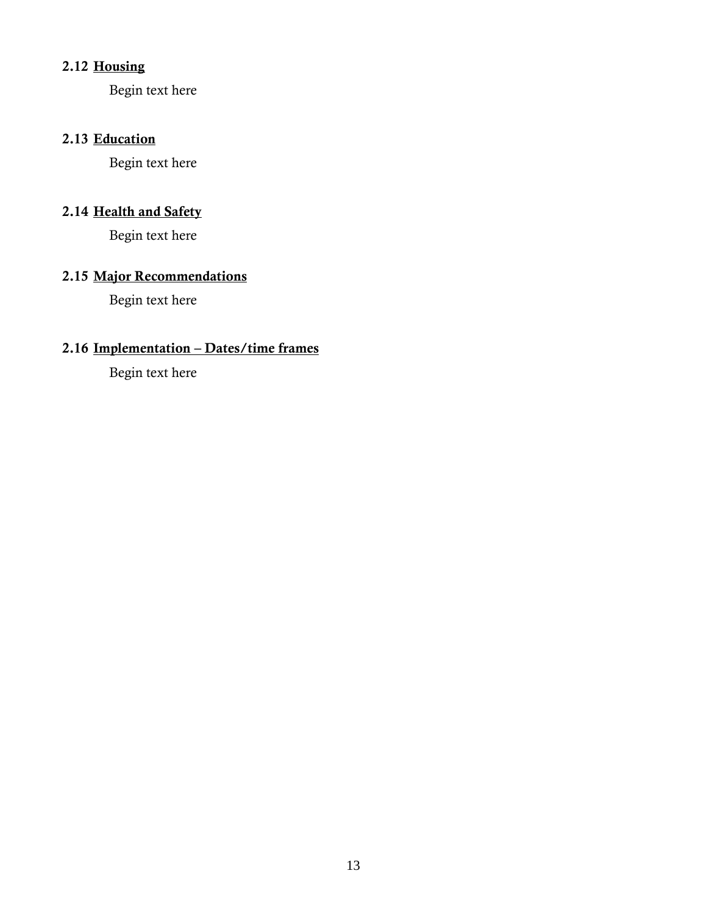### 2.12 <u>Housing</u>

Begin text here

### 2.13 <u>Education</u>

Begin text here

### 2.14 <u>Health and Safety</u>

Begin text here

### 2.15 <u>Major Recommendations</u>

Begin text here

### 2.16 <u>Implementation – Dates/time frames</u>

Begin text here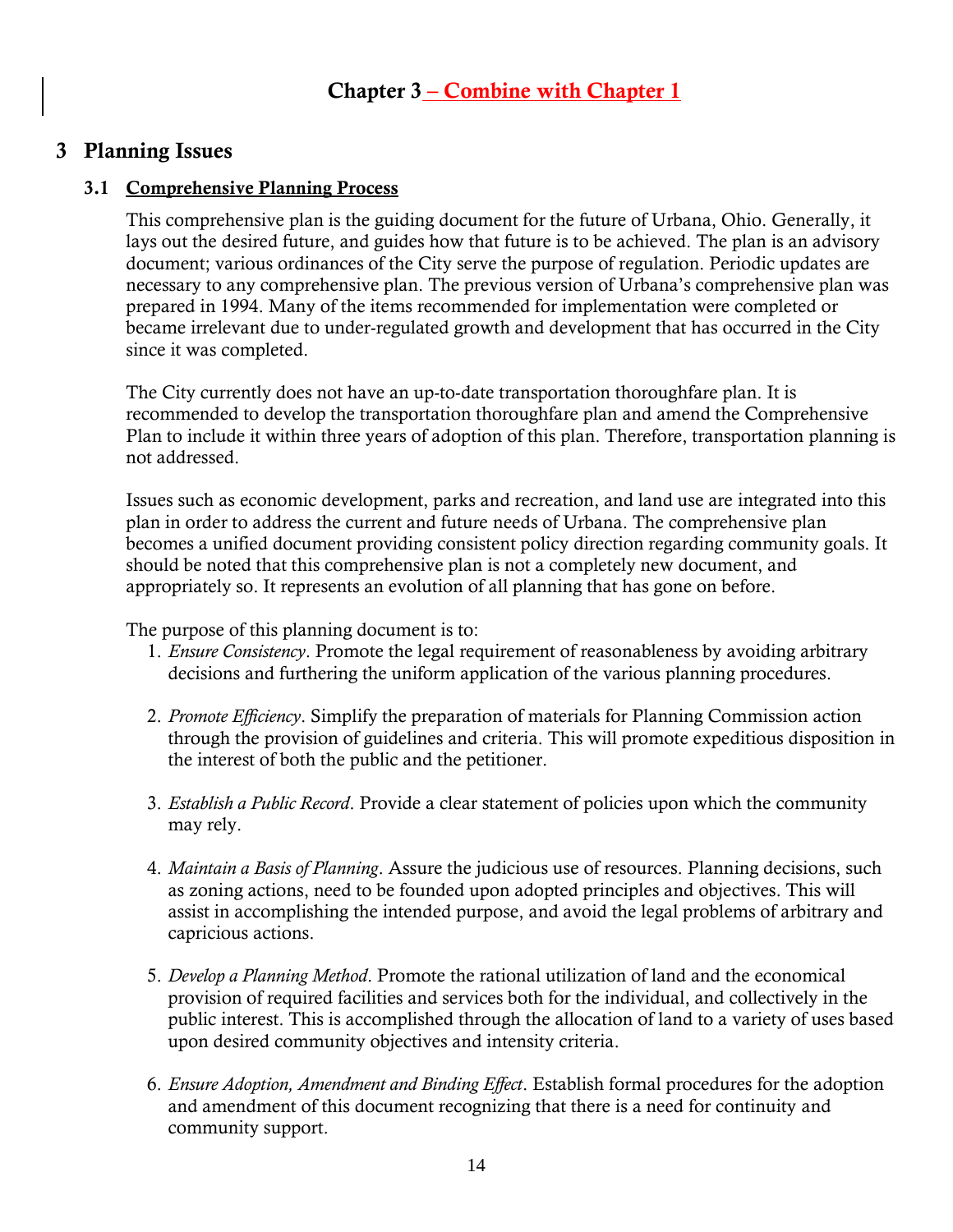# Chapter 3 – Combine with Chapter 1

## 3 Planning Issues

### 3.1 Comprehensive Planning Process

This comprehensive plan is the guiding document for the future of Urbana, Ohio. Generally, it lays out the desired future, and guides how that future is to be achieved. The plan is an advisory document; various ordinances of the City serve the purpose of regulation. Periodic updates are necessary to any comprehensive plan. The previous version of Urbana's comprehensive plan was prepared in 1994. Many of the items recommended for implementation were completed or became irrelevant due to under-regulated growth and development that has occurred in the City since it was completed.

The City currently does not have an up-to-date transportation thoroughfare plan. It is recommended to develop the transportation thoroughfare plan and amend the Comprehensive Plan to include it within three years of adoption of this plan. Therefore, transportation planning is not addressed.

Issues such as economic development, parks and recreation, and land use are integrated into this plan in order to address the current and future needs of Urbana. The comprehensive plan becomes a unified document providing consistent policy direction regarding community goals. It should be noted that this comprehensive plan is not a completely new document, and appropriately so. It represents an evolution of all planning that has gone on before.

The purpose of this planning document is to:

1. *Ensure Consistency*. Promote the legal requirement of reasonableness by avoiding arbitrary decisions and furthering the uniform application of the various planning procedures.

2. *Promote Efficiency*. Simplify the preparation of materials for Planning Commission action through the provision of guidelines and criteria. This will promote expeditious disposition in the interest of both the public and the petitioner.

3. *Establish a Public Record*. Provide a clear statement of policies upon which the community may rely.

4. *Maintain a Basis of Planning*. Assure the judicious use of resources. Planning decisions, such as zoning actions, need to be founded upon adopted principles and objectives. This will assist in accomplishing the intended purpose, and avoid the legal problems of arbitrary and capricious actions.

5. *Develop a Planning Method*. Promote the rational utilization of land and the economical provision of required facilities and services both for the individual, and collectively in the public interest. This is accomplished through the allocation of land to a variety of uses based upon desired community objectives and intensity criteria.

6. *Ensure Adoption, Amendment and Binding Effect*. Establish formal procedures for the adoption and amendment of this document recognizing that there is a need for continuity and community support.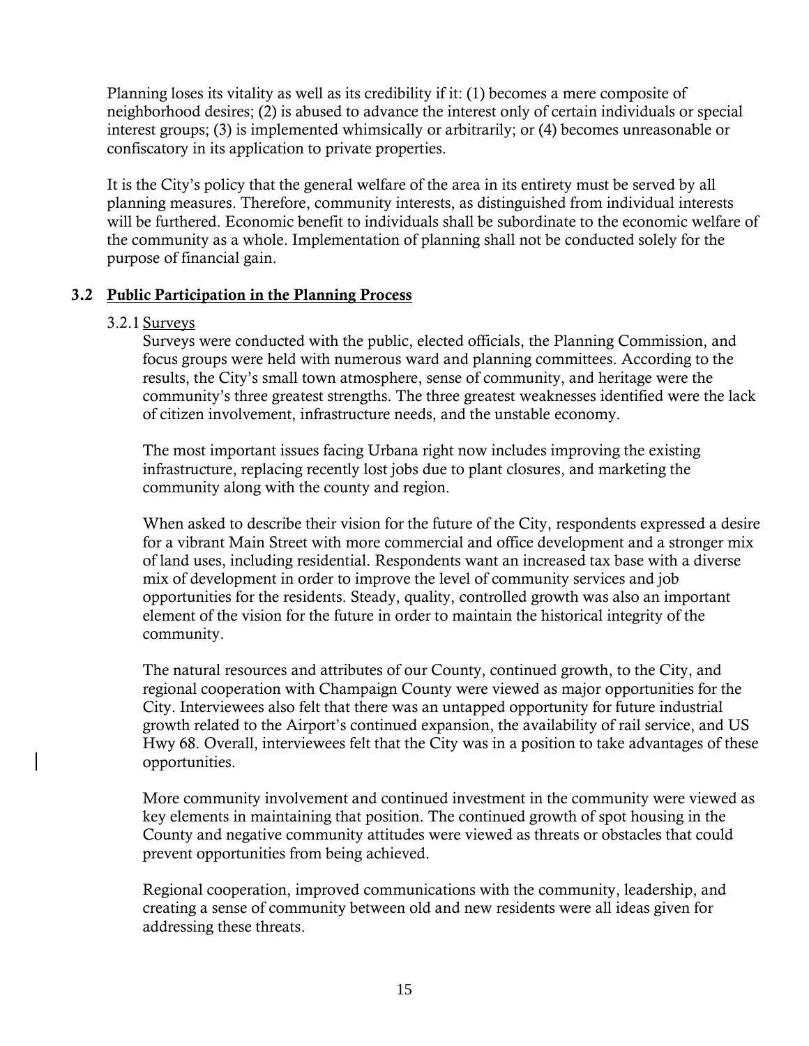Planning loses its vitality as well as its credibility if it: (1) becomes a mere composite of neighborhood desires; (2) is abused to advance the interest only of certain individuals or special interest groups; (3) is implemented whimsically or arbitrarily; or (4) becomes unreasonable or confiscatory in its application to private properties.

It is the City's policy that the general welfare of the area in its entirety must be served by all planning measures. Therefore, community interests, as distinguished from individual interests will be furthered. Economic benefit to individuals shall be subordinate to the economic welfare of the community as a whole. Implementation of planning shall not be conducted solely for the purpose of financial gain.

## 3.2 Public Participation in the Planning Process

### 3.2.1 Surveys

Surveys were conducted with the public, elected officials, the Planning Commission, and focus groups were held with numerous ward and planning committees. According to the results, the City's small town atmosphere, sense of community, and heritage were the community's three greatest strengths. The three greatest weaknesses identified were the lack of citizen involvement, infrastructure needs, and the unstable economy.

The most important issues facing Urbana right now includes improving the existing infrastructure, replacing recently lost jobs due to plant closures, and marketing the community along with the county and region.

When asked to describe their vision for the future of the City, respondents expressed a desire for a vibrant Main Street with more commercial and office development and a stronger mix of land uses, including residential. Respondents want an increased tax base with a diverse mix of development in order to improve the level of community services and job opportunities for the residents. Steady, quality, controlled growth was also an important element of the vision for the future in order to maintain the historical integrity of the community.

The natural resources and attributes of our County, continued growth, to the City, and regional cooperation with Champaign County were viewed as major opportunities for the City. Interviewees also felt that there was an untapped opportunity for future industrial growth related to the Airport's continued expansion, the availability of rail service, and US Hwy 68. Overall, interviewees felt that the City was in a position to take advantages of these opportunities.

More community involvement and continued investment in the community were viewed as key elements in maintaining that position. The continued growth of spot housing in the County and negative community attitudes were viewed as threats or obstacles that could prevent opportunities from being achieved.

Regional cooperation, improved communications with the community, leadership, and creating a sense of community between old and new residents were all ideas given for addressing these threats.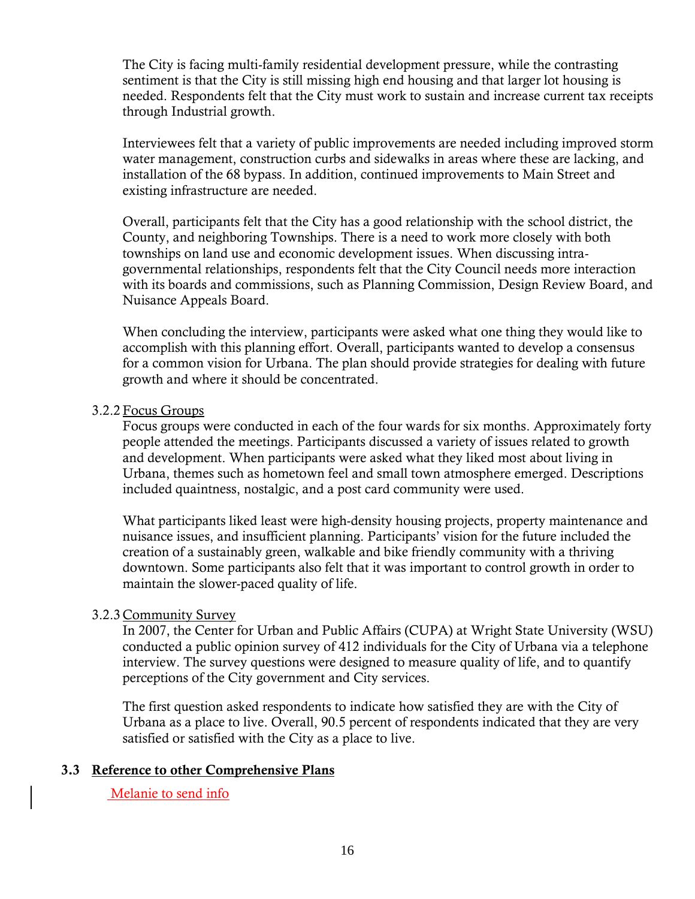The City is facing multi-family residential development pressure, while the contrasting sentiment is that the City is still missing high end housing and that larger lot housing is needed. Respondents felt that the City must work to sustain and increase current tax receipts through Industrial growth.

Interviewees felt that a variety of public improvements are needed including improved storm water management, construction curbs and sidewalks in areas where these are lacking, and installation of the 68 bypass. In addition, continued improvements to Main Street and existing infrastructure are needed.

Overall, participants felt that the City has a good relationship with the school district, the County, and neighboring Townships. There is a need to work more closely with both townships on land use and economic development issues. When discussing intra-governmental relationships, respondents felt that the City Council needs more interaction with its boards and commissions, such as Planning Commission, Design Review Board, and Nuisance Appeals Board.

When concluding the interview, participants were asked what one thing they would like to accomplish with this planning effort. Overall, participants wanted to develop a consensus for a common vision for Urbana. The plan should provide strategies for dealing with future growth and where it should be concentrated.

#### 3.2.2 Focus Groups

Focus groups were conducted in each of the four wards for six months. Approximately forty people attended the meetings. Participants discussed a variety of issues related to growth and development. When participants were asked what they liked most about living in Urbana, themes such as hometown feel and small town atmosphere emerged. Descriptions included quaintness, nostalgic, and a post card community were used.

What participants liked least were high-density housing projects, property maintenance and nuisance issues, and insufficient planning. Participants' vision for the future included the creation of a sustainably green, walkable and bike friendly community with a thriving downtown. Some participants also felt that it was important to control growth in order to maintain the slower-paced quality of life.

#### 3.2.3 Community Survey

In 2007, the Center for Urban and Public Affairs (CUPA) at Wright State University (WSU) conducted a public opinion survey of 412 individuals for the City of Urbana via a telephone interview. The survey questions were designed to measure quality of life, and to quantify perceptions of the City government and City services.

The first question asked respondents to indicate how satisfied they are with the City of Urbana as a place to live. Overall, 90.5 percent of respondents indicated that they are very satisfied or satisfied with the City as a place to live.

### 3.3 Reference to other Comprehensive Plans

Melanie to send info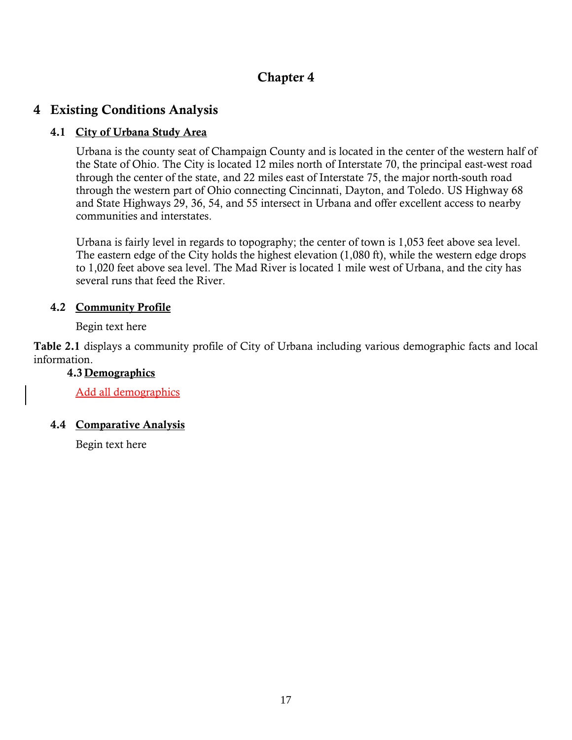# Chapter 4

# 4 Existing Conditions Analysis

## 4.1 City of Urbana Study Area

Urbana is the county seat of Champaign County and is located in the center of the western half of the State of Ohio. The City is located 12 miles north of Interstate 70, the principal east-west road through the center of the state, and 22 miles east of Interstate 75, the major north-south road through the western part of Ohio connecting Cincinnati, Dayton, and Toledo. US Highway 68 and State Highways 29, 36, 54, and 55 intersect in Urbana and offer excellent access to nearby communities and interstates.

Urbana is fairly level in regards to topography; the center of town is 1,053 feet above sea level. The eastern edge of the City holds the highest elevation (1,080 ft), while the western edge drops to 1,020 feet above sea level. The Mad River is located 1 mile west of Urbana, and the city has several runs that feed the River.

## 4.2 Community Profile

Begin text here

**Table 2.1** displays a community profile of City of Urbana including various demographic facts and local information.

## 4.3 Demographics

Add all demographics

## 4.4 Comparative Analysis

Begin text here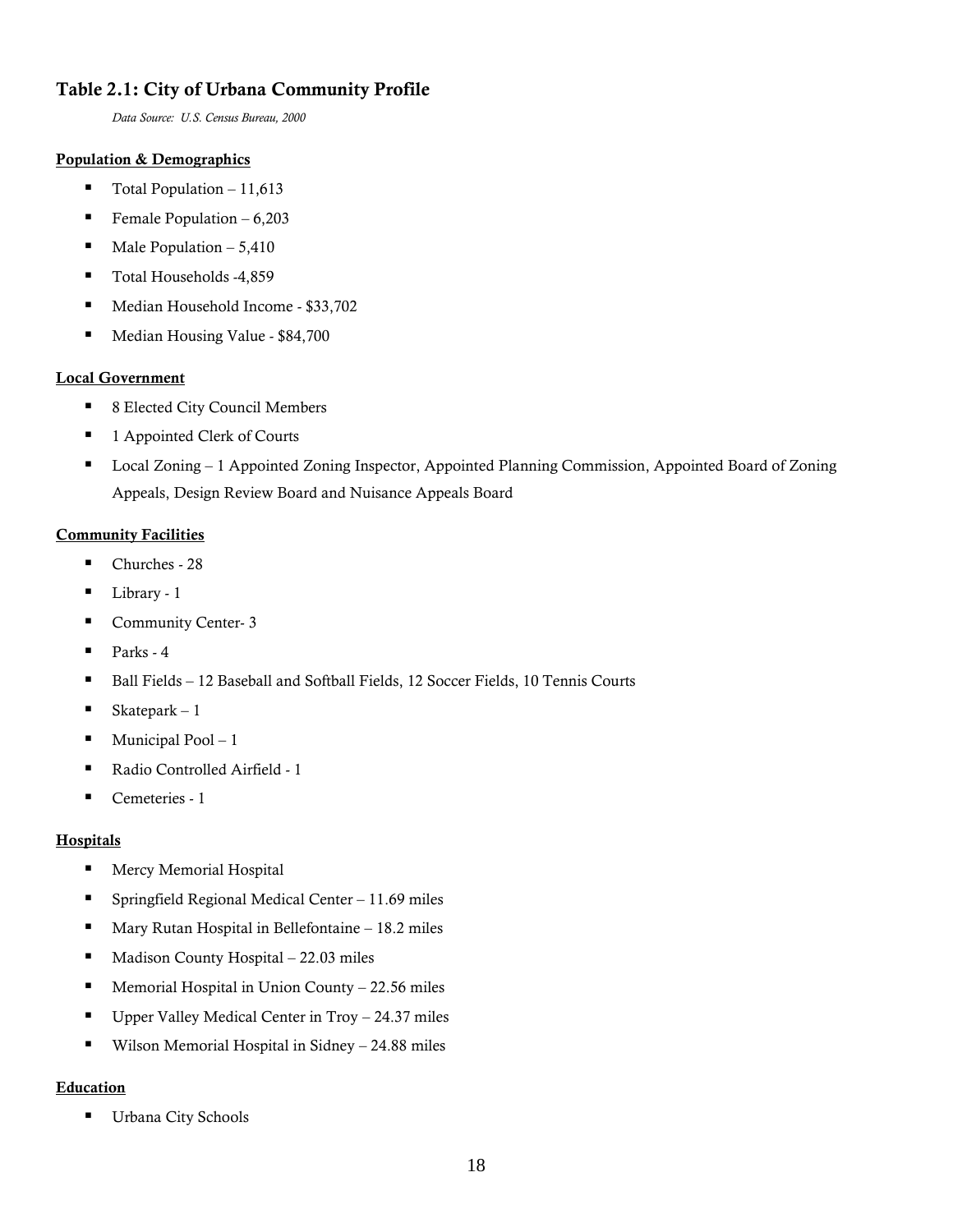## Table 2.1: City of Urbana Community Profile

*Data Source: U.S. Census Bureau, 2000*

**Population & Demographics**

- Total Population – 11,613
- Female Population – 6,203
- Male Population – 5,410
- Total Households -4,859
- Median Household Income - $33,702
- Median Housing Value - $84,700

**Local Government**

- 8 Elected City Council Members
- 1 Appointed Clerk of Courts
- Local Zoning – 1 Appointed Zoning Inspector, Appointed Planning Commission, Appointed Board of Zoning Appeals, Design Review Board and Nuisance Appeals Board

**Community Facilities**

- Churches - 28
- Library - 1
- Community Center- 3
- Parks - 4
- Ball Fields – 12 Baseball and Softball Fields, 12 Soccer Fields, 10 Tennis Courts
- Skatepark – 1
- Municipal Pool – 1
- Radio Controlled Airfield - 1
- Cemeteries - 1

**Hospitals**

- Mercy Memorial Hospital
- Springfield Regional Medical Center – 11.69 miles
- Mary Rutan Hospital in Bellefontaine – 18.2 miles
- Madison County Hospital – 22.03 miles
- Memorial Hospital in Union County – 22.56 miles
- Upper Valley Medical Center in Troy – 24.37 miles
- Wilson Memorial Hospital in Sidney – 24.88 miles

**Education**

- Urbana City Schools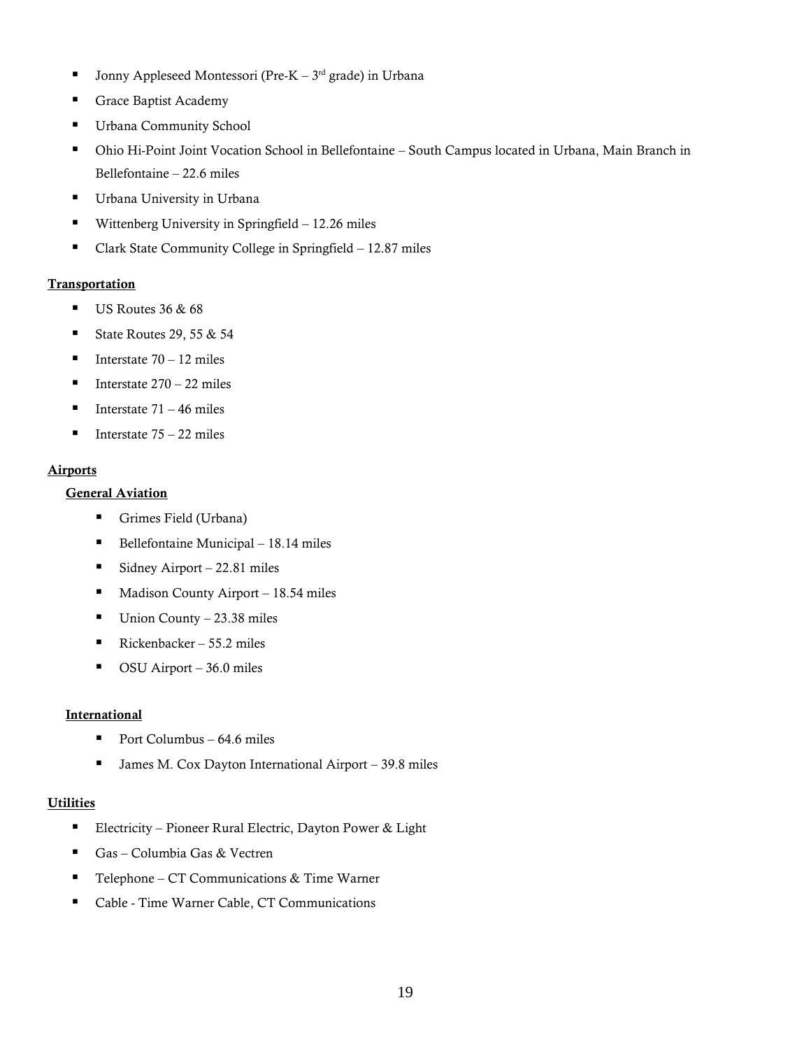- Jonny Appleseed Montessori (Pre-K – 3rd grade) in Urbana
- Grace Baptist Academy
- Urbana Community School
- Ohio Hi-Point Joint Vocation School in Bellefontaine – South Campus located in Urbana, Main Branch in Bellefontaine – 22.6 miles
- Urbana University in Urbana
- Wittenberg University in Springfield – 12.26 miles
- Clark State Community College in Springfield – 12.87 miles

**Transportation**

- US Routes 36 & 68
- State Routes 29, 55 & 54
- Interstate 70 – 12 miles
- Interstate 270 – 22 miles
- Interstate 71 – 46 miles
- Interstate 75 – 22 miles

**Airports**

**General Aviation**

- Grimes Field (Urbana)
- Bellefontaine Municipal – 18.14 miles
- Sidney Airport – 22.81 miles
- Madison County Airport – 18.54 miles
- Union County – 23.38 miles
- Rickenbacker – 55.2 miles
- OSU Airport – 36.0 miles

**International**

- Port Columbus – 64.6 miles
- James M. Cox Dayton International Airport – 39.8 miles

**Utilities**

- Electricity – Pioneer Rural Electric, Dayton Power & Light
- Gas – Columbia Gas & Vectren
- Telephone – CT Communications & Time Warner
- Cable - Time Warner Cable, CT Communications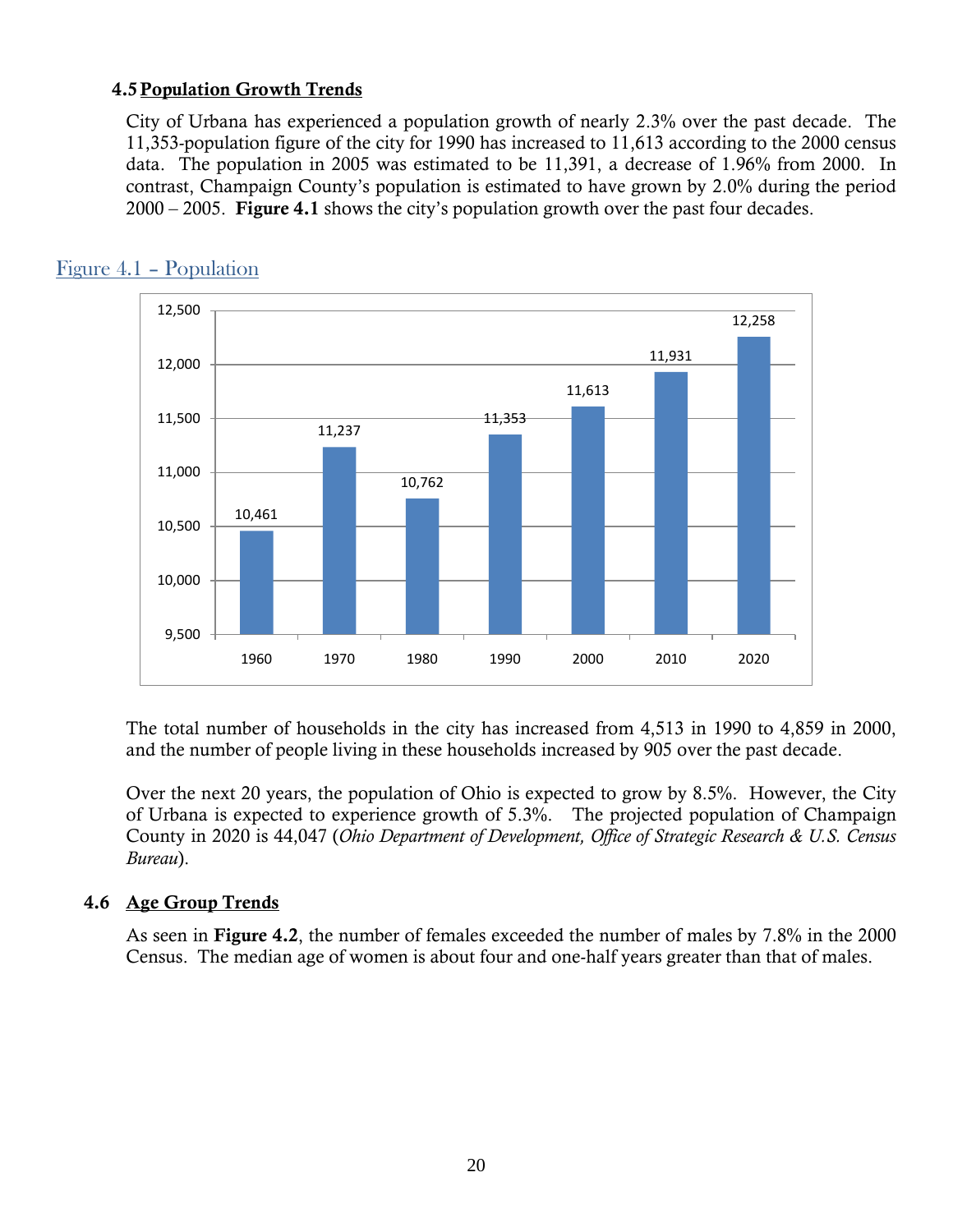## 4.5 Population Growth Trends

City of Urbana has experienced a population growth of nearly 2.3% over the past decade. The 11,353-population figure of the city for 1990 has increased to 11,613 according to the 2000 census data. The population in 2005 was estimated to be 11,391, a decrease of 1.96% from 2000. In contrast, Champaign County's population is estimated to have grown by 2.0% during the period 2000 – 2005. **Figure 4.1** shows the city's population growth over the past four decades.

Figure 4.1 – Population

| Year | Population |
|---|---|
| 1960 | 10,461 |
| 1970 | 11,237 |
| 1980 | 10,762 |
| 1990 | 11,353 |
| 2000 | 11,613 |
| 2010 | 11,931 |
| 2020 | 12,258 |

The total number of households in the city has increased from 4,513 in 1990 to 4,859 in 2000, and the number of people living in these households increased by 905 over the past decade.

Over the next 20 years, the population of Ohio is expected to grow by 8.5%. However, the City of Urbana is expected to experience growth of 5.3%. The projected population of Champaign County in 2020 is 44,047 (*Ohio Department of Development, Office of Strategic Research & U.S. Census Bureau*).

## 4.6 Age Group Trends

As seen in **Figure 4.2**, the number of females exceeded the number of males by 7.8% in the 2000 Census. The median age of women is about four and one-half years greater than that of males.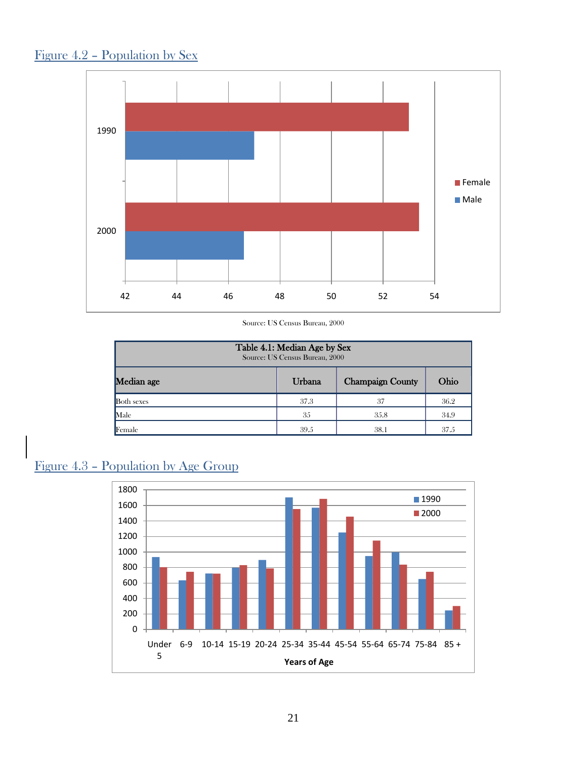## Figure 4.2 – Population by Sex

Source: US Census Bureau, 2000

| Table 4.1: Median Age by Sex<br>Source: US Census Bureau, 2000 | | | |
|---|---|---|---|
| **Median age** | **Urbana** | **Champaign County** | **Ohio** |
| Both sexes | 37.3 | 37 | 36.2 |
| Male | 35 | 35.8 | 34.9 |
| Female | 39.5 | 38.1 | 37.5 |

## Figure 4.3 – Population by Age Group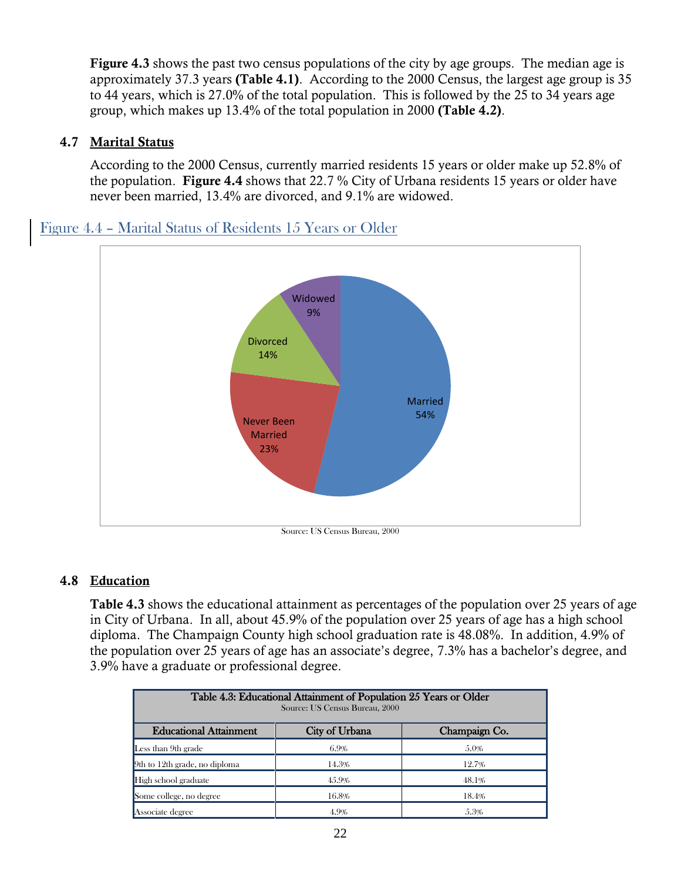**Figure 4.3** shows the past two census populations of the city by age groups. The median age is approximately 37.3 years **(Table 4.1)**. According to the 2000 Census, the largest age group is 35 to 44 years, which is 27.0% of the total population. This is followed by the 25 to 34 years age group, which makes up 13.4% of the total population in 2000 **(Table 4.2)**.

### 4.7 Marital Status

According to the 2000 Census, currently married residents 15 years or older make up 52.8% of the population. **Figure 4.4** shows that 22.7 % City of Urbana residents 15 years or older have never been married, 13.4% are divorced, and 9.1% are widowed.

Figure 4.4 – Marital Status of Residents 15 Years or Older

| Marital Status | Percent |
|---|---|
| Married | 54% |
| Never Been Married | 23% |
| Divorced | 14% |
| Widowed | 9% |

Source: US Census Bureau, 2000

### 4.8 Education

**Table 4.3** shows the educational attainment as percentages of the population over 25 years of age in City of Urbana. In all, about 45.9% of the population over 25 years of age has a high school diploma. The Champaign County high school graduation rate is 48.08%. In addition, 4.9% of the population over 25 years of age has an associate's degree, 7.3% has a bachelor's degree, and 3.9% have a graduate or professional degree.

Table 4.3: Educational Attainment of Population 25 Years or Older
Source: US Census Bureau, 2000

| Educational Attainment | City of Urbana | Champaign Co. |
|---|---|---|
| Less than 9th grade | 6.9% | 5.0% |
| 9th to 12th grade, no diploma | 14.3% | 12.7% |
| High school graduate | 45.9% | 48.1% |
| Some college, no degree | 16.8% | 18.4% |
| Associate degree | 4.9% | 5.3% |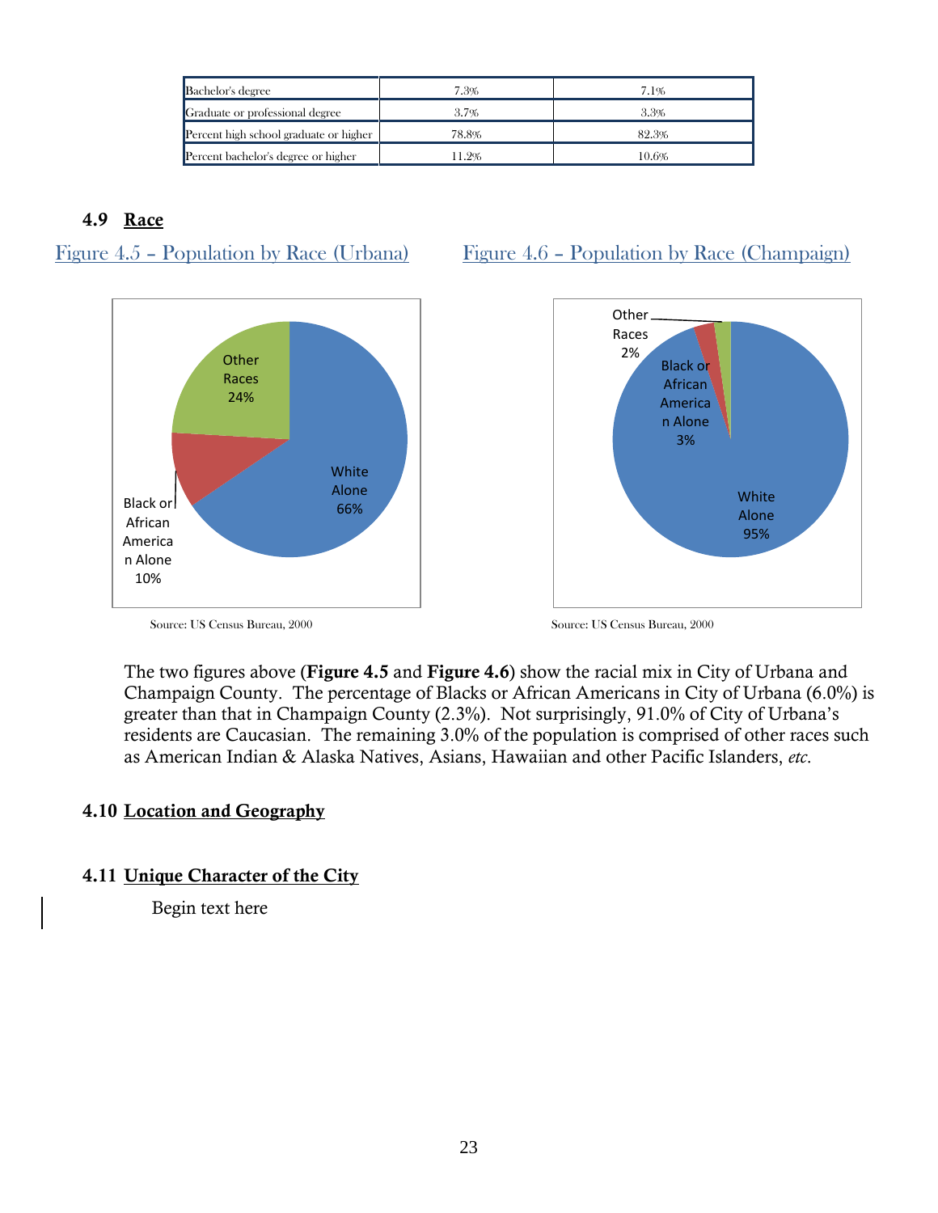| Bachelor's degree | 7.3% | 7.1% |
|---|---|---|
| Graduate or professional degree | 3.7% | 3.3% |
| Percent high school graduate or higher | 78.8% | 82.3% |
| Percent bachelor's degree or higher | 11.2% | 10.6% |

### 4.9 Race

Figure 4.5 – Population by Race (Urbana)

Other Races 24%

White Alone 66%

Black or African American Alone 10%

Source: US Census Bureau, 2000

Figure 4.6 – Population by Race (Champaign)

Other Races 2%

Black or African American Alone 3%

White Alone 95%

Source: US Census Bureau, 2000

The two figures above (**Figure 4.5** and **Figure 4.6**) show the racial mix in City of Urbana and Champaign County. The percentage of Blacks or African Americans in City of Urbana (6.0%) is greater than that in Champaign County (2.3%). Not surprisingly, 91.0% of City of Urbana's residents are Caucasian. The remaining 3.0% of the population is comprised of other races such as American Indian & Alaska Natives, Asians, Hawaiian and other Pacific Islanders, *etc.*

### 4.10 Location and Geography

### 4.11 Unique Character of the City

Begin text here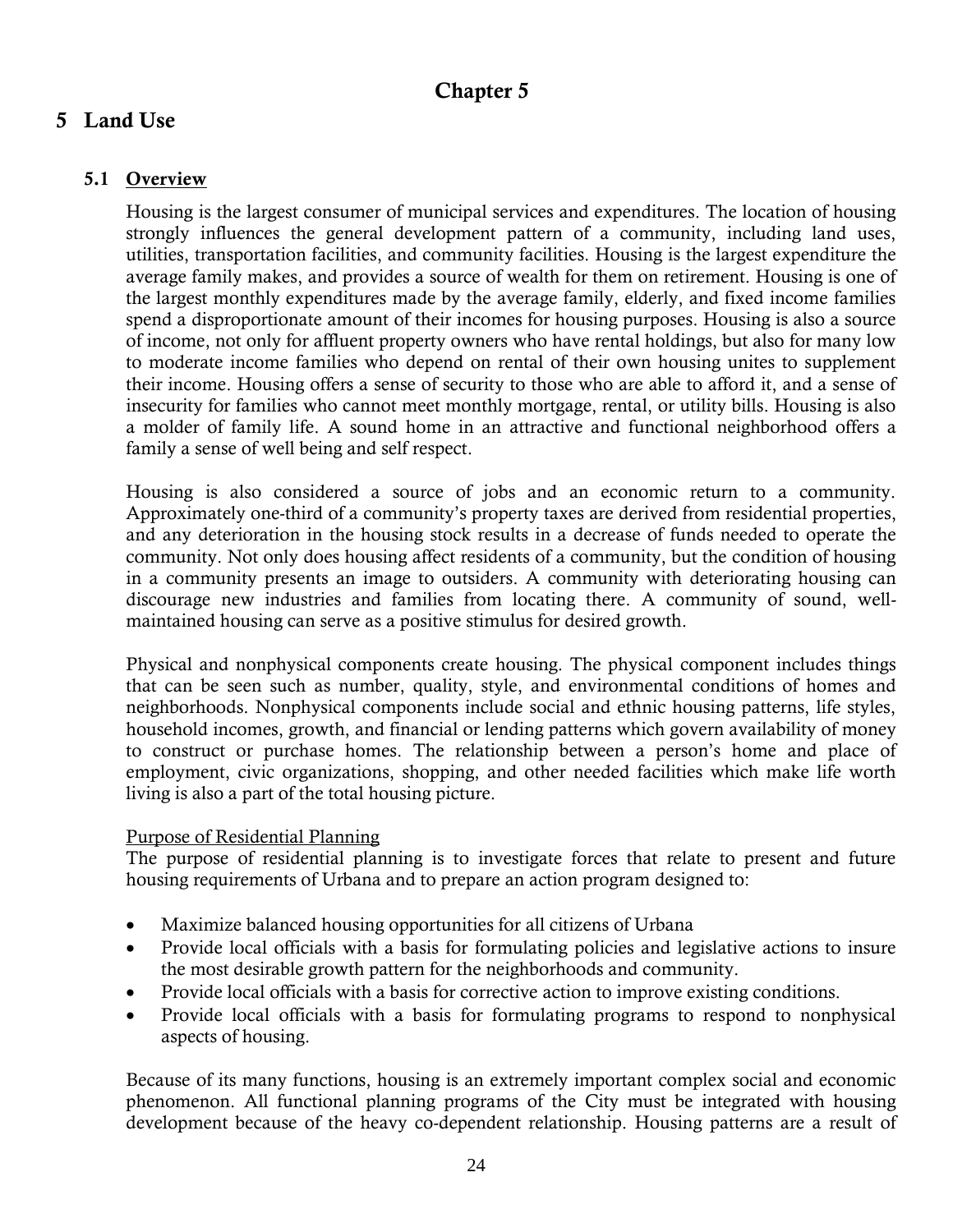# Chapter 5

# 5 Land Use

## 5.1 Overview

Housing is the largest consumer of municipal services and expenditures. The location of housing strongly influences the general development pattern of a community, including land uses, utilities, transportation facilities, and community facilities. Housing is the largest expenditure the average family makes, and provides a source of wealth for them on retirement. Housing is one of the largest monthly expenditures made by the average family, elderly, and fixed income families spend a disproportionate amount of their incomes for housing purposes. Housing is also a source of income, not only for affluent property owners who have rental holdings, but also for many low to moderate income families who depend on rental of their own housing unites to supplement their income. Housing offers a sense of security to those who are able to afford it, and a sense of insecurity for families who cannot meet monthly mortgage, rental, or utility bills. Housing is also a molder of family life. A sound home in an attractive and functional neighborhood offers a family a sense of well being and self respect.

Housing is also considered a source of jobs and an economic return to a community. Approximately one-third of a community's property taxes are derived from residential properties, and any deterioration in the housing stock results in a decrease of funds needed to operate the community. Not only does housing affect residents of a community, but the condition of housing in a community presents an image to outsiders. A community with deteriorating housing can discourage new industries and families from locating there. A community of sound, well-maintained housing can serve as a positive stimulus for desired growth.

Physical and nonphysical components create housing. The physical component includes things that can be seen such as number, quality, style, and environmental conditions of homes and neighborhoods. Nonphysical components include social and ethnic housing patterns, life styles, household incomes, growth, and financial or lending patterns which govern availability of money to construct or purchase homes. The relationship between a person's home and place of employment, civic organizations, shopping, and other needed facilities which make life worth living is also a part of the total housing picture.

Purpose of Residential Planning

The purpose of residential planning is to investigate forces that relate to present and future housing requirements of Urbana and to prepare an action program designed to:

- Maximize balanced housing opportunities for all citizens of Urbana
- Provide local officials with a basis for formulating policies and legislative actions to insure the most desirable growth pattern for the neighborhoods and community.
- Provide local officials with a basis for corrective action to improve existing conditions.
- Provide local officials with a basis for formulating programs to respond to nonphysical aspects of housing.

Because of its many functions, housing is an extremely important complex social and economic phenomenon. All functional planning programs of the City must be integrated with housing development because of the heavy co-dependent relationship. Housing patterns are a result of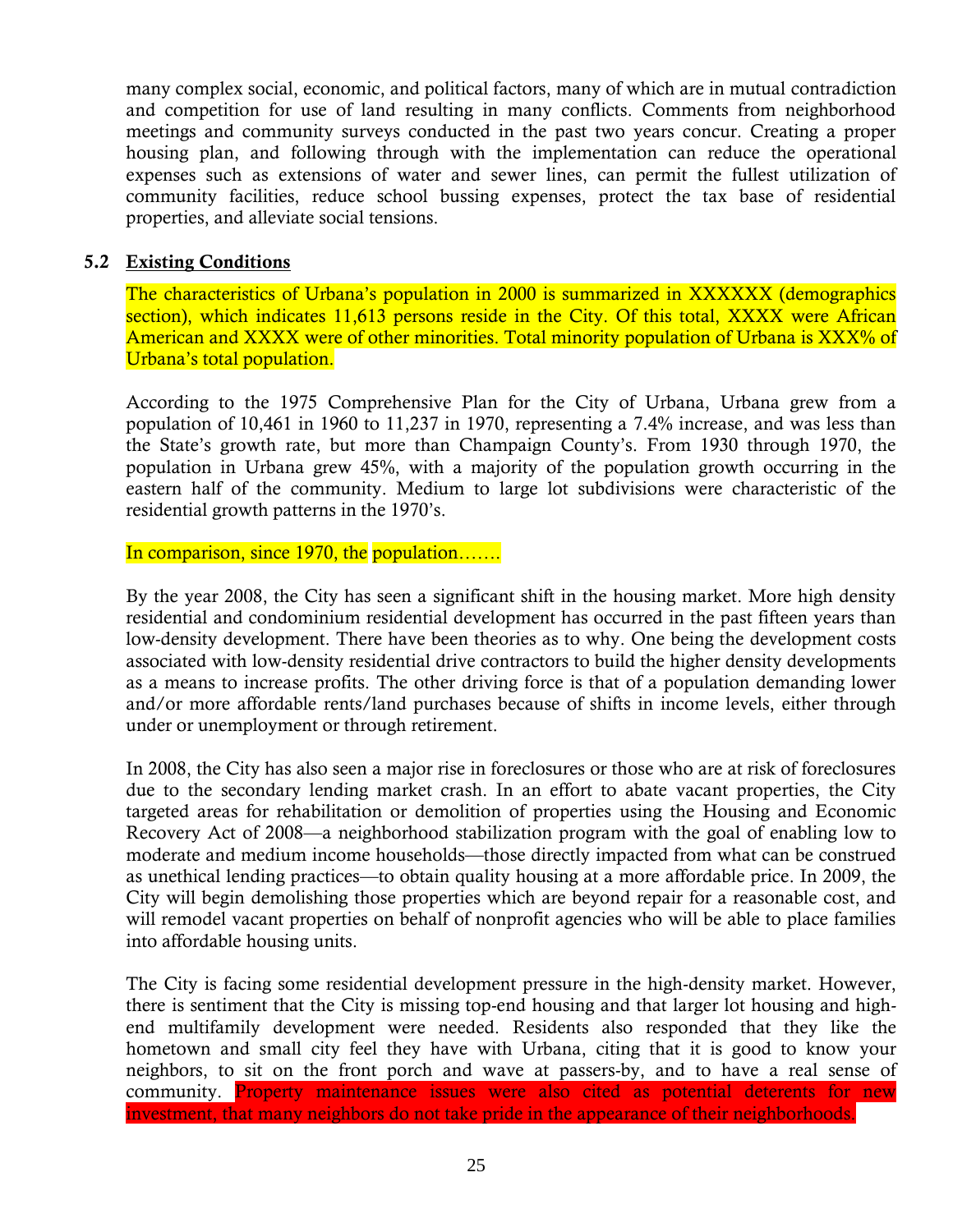many complex social, economic, and political factors, many of which are in mutual contradiction and competition for use of land resulting in many conflicts. Comments from neighborhood meetings and community surveys conducted in the past two years concur. Creating a proper housing plan, and following through with the implementation can reduce the operational expenses such as extensions of water and sewer lines, can permit the fullest utilization of community facilities, reduce school bussing expenses, protect the tax base of residential properties, and alleviate social tensions.

## 5.2 Existing Conditions

The characteristics of Urbana's population in 2000 is summarized in XXXXXX (demographics section), which indicates 11,613 persons reside in the City. Of this total, XXXX were African American and XXXX were of other minorities. Total minority population of Urbana is XXX% of Urbana's total population.

According to the 1975 Comprehensive Plan for the City of Urbana, Urbana grew from a population of 10,461 in 1960 to 11,237 in 1970, representing a 7.4% increase, and was less than the State's growth rate, but more than Champaign County's. From 1930 through 1970, the population in Urbana grew 45%, with a majority of the population growth occurring in the eastern half of the community. Medium to large lot subdivisions were characteristic of the residential growth patterns in the 1970's.

In comparison, since 1970, the population…….

By the year 2008, the City has seen a significant shift in the housing market. More high density residential and condominium residential development has occurred in the past fifteen years than low-density development. There have been theories as to why. One being the development costs associated with low-density residential drive contractors to build the higher density developments as a means to increase profits. The other driving force is that of a population demanding lower and/or more affordable rents/land purchases because of shifts in income levels, either through under or unemployment or through retirement.

In 2008, the City has also seen a major rise in foreclosures or those who are at risk of foreclosures due to the secondary lending market crash. In an effort to abate vacant properties, the City targeted areas for rehabilitation or demolition of properties using the Housing and Economic Recovery Act of 2008—a neighborhood stabilization program with the goal of enabling low to moderate and medium income households—those directly impacted from what can be construed as unethical lending practices—to obtain quality housing at a more affordable price. In 2009, the City will begin demolishing those properties which are beyond repair for a reasonable cost, and will remodel vacant properties on behalf of nonprofit agencies who will be able to place families into affordable housing units.

The City is facing some residential development pressure in the high-density market. However, there is sentiment that the City is missing top-end housing and that larger lot housing and high-end multifamily development were needed. Residents also responded that they like the hometown and small city feel they have with Urbana, citing that it is good to know your neighbors, to sit on the front porch and wave at passers-by, and to have a real sense of community. Property maintenance issues were also cited as potential deterents for new investment, that many neighbors do not take pride in the appearance of their neighborhoods.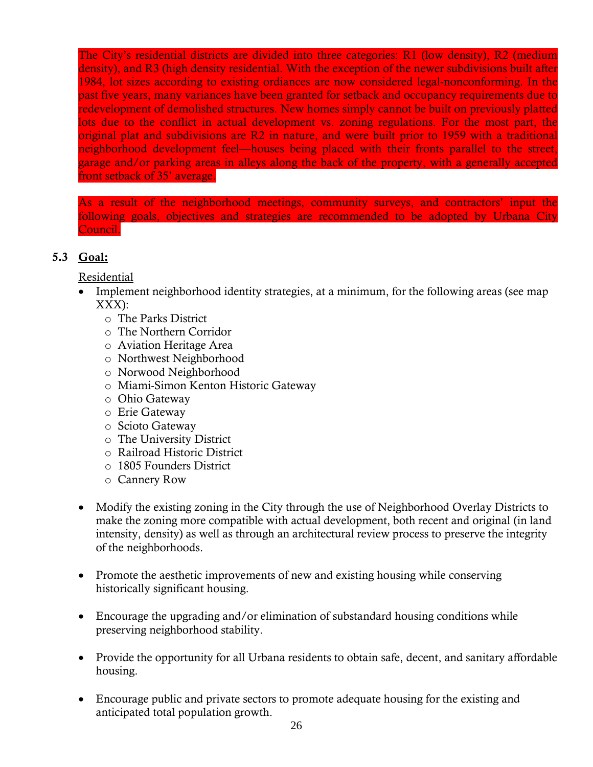The City's residential districts are divided into three categories: R1 (low density), R2 (medium density), and R3 (high density residential. With the exception of the newer subdivisions built after 1984, lot sizes according to existing ordiances are now considered legal-nonconforming. In the past five years, many variances have been granted for setback and occupancy requirements due to redevelopment of demolished structures. New homes simply cannot be built on previously platted lots due to the conflict in actual development vs. zoning regulations. For the most part, the original plat and subdivisions are R2 in nature, and were built prior to 1959 with a traditional neighborhood development feel—houses being placed with their fronts parallel to the street, garage and/or parking areas in alleys along the back of the property, with a generally accepted front setback of 35' average.

As a result of the neighborhood meetings, community surveys, and contractors' input the following goals, objectives and strategies are recommended to be adopted by Urbana City Council.

## 5.3 Goal:

Residential

- Implement neighborhood identity strategies, at a minimum, for the following areas (see map XXX):
  - The Parks District
  - The Northern Corridor
  - Aviation Heritage Area
  - Northwest Neighborhood
  - Norwood Neighborhood
  - Miami-Simon Kenton Historic Gateway
  - Ohio Gateway
  - Erie Gateway
  - Scioto Gateway
  - The University District
  - Railroad Historic District
  - 1805 Founders District
  - Cannery Row

- Modify the existing zoning in the City through the use of Neighborhood Overlay Districts to make the zoning more compatible with actual development, both recent and original (in land intensity, density) as well as through an architectural review process to preserve the integrity of the neighborhoods.

- Promote the aesthetic improvements of new and existing housing while conserving historically significant housing.

- Encourage the upgrading and/or elimination of substandard housing conditions while preserving neighborhood stability.

- Provide the opportunity for all Urbana residents to obtain safe, decent, and sanitary affordable housing.

- Encourage public and private sectors to promote adequate housing for the existing and anticipated total population growth.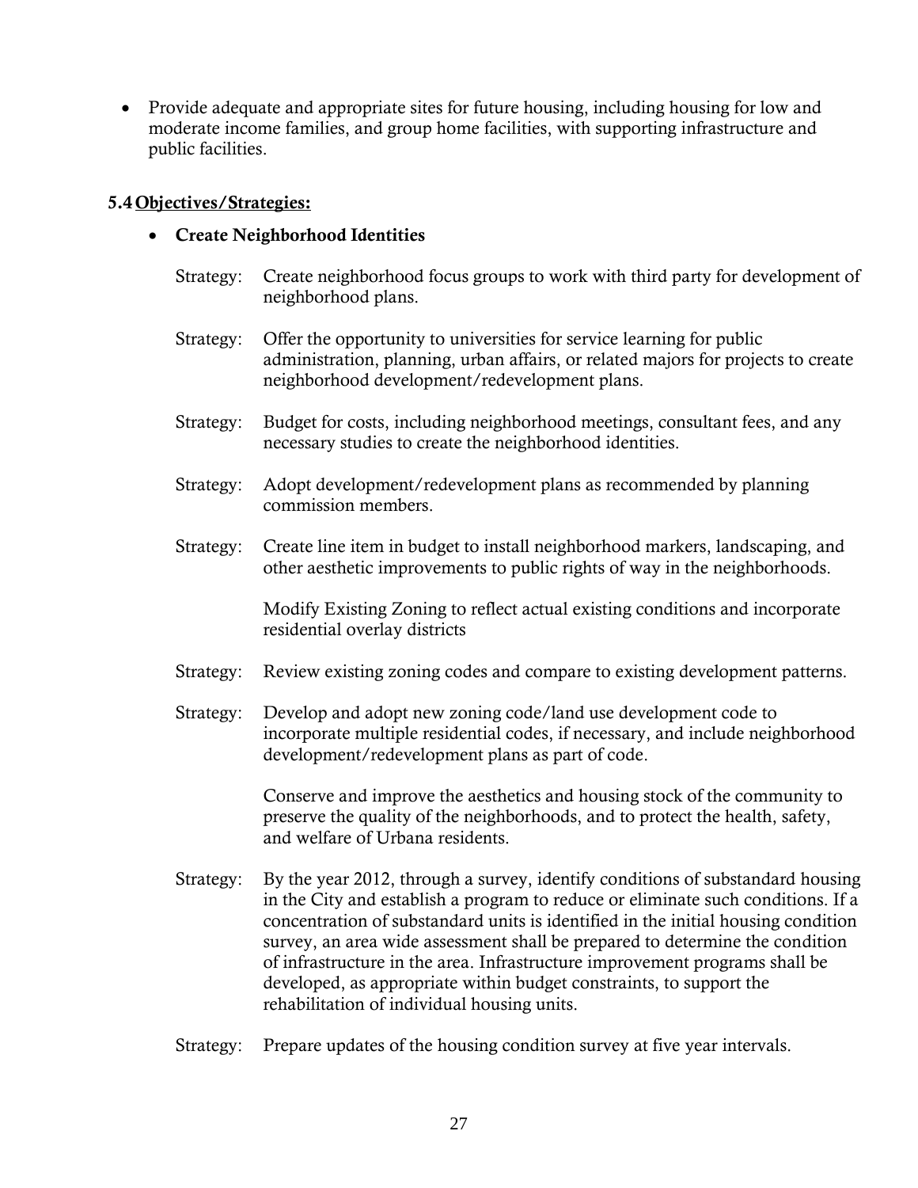- Provide adequate and appropriate sites for future housing, including housing for low and moderate income families, and group home facilities, with supporting infrastructure and public facilities.

## 5.4 Objectives/Strategies:

- **Create Neighborhood Identities**

  Strategy: Create neighborhood focus groups to work with third party for development of neighborhood plans.

  Strategy: Offer the opportunity to universities for service learning for public administration, planning, urban affairs, or related majors for projects to create neighborhood development/redevelopment plans.

  Strategy: Budget for costs, including neighborhood meetings, consultant fees, and any necessary studies to create the neighborhood identities.

  Strategy: Adopt development/redevelopment plans as recommended by planning commission members.

  Strategy: Create line item in budget to install neighborhood markers, landscaping, and other aesthetic improvements to public rights of way in the neighborhoods.

  Modify Existing Zoning to reflect actual existing conditions and incorporate residential overlay districts

  Strategy: Review existing zoning codes and compare to existing development patterns.

  Strategy: Develop and adopt new zoning code/land use development code to incorporate multiple residential codes, if necessary, and include neighborhood development/redevelopment plans as part of code.

  Conserve and improve the aesthetics and housing stock of the community to preserve the quality of the neighborhoods, and to protect the health, safety, and welfare of Urbana residents.

  Strategy: By the year 2012, through a survey, identify conditions of substandard housing in the City and establish a program to reduce or eliminate such conditions. If a concentration of substandard units is identified in the initial housing condition survey, an area wide assessment shall be prepared to determine the condition of infrastructure in the area. Infrastructure improvement programs shall be developed, as appropriate within budget constraints, to support the rehabilitation of individual housing units.

  Strategy: Prepare updates of the housing condition survey at five year intervals.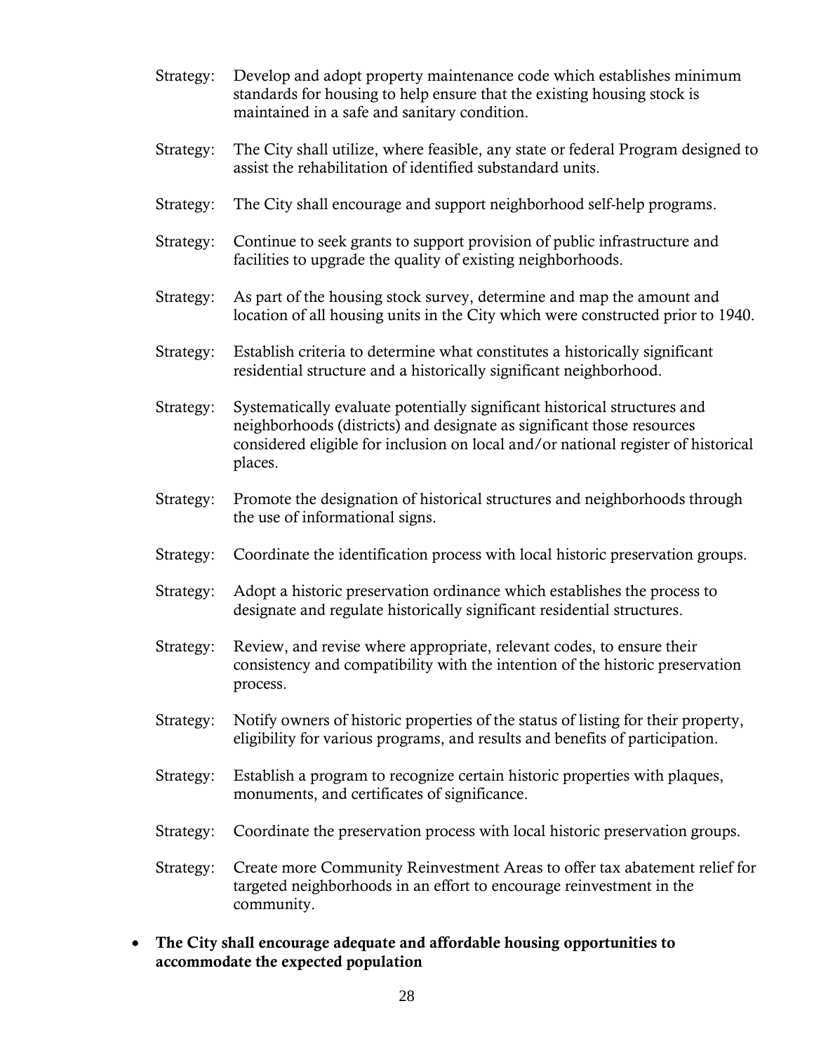Strategy: Develop and adopt property maintenance code which establishes minimum standards for housing to help ensure that the existing housing stock is maintained in a safe and sanitary condition.

Strategy: The City shall utilize, where feasible, any state or federal Program designed to assist the rehabilitation of identified substandard units.

Strategy: The City shall encourage and support neighborhood self-help programs.

Strategy: Continue to seek grants to support provision of public infrastructure and facilities to upgrade the quality of existing neighborhoods.

Strategy: As part of the housing stock survey, determine and map the amount and location of all housing units in the City which were constructed prior to 1940.

Strategy: Establish criteria to determine what constitutes a historically significant residential structure and a historically significant neighborhood.

Strategy: Systematically evaluate potentially significant historical structures and neighborhoods (districts) and designate as significant those resources considered eligible for inclusion on local and/or national register of historical places.

Strategy: Promote the designation of historical structures and neighborhoods through the use of informational signs.

Strategy: Coordinate the identification process with local historic preservation groups.

Strategy: Adopt a historic preservation ordinance which establishes the process to designate and regulate historically significant residential structures.

Strategy: Review, and revise where appropriate, relevant codes, to ensure their consistency and compatibility with the intention of the historic preservation process.

Strategy: Notify owners of historic properties of the status of listing for their property, eligibility for various programs, and results and benefits of participation.

Strategy: Establish a program to recognize certain historic properties with plaques, monuments, and certificates of significance.

Strategy: Coordinate the preservation process with local historic preservation groups.

Strategy: Create more Community Reinvestment Areas to offer tax abatement relief for targeted neighborhoods in an effort to encourage reinvestment in the community.

- **The City shall encourage adequate and affordable housing opportunities to accommodate the expected population**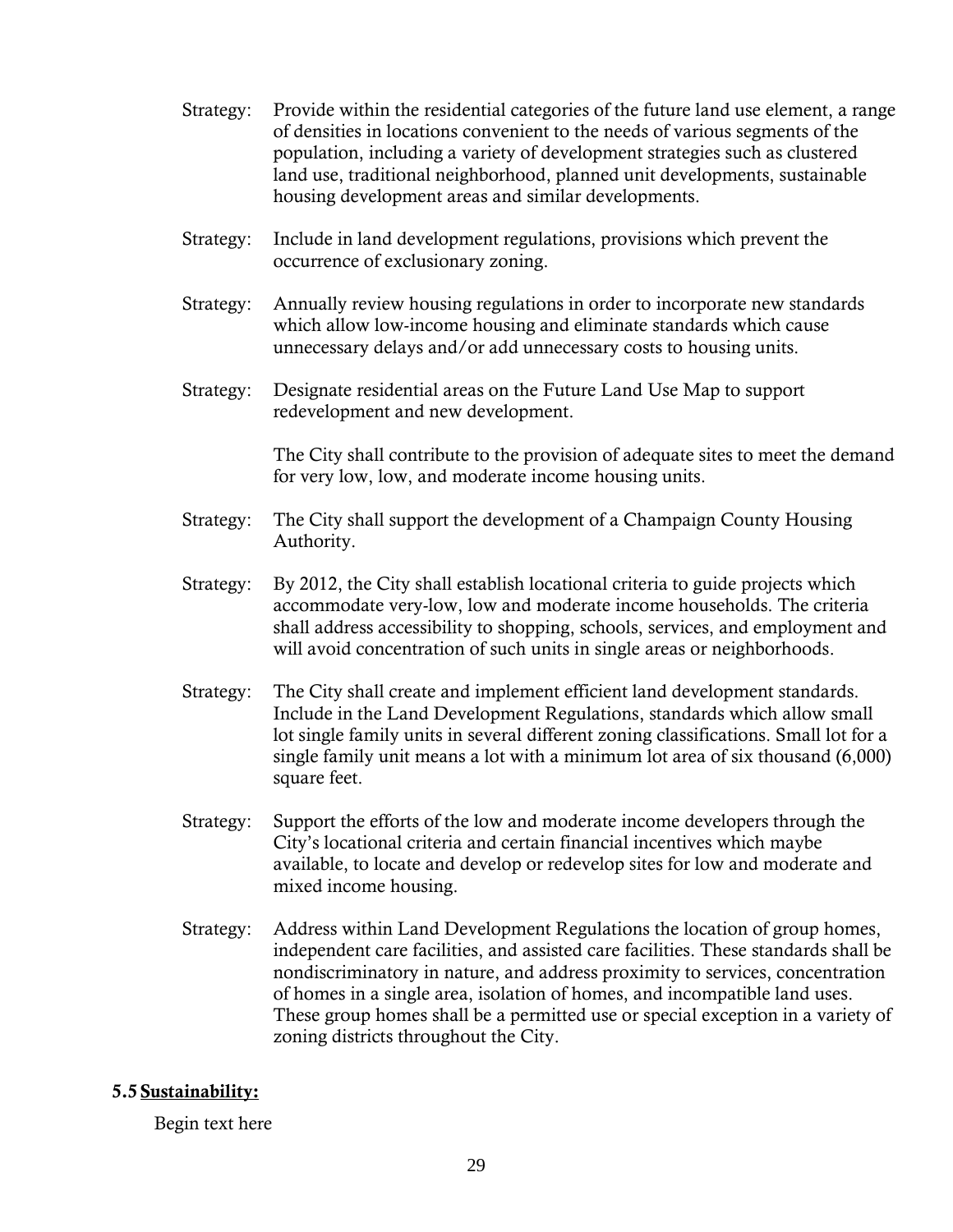Strategy: Provide within the residential categories of the future land use element, a range of densities in locations convenient to the needs of various segments of the population, including a variety of development strategies such as clustered land use, traditional neighborhood, planned unit developments, sustainable housing development areas and similar developments.

Strategy: Include in land development regulations, provisions which prevent the occurrence of exclusionary zoning.

Strategy: Annually review housing regulations in order to incorporate new standards which allow low-income housing and eliminate standards which cause unnecessary delays and/or add unnecessary costs to housing units.

Strategy: Designate residential areas on the Future Land Use Map to support redevelopment and new development.

The City shall contribute to the provision of adequate sites to meet the demand for very low, low, and moderate income housing units.

Strategy: The City shall support the development of a Champaign County Housing Authority.

Strategy: By 2012, the City shall establish locational criteria to guide projects which accommodate very-low, low and moderate income households. The criteria shall address accessibility to shopping, schools, services, and employment and will avoid concentration of such units in single areas or neighborhoods.

Strategy: The City shall create and implement efficient land development standards. Include in the Land Development Regulations, standards which allow small lot single family units in several different zoning classifications. Small lot for a single family unit means a lot with a minimum lot area of six thousand (6,000) square feet.

Strategy: Support the efforts of the low and moderate income developers through the City's locational criteria and certain financial incentives which maybe available, to locate and develop or redevelop sites for low and moderate and mixed income housing.

Strategy: Address within Land Development Regulations the location of group homes, independent care facilities, and assisted care facilities. These standards shall be nondiscriminatory in nature, and address proximity to services, concentration of homes in a single area, isolation of homes, and incompatible land uses. These group homes shall be a permitted use or special exception in a variety of zoning districts throughout the City.

## 5.5 Sustainability:

Begin text here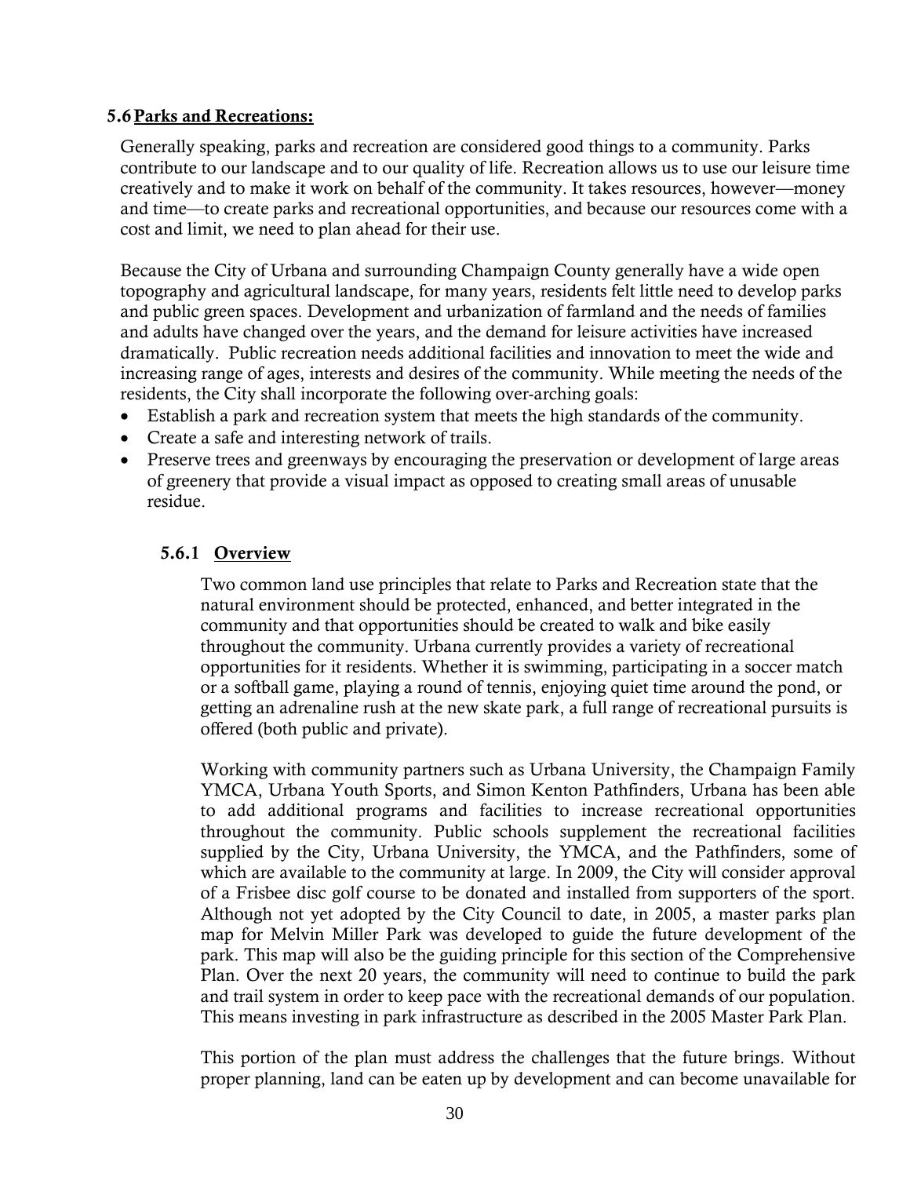## 5.6 Parks and Recreations:

Generally speaking, parks and recreation are considered good things to a community. Parks contribute to our landscape and to our quality of life. Recreation allows us to use our leisure time creatively and to make it work on behalf of the community. It takes resources, however—money and time—to create parks and recreational opportunities, and because our resources come with a cost and limit, we need to plan ahead for their use.

Because the City of Urbana and surrounding Champaign County generally have a wide open topography and agricultural landscape, for many years, residents felt little need to develop parks and public green spaces. Development and urbanization of farmland and the needs of families and adults have changed over the years, and the demand for leisure activities have increased dramatically. Public recreation needs additional facilities and innovation to meet the wide and increasing range of ages, interests and desires of the community. While meeting the needs of the residents, the City shall incorporate the following over-arching goals:

- Establish a park and recreation system that meets the high standards of the community.
- Create a safe and interesting network of trails.
- Preserve trees and greenways by encouraging the preservation or development of large areas of greenery that provide a visual impact as opposed to creating small areas of unusable residue.

### 5.6.1 Overview

Two common land use principles that relate to Parks and Recreation state that the natural environment should be protected, enhanced, and better integrated in the community and that opportunities should be created to walk and bike easily throughout the community. Urbana currently provides a variety of recreational opportunities for it residents. Whether it is swimming, participating in a soccer match or a softball game, playing a round of tennis, enjoying quiet time around the pond, or getting an adrenaline rush at the new skate park, a full range of recreational pursuits is offered (both public and private).

Working with community partners such as Urbana University, the Champaign Family YMCA, Urbana Youth Sports, and Simon Kenton Pathfinders, Urbana has been able to add additional programs and facilities to increase recreational opportunities throughout the community. Public schools supplement the recreational facilities supplied by the City, Urbana University, the YMCA, and the Pathfinders, some of which are available to the community at large. In 2009, the City will consider approval of a Frisbee disc golf course to be donated and installed from supporters of the sport. Although not yet adopted by the City Council to date, in 2005, a master parks plan map for Melvin Miller Park was developed to guide the future development of the park. This map will also be the guiding principle for this section of the Comprehensive Plan. Over the next 20 years, the community will need to continue to build the park and trail system in order to keep pace with the recreational demands of our population. This means investing in park infrastructure as described in the 2005 Master Park Plan.

This portion of the plan must address the challenges that the future brings. Without proper planning, land can be eaten up by development and can become unavailable for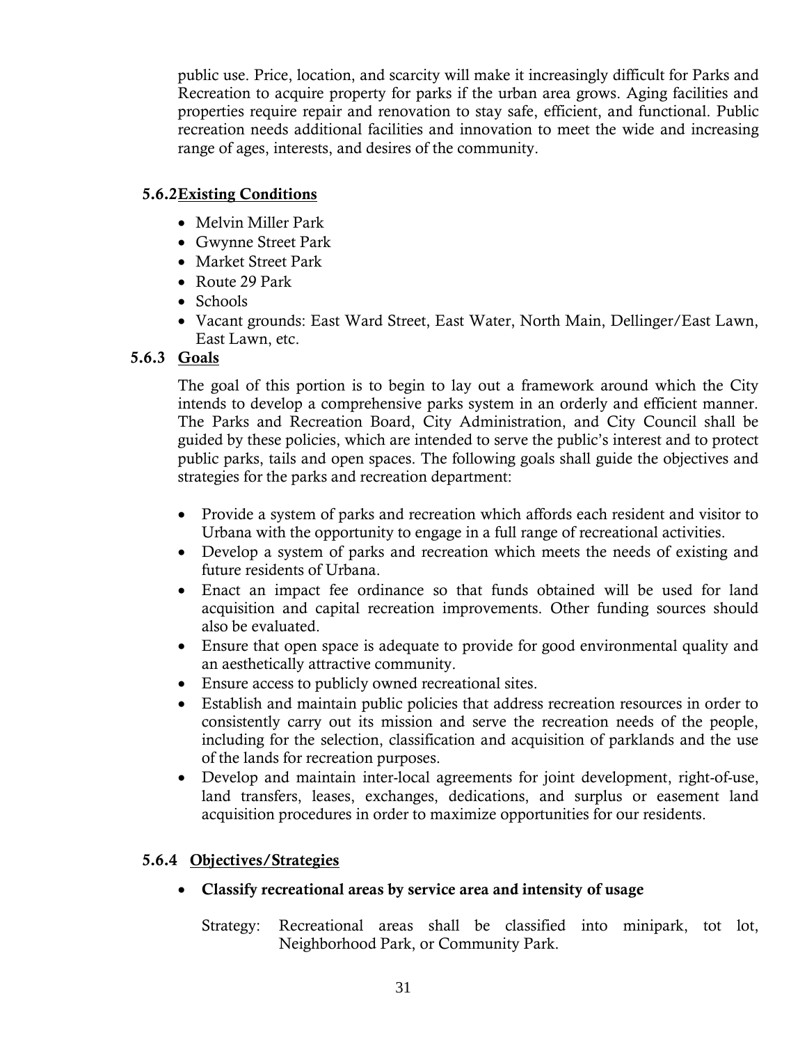public use. Price, location, and scarcity will make it increasingly difficult for Parks and Recreation to acquire property for parks if the urban area grows. Aging facilities and properties require repair and renovation to stay safe, efficient, and functional. Public recreation needs additional facilities and innovation to meet the wide and increasing range of ages, interests, and desires of the community.

### 5.6.2 Existing Conditions

- Melvin Miller Park
- Gwynne Street Park
- Market Street Park
- Route 29 Park
- Schools
- Vacant grounds: East Ward Street, East Water, North Main, Dellinger/East Lawn, East Lawn, etc.

### 5.6.3 Goals

The goal of this portion is to begin to lay out a framework around which the City intends to develop a comprehensive parks system in an orderly and efficient manner. The Parks and Recreation Board, City Administration, and City Council shall be guided by these policies, which are intended to serve the public's interest and to protect public parks, tails and open spaces. The following goals shall guide the objectives and strategies for the parks and recreation department:

- Provide a system of parks and recreation which affords each resident and visitor to Urbana with the opportunity to engage in a full range of recreational activities.
- Develop a system of parks and recreation which meets the needs of existing and future residents of Urbana.
- Enact an impact fee ordinance so that funds obtained will be used for land acquisition and capital recreation improvements. Other funding sources should also be evaluated.
- Ensure that open space is adequate to provide for good environmental quality and an aesthetically attractive community.
- Ensure access to publicly owned recreational sites.
- Establish and maintain public policies that address recreation resources in order to consistently carry out its mission and serve the recreation needs of the people, including for the selection, classification and acquisition of parklands and the use of the lands for recreation purposes.
- Develop and maintain inter-local agreements for joint development, right-of-use, land transfers, leases, exchanges, dedications, and surplus or easement land acquisition procedures in order to maximize opportunities for our residents.

### 5.6.4 Objectives/Strategies

- **Classify recreational areas by service area and intensity of usage**

  Strategy: Recreational areas shall be classified into minipark, tot lot, Neighborhood Park, or Community Park.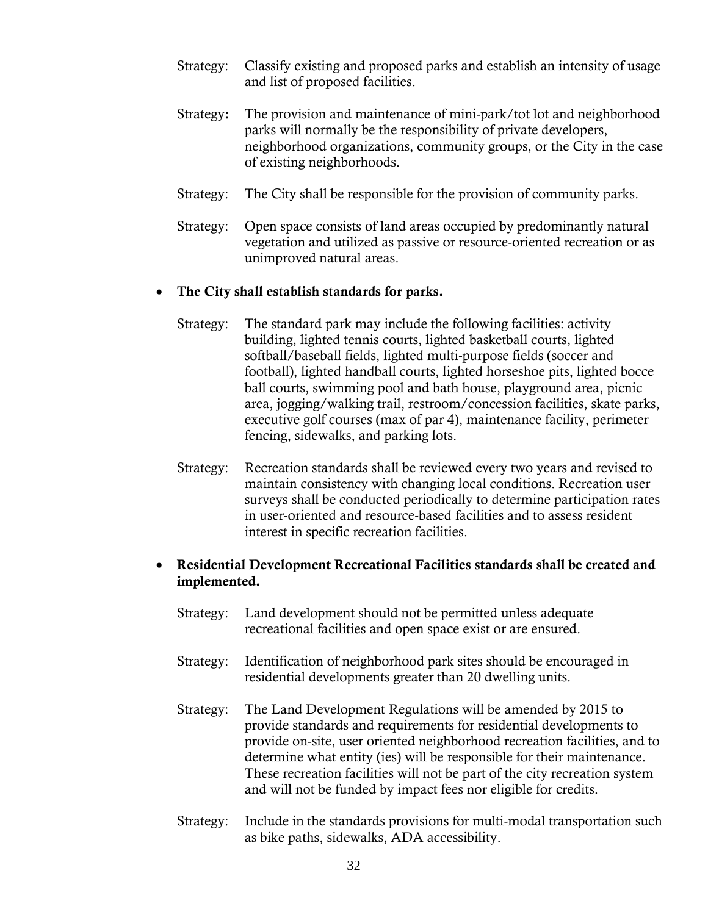Strategy: Classify existing and proposed parks and establish an intensity of usage and list of proposed facilities.

Strategy**:** The provision and maintenance of mini-park/tot lot and neighborhood parks will normally be the responsibility of private developers, neighborhood organizations, community groups, or the City in the case of existing neighborhoods.

Strategy: The City shall be responsible for the provision of community parks.

Strategy: Open space consists of land areas occupied by predominantly natural vegetation and utilized as passive or resource-oriented recreation or as unimproved natural areas.

- **The City shall establish standards for parks.**

Strategy: The standard park may include the following facilities: activity building, lighted tennis courts, lighted basketball courts, lighted softball/baseball fields, lighted multi-purpose fields (soccer and football), lighted handball courts, lighted horseshoe pits, lighted bocce ball courts, swimming pool and bath house, playground area, picnic area, jogging/walking trail, restroom/concession facilities, skate parks, executive golf courses (max of par 4), maintenance facility, perimeter fencing, sidewalks, and parking lots.

Strategy: Recreation standards shall be reviewed every two years and revised to maintain consistency with changing local conditions. Recreation user surveys shall be conducted periodically to determine participation rates in user-oriented and resource-based facilities and to assess resident interest in specific recreation facilities.

- **Residential Development Recreational Facilities standards shall be created and implemented.**

Strategy: Land development should not be permitted unless adequate recreational facilities and open space exist or are ensured.

Strategy: Identification of neighborhood park sites should be encouraged in residential developments greater than 20 dwelling units.

Strategy: The Land Development Regulations will be amended by 2015 to provide standards and requirements for residential developments to provide on-site, user oriented neighborhood recreation facilities, and to determine what entity (ies) will be responsible for their maintenance. These recreation facilities will not be part of the city recreation system and will not be funded by impact fees nor eligible for credits.

Strategy: Include in the standards provisions for multi-modal transportation such as bike paths, sidewalks, ADA accessibility.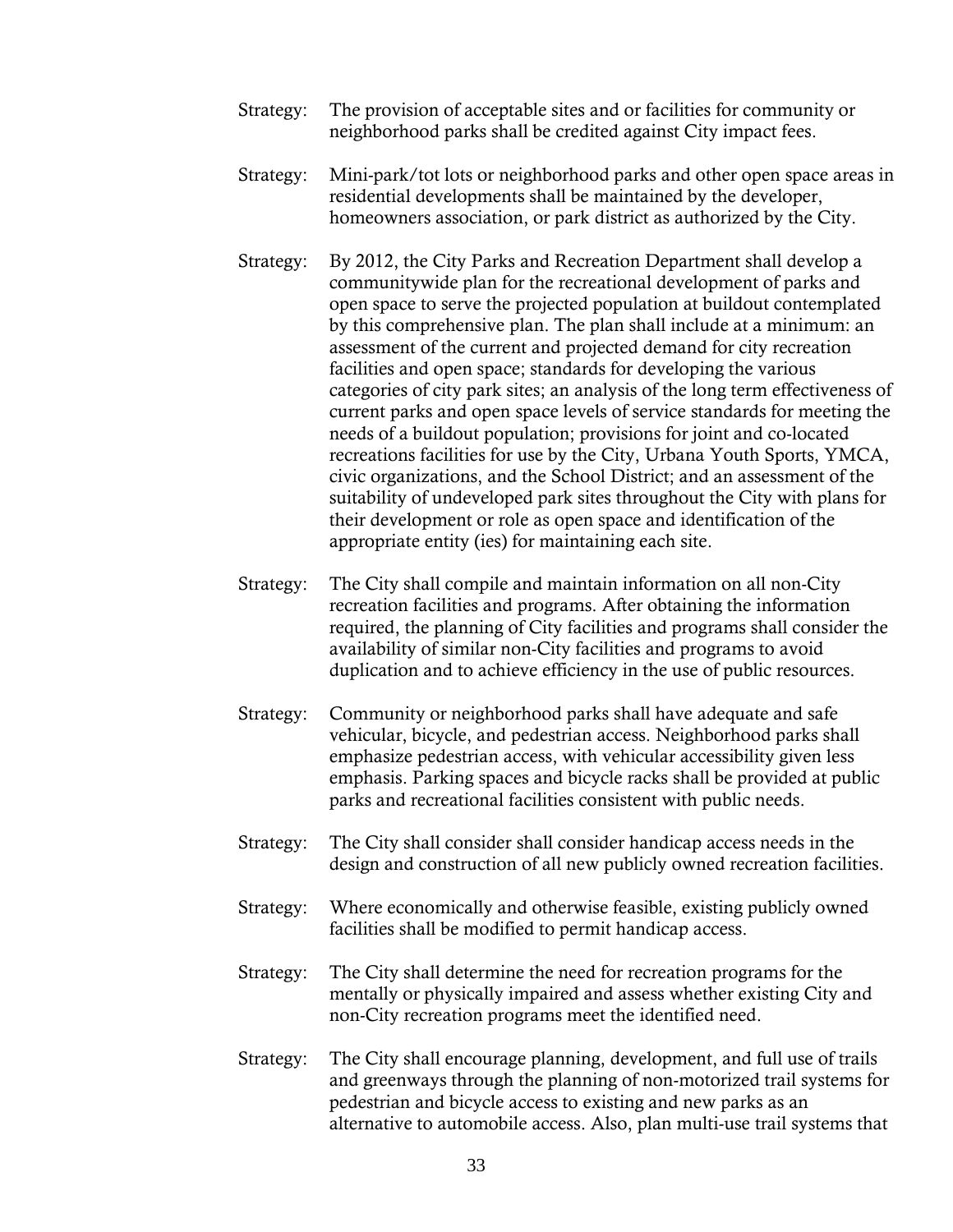Strategy: The provision of acceptable sites and or facilities for community or neighborhood parks shall be credited against City impact fees.

Strategy: Mini-park/tot lots or neighborhood parks and other open space areas in residential developments shall be maintained by the developer, homeowners association, or park district as authorized by the City.

Strategy: By 2012, the City Parks and Recreation Department shall develop a communitywide plan for the recreational development of parks and open space to serve the projected population at buildout contemplated by this comprehensive plan. The plan shall include at a minimum: an assessment of the current and projected demand for city recreation facilities and open space; standards for developing the various categories of city park sites; an analysis of the long term effectiveness of current parks and open space levels of service standards for meeting the needs of a buildout population; provisions for joint and co-located recreations facilities for use by the City, Urbana Youth Sports, YMCA, civic organizations, and the School District; and an assessment of the suitability of undeveloped park sites throughout the City with plans for their development or role as open space and identification of the appropriate entity (ies) for maintaining each site.

Strategy: The City shall compile and maintain information on all non-City recreation facilities and programs. After obtaining the information required, the planning of City facilities and programs shall consider the availability of similar non-City facilities and programs to avoid duplication and to achieve efficiency in the use of public resources.

Strategy: Community or neighborhood parks shall have adequate and safe vehicular, bicycle, and pedestrian access. Neighborhood parks shall emphasize pedestrian access, with vehicular accessibility given less emphasis. Parking spaces and bicycle racks shall be provided at public parks and recreational facilities consistent with public needs.

Strategy: The City shall consider shall consider handicap access needs in the design and construction of all new publicly owned recreation facilities.

Strategy: Where economically and otherwise feasible, existing publicly owned facilities shall be modified to permit handicap access.

Strategy: The City shall determine the need for recreation programs for the mentally or physically impaired and assess whether existing City and non-City recreation programs meet the identified need.

Strategy: The City shall encourage planning, development, and full use of trails and greenways through the planning of non-motorized trail systems for pedestrian and bicycle access to existing and new parks as an alternative to automobile access. Also, plan multi-use trail systems that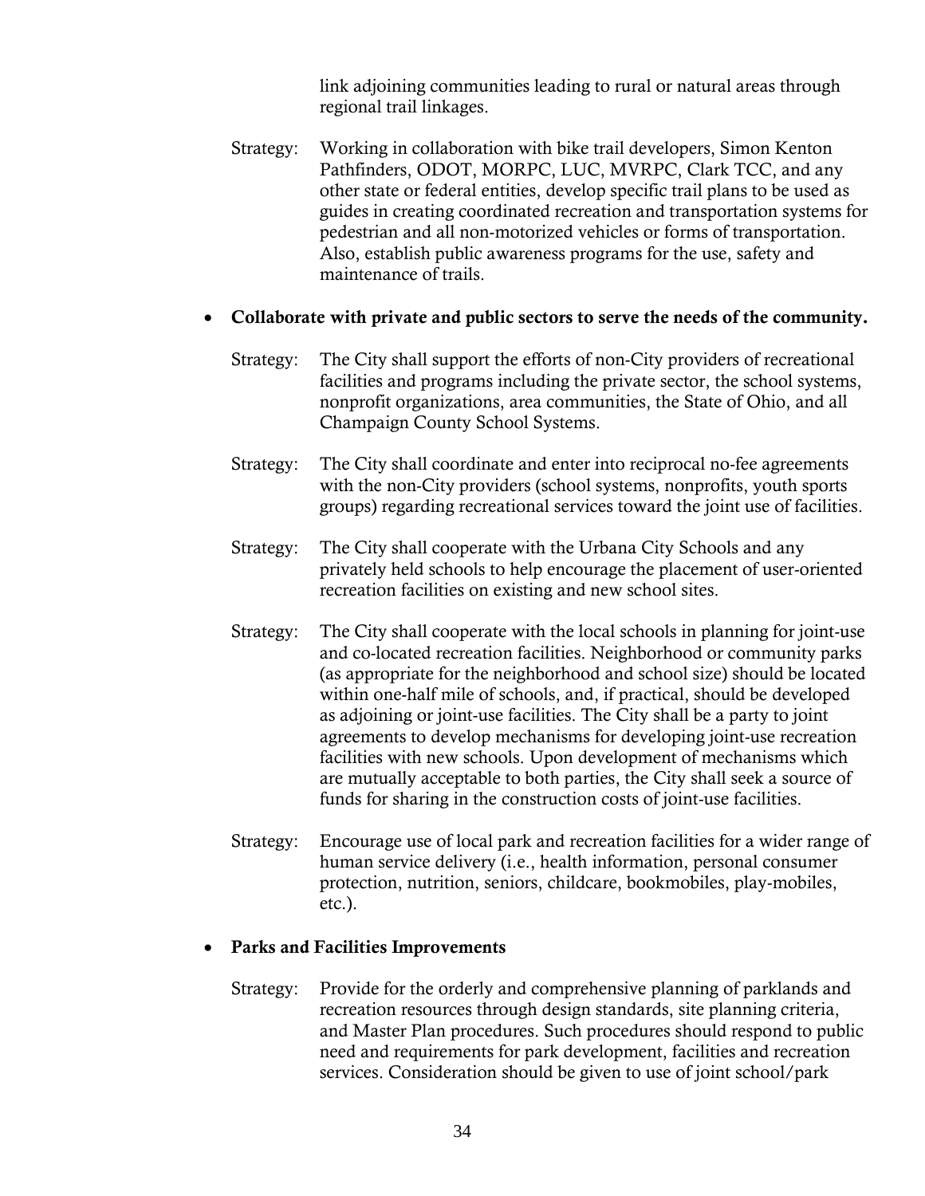link adjoining communities leading to rural or natural areas through regional trail linkages.

Strategy: Working in collaboration with bike trail developers, Simon Kenton Pathfinders, ODOT, MORPC, LUC, MVRPC, Clark TCC, and any other state or federal entities, develop specific trail plans to be used as guides in creating coordinated recreation and transportation systems for pedestrian and all non-motorized vehicles or forms of transportation. Also, establish public awareness programs for the use, safety and maintenance of trails.

- **Collaborate with private and public sectors to serve the needs of the community.**

  Strategy: The City shall support the efforts of non-City providers of recreational facilities and programs including the private sector, the school systems, nonprofit organizations, area communities, the State of Ohio, and all Champaign County School Systems.

  Strategy: The City shall coordinate and enter into reciprocal no-fee agreements with the non-City providers (school systems, nonprofits, youth sports groups) regarding recreational services toward the joint use of facilities.

  Strategy: The City shall cooperate with the Urbana City Schools and any privately held schools to help encourage the placement of user-oriented recreation facilities on existing and new school sites.

  Strategy: The City shall cooperate with the local schools in planning for joint-use and co-located recreation facilities. Neighborhood or community parks (as appropriate for the neighborhood and school size) should be located within one-half mile of schools, and, if practical, should be developed as adjoining or joint-use facilities. The City shall be a party to joint agreements to develop mechanisms for developing joint-use recreation facilities with new schools. Upon development of mechanisms which are mutually acceptable to both parties, the City shall seek a source of funds for sharing in the construction costs of joint-use facilities.

  Strategy: Encourage use of local park and recreation facilities for a wider range of human service delivery (i.e., health information, personal consumer protection, nutrition, seniors, childcare, bookmobiles, play-mobiles, etc.).

- **Parks and Facilities Improvements**

  Strategy: Provide for the orderly and comprehensive planning of parklands and recreation resources through design standards, site planning criteria, and Master Plan procedures. Such procedures should respond to public need and requirements for park development, facilities and recreation services. Consideration should be given to use of joint school/park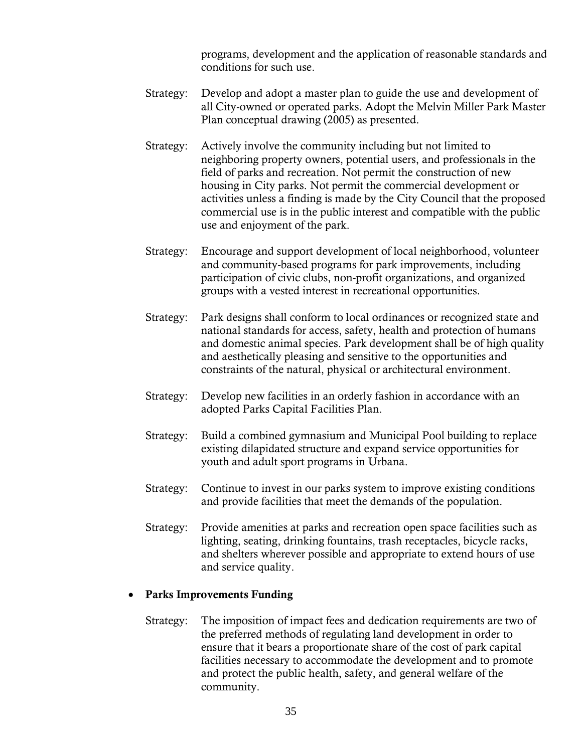programs, development and the application of reasonable standards and conditions for such use.

Strategy: Develop and adopt a master plan to guide the use and development of all City-owned or operated parks. Adopt the Melvin Miller Park Master Plan conceptual drawing (2005) as presented.

Strategy: Actively involve the community including but not limited to neighboring property owners, potential users, and professionals in the field of parks and recreation. Not permit the construction of new housing in City parks. Not permit the commercial development or activities unless a finding is made by the City Council that the proposed commercial use is in the public interest and compatible with the public use and enjoyment of the park.

Strategy: Encourage and support development of local neighborhood, volunteer and community-based programs for park improvements, including participation of civic clubs, non-profit organizations, and organized groups with a vested interest in recreational opportunities.

Strategy: Park designs shall conform to local ordinances or recognized state and national standards for access, safety, health and protection of humans and domestic animal species. Park development shall be of high quality and aesthetically pleasing and sensitive to the opportunities and constraints of the natural, physical or architectural environment.

Strategy: Develop new facilities in an orderly fashion in accordance with an adopted Parks Capital Facilities Plan.

Strategy: Build a combined gymnasium and Municipal Pool building to replace existing dilapidated structure and expand service opportunities for youth and adult sport programs in Urbana.

Strategy: Continue to invest in our parks system to improve existing conditions and provide facilities that meet the demands of the population.

Strategy: Provide amenities at parks and recreation open space facilities such as lighting, seating, drinking fountains, trash receptacles, bicycle racks, and shelters wherever possible and appropriate to extend hours of use and service quality.

- **Parks Improvements Funding**

Strategy: The imposition of impact fees and dedication requirements are two of the preferred methods of regulating land development in order to ensure that it bears a proportionate share of the cost of park capital facilities necessary to accommodate the development and to promote and protect the public health, safety, and general welfare of the community.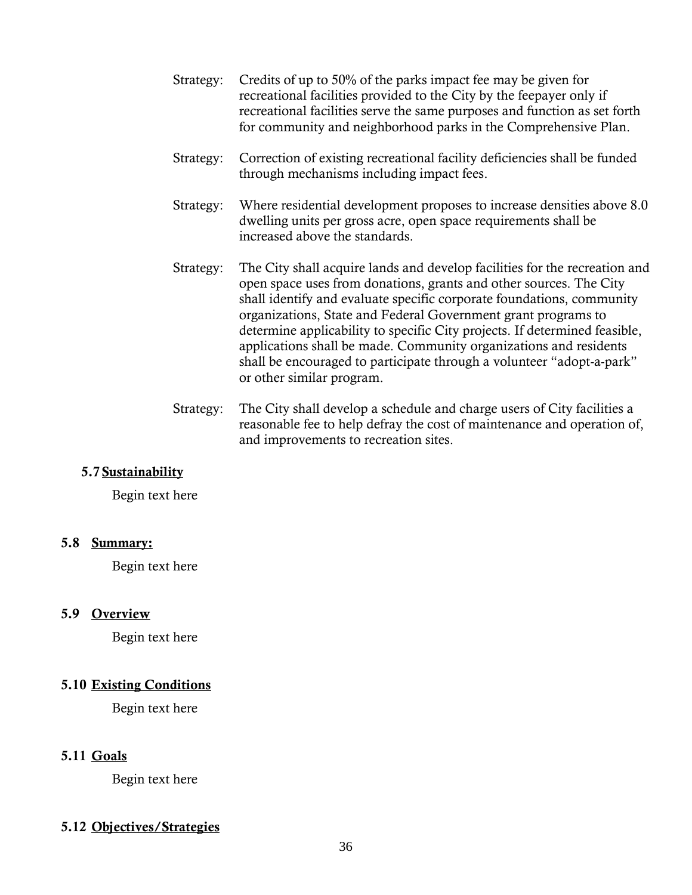Strategy: Credits of up to 50% of the parks impact fee may be given for recreational facilities provided to the City by the feepayer only if recreational facilities serve the same purposes and function as set forth for community and neighborhood parks in the Comprehensive Plan.

Strategy: Correction of existing recreational facility deficiencies shall be funded through mechanisms including impact fees.

Strategy: Where residential development proposes to increase densities above 8.0 dwelling units per gross acre, open space requirements shall be increased above the standards.

Strategy: The City shall acquire lands and develop facilities for the recreation and open space uses from donations, grants and other sources. The City shall identify and evaluate specific corporate foundations, community organizations, State and Federal Government grant programs to determine applicability to specific City projects. If determined feasible, applications shall be made. Community organizations and residents shall be encouraged to participate through a volunteer "adopt-a-park" or other similar program.

Strategy: The City shall develop a schedule and charge users of City facilities a reasonable fee to help defray the cost of maintenance and operation of, and improvements to recreation sites.

### 5.7 Sustainability

Begin text here

### 5.8 Summary:

Begin text here

### 5.9 Overview

Begin text here

### 5.10 Existing Conditions

Begin text here

### 5.11 Goals

Begin text here

### 5.12 Objectives/Strategies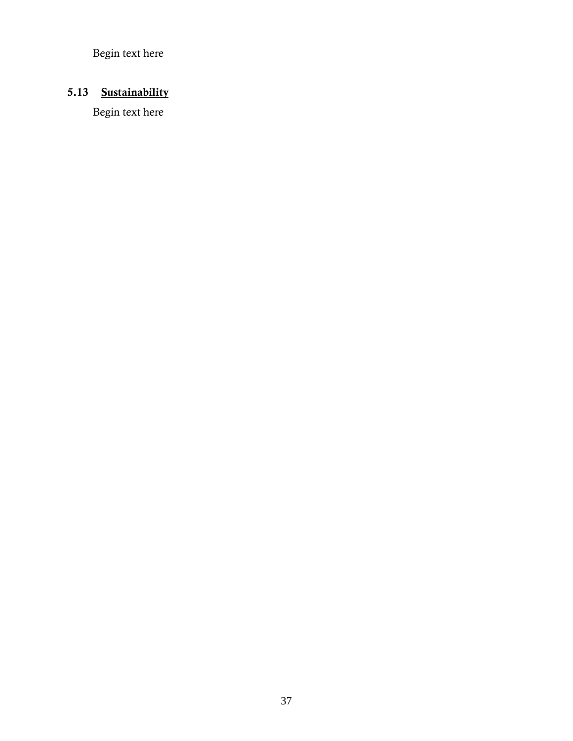Begin text here

### 5.13 **Sustainability**

Begin text here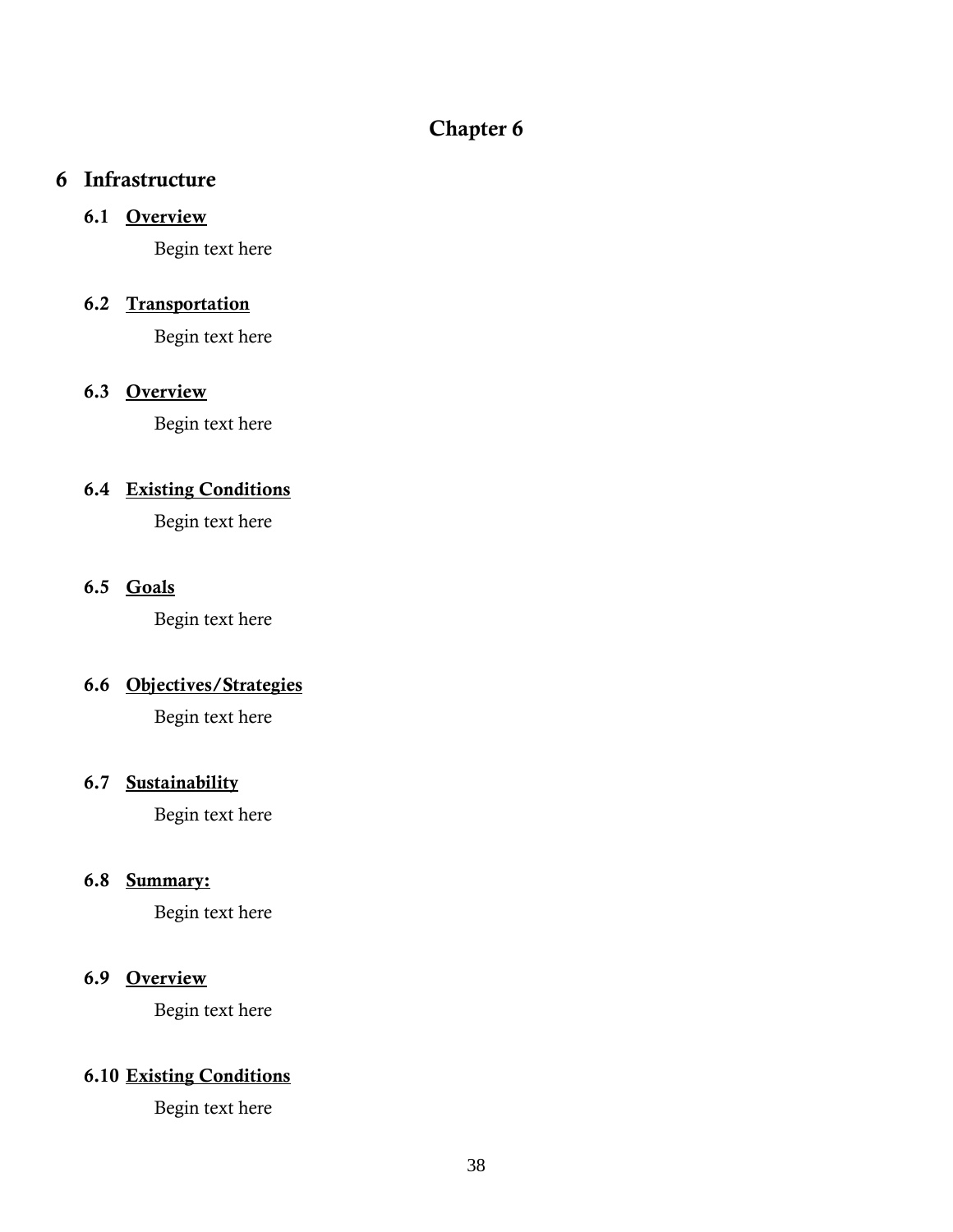# Chapter 6

# 6 Infrastructure

## 6.1 Overview

Begin text here

## 6.2 Transportation

Begin text here

## 6.3 Overview

Begin text here

## 6.4 Existing Conditions

Begin text here

## 6.5 Goals

Begin text here

## 6.6 Objectives/Strategies

Begin text here

## 6.7 Sustainability

Begin text here

## 6.8 Summary:

Begin text here

## 6.9 Overview

Begin text here

## 6.10 Existing Conditions

Begin text here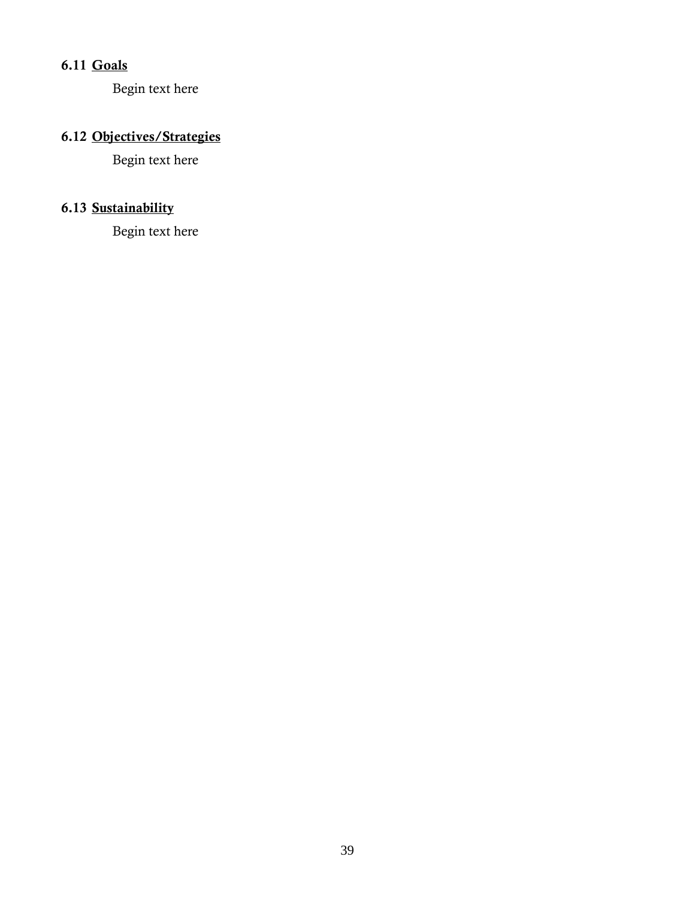### 6.11 Goals

Begin text here

### 6.12 Objectives/Strategies

Begin text here

### 6.13 Sustainability

Begin text here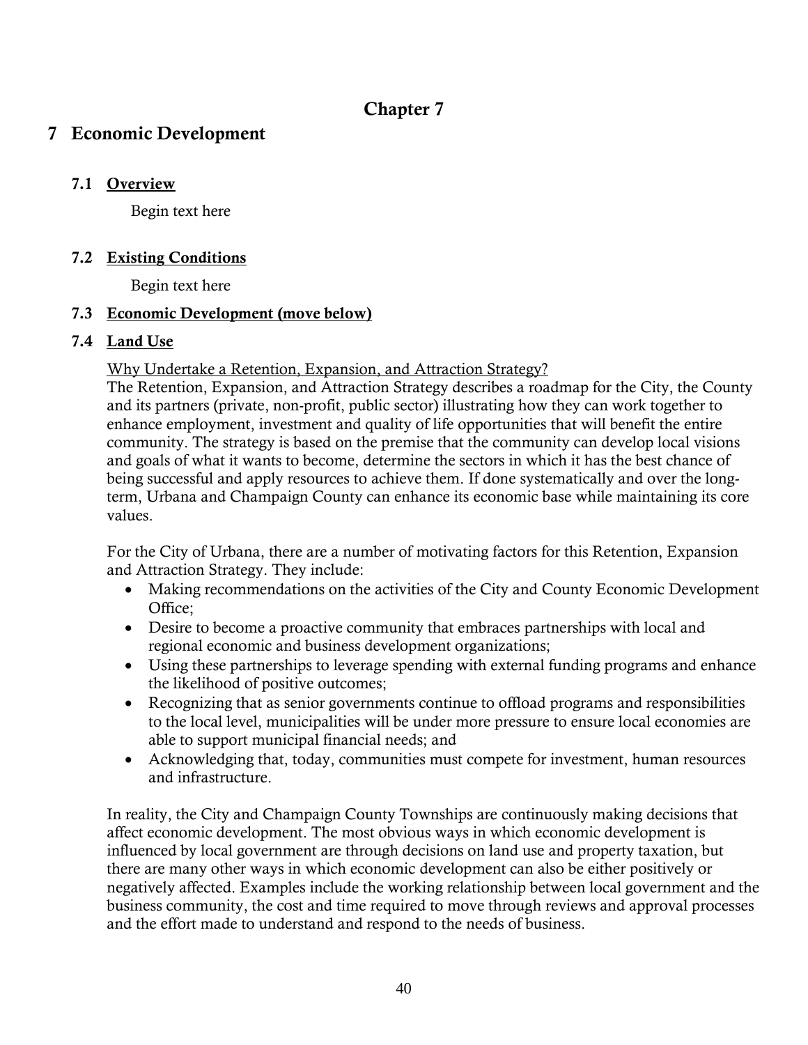## Chapter 7

# 7 Economic Development

### 7.1 Overview

Begin text here

### 7.2 Existing Conditions

Begin text here

### 7.3 Economic Development (move below)

### 7.4 Land Use

Why Undertake a Retention, Expansion, and Attraction Strategy?

The Retention, Expansion, and Attraction Strategy describes a roadmap for the City, the County and its partners (private, non-profit, public sector) illustrating how they can work together to enhance employment, investment and quality of life opportunities that will benefit the entire community. The strategy is based on the premise that the community can develop local visions and goals of what it wants to become, determine the sectors in which it has the best chance of being successful and apply resources to achieve them. If done systematically and over the long-term, Urbana and Champaign County can enhance its economic base while maintaining its core values.

For the City of Urbana, there are a number of motivating factors for this Retention, Expansion and Attraction Strategy. They include:

- Making recommendations on the activities of the City and County Economic Development Office;
- Desire to become a proactive community that embraces partnerships with local and regional economic and business development organizations;
- Using these partnerships to leverage spending with external funding programs and enhance the likelihood of positive outcomes;
- Recognizing that as senior governments continue to offload programs and responsibilities to the local level, municipalities will be under more pressure to ensure local economies are able to support municipal financial needs; and
- Acknowledging that, today, communities must compete for investment, human resources and infrastructure.

In reality, the City and Champaign County Townships are continuously making decisions that affect economic development. The most obvious ways in which economic development is influenced by local government are through decisions on land use and property taxation, but there are many other ways in which economic development can also be either positively or negatively affected. Examples include the working relationship between local government and the business community, the cost and time required to move through reviews and approval processes and the effort made to understand and respond to the needs of business.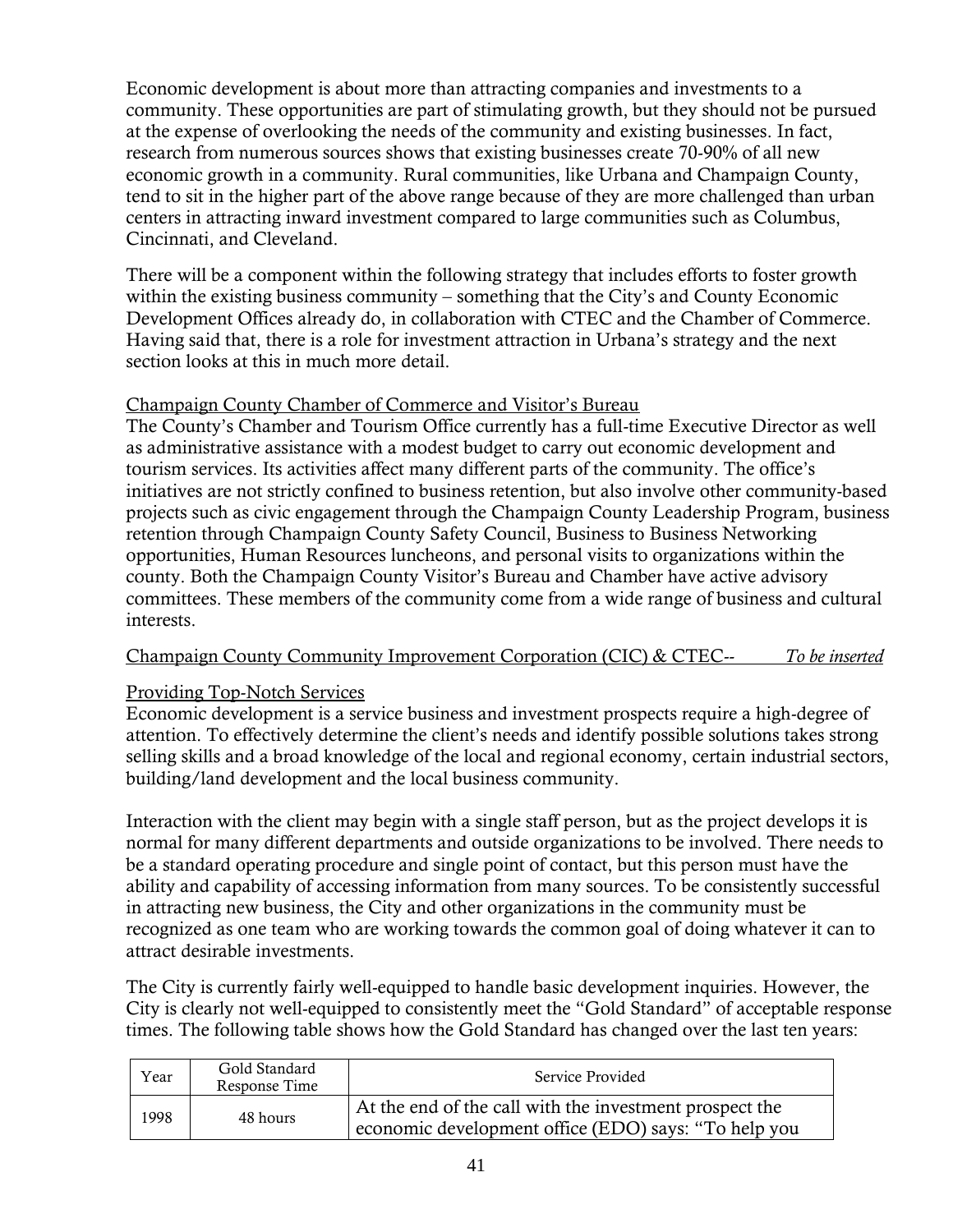Economic development is about more than attracting companies and investments to a community. These opportunities are part of stimulating growth, but they should not be pursued at the expense of overlooking the needs of the community and existing businesses. In fact, research from numerous sources shows that existing businesses create 70-90% of all new economic growth in a community. Rural communities, like Urbana and Champaign County, tend to sit in the higher part of the above range because of they are more challenged than urban centers in attracting inward investment compared to large communities such as Columbus, Cincinnati, and Cleveland.

There will be a component within the following strategy that includes efforts to foster growth within the existing business community – something that the City's and County Economic Development Offices already do, in collaboration with CTEC and the Chamber of Commerce. Having said that, there is a role for investment attraction in Urbana's strategy and the next section looks at this in much more detail.

<u>Champaign County Chamber of Commerce and Visitor's Bureau</u>

The County's Chamber and Tourism Office currently has a full-time Executive Director as well as administrative assistance with a modest budget to carry out economic development and tourism services. Its activities affect many different parts of the community. The office's initiatives are not strictly confined to business retention, but also involve other community-based projects such as civic engagement through the Champaign County Leadership Program, business retention through Champaign County Safety Council, Business to Business Networking opportunities, Human Resources luncheons, and personal visits to organizations within the county. Both the Champaign County Visitor's Bureau and Chamber have active advisory committees. These members of the community come from a wide range of business and cultural interests.

<u>Champaign County Community Improvement Corporation (CIC) & CTEC--</u> *<u>To be inserted</u>*

<u>Providing Top-Notch Services</u>

Economic development is a service business and investment prospects require a high-degree of attention. To effectively determine the client's needs and identify possible solutions takes strong selling skills and a broad knowledge of the local and regional economy, certain industrial sectors, building/land development and the local business community.

Interaction with the client may begin with a single staff person, but as the project develops it is normal for many different departments and outside organizations to be involved. There needs to be a standard operating procedure and single point of contact, but this person must have the ability and capability of accessing information from many sources. To be consistently successful in attracting new business, the City and other organizations in the community must be recognized as one team who are working towards the common goal of doing whatever it can to attract desirable investments.

The City is currently fairly well-equipped to handle basic development inquiries. However, the City is clearly not well-equipped to consistently meet the "Gold Standard" of acceptable response times. The following table shows how the Gold Standard has changed over the last ten years:

| Year | Gold Standard Response Time | Service Provided |
|---|---|---|
| 1998 | 48 hours | At the end of the call with the investment prospect the economic development office (EDO) says: "To help you |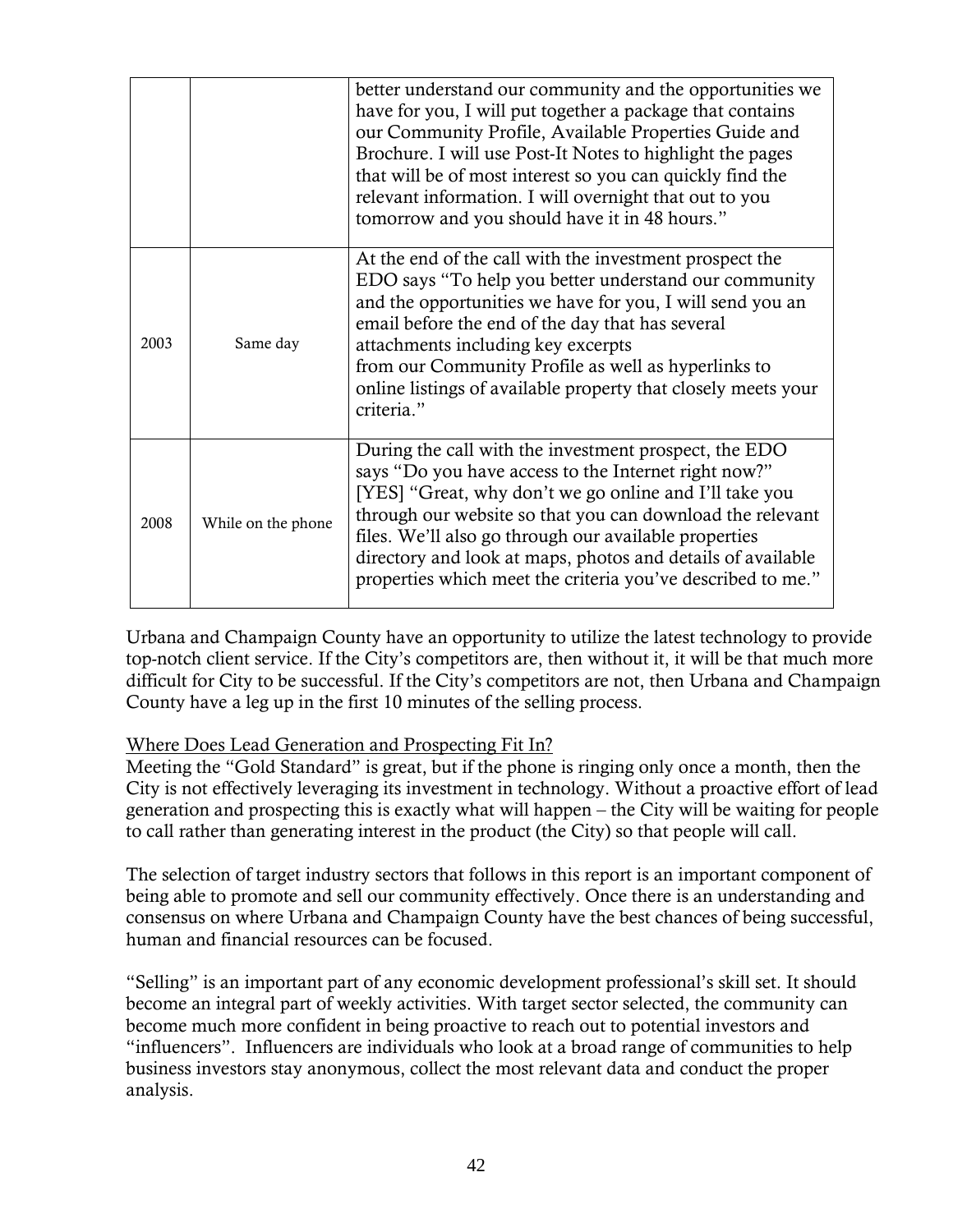| | | |
|---|---|---|
| | | better understand our community and the opportunities we have for you, I will put together a package that contains our Community Profile, Available Properties Guide and Brochure. I will use Post-It Notes to highlight the pages that will be of most interest so you can quickly find the relevant information. I will overnight that out to you tomorrow and you should have it in 48 hours." |
| 2003 | Same day | At the end of the call with the investment prospect the EDO says "To help you better understand our community and the opportunities we have for you, I will send you an email before the end of the day that has several attachments including key excerpts from our Community Profile as well as hyperlinks to online listings of available property that closely meets your criteria." |
| 2008 | While on the phone | During the call with the investment prospect, the EDO says "Do you have access to the Internet right now?" [YES] "Great, why don't we go online and I'll take you through our website so that you can download the relevant files. We'll also go through our available properties directory and look at maps, photos and details of available properties which meet the criteria you've described to me." |

Urbana and Champaign County have an opportunity to utilize the latest technology to provide top-notch client service. If the City's competitors are, then without it, it will be that much more difficult for City to be successful. If the City's competitors are not, then Urbana and Champaign County have a leg up in the first 10 minutes of the selling process.

Where Does Lead Generation and Prospecting Fit In?

Meeting the "Gold Standard" is great, but if the phone is ringing only once a month, then the City is not effectively leveraging its investment in technology. Without a proactive effort of lead generation and prospecting this is exactly what will happen – the City will be waiting for people to call rather than generating interest in the product (the City) so that people will call.

The selection of target industry sectors that follows in this report is an important component of being able to promote and sell our community effectively. Once there is an understanding and consensus on where Urbana and Champaign County have the best chances of being successful, human and financial resources can be focused.

"Selling" is an important part of any economic development professional's skill set. It should become an integral part of weekly activities. With target sector selected, the community can become much more confident in being proactive to reach out to potential investors and "influencers". Influencers are individuals who look at a broad range of communities to help business investors stay anonymous, collect the most relevant data and conduct the proper analysis.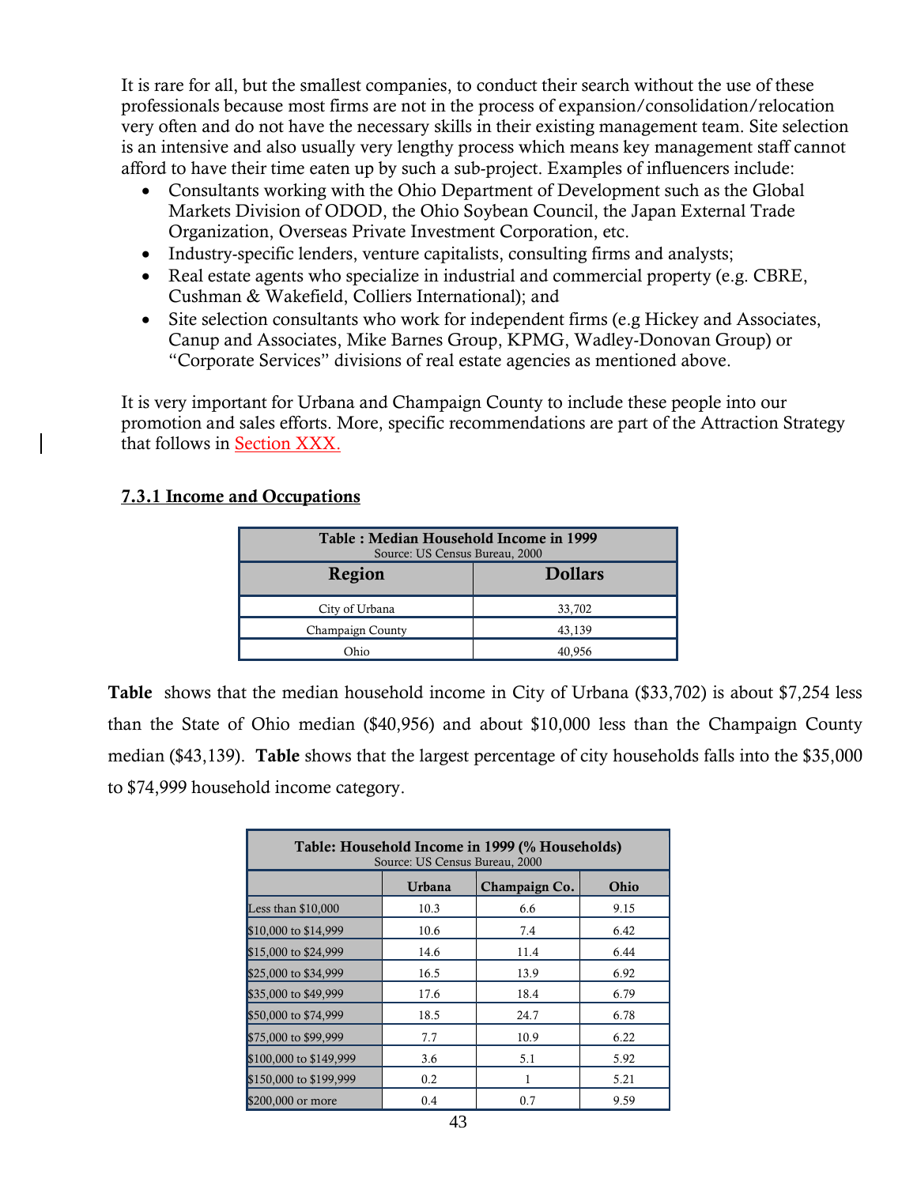It is rare for all, but the smallest companies, to conduct their search without the use of these professionals because most firms are not in the process of expansion/consolidation/relocation very often and do not have the necessary skills in their existing management team. Site selection is an intensive and also usually very lengthy process which means key management staff cannot afford to have their time eaten up by such a sub-project. Examples of influencers include:

- Consultants working with the Ohio Department of Development such as the Global Markets Division of ODOD, the Ohio Soybean Council, the Japan External Trade Organization, Overseas Private Investment Corporation, etc.
- Industry-specific lenders, venture capitalists, consulting firms and analysts;
- Real estate agents who specialize in industrial and commercial property (e.g. CBRE, Cushman & Wakefield, Colliers International); and
- Site selection consultants who work for independent firms (e.g Hickey and Associates, Canup and Associates, Mike Barnes Group, KPMG, Wadley-Donovan Group) or "Corporate Services" divisions of real estate agencies as mentioned above.

It is very important for Urbana and Champaign County to include these people into our promotion and sales efforts. More, specific recommendations are part of the Attraction Strategy that follows in Section XXX.

### 7.3.1 Income and Occupations

| Table : Median Household Income in 1999<br>Source: US Census Bureau, 2000 | |
|---|---|
| **Region** | **Dollars** |
| City of Urbana | 33,702 |
| Champaign County | 43,139 |
| Ohio | 40,956 |

**Table** shows that the median household income in City of Urbana ($33,702) is about $7,254 less than the State of Ohio median ($40,956) and about $10,000 less than the Champaign County median ($43,139). **Table** shows that the largest percentage of city households falls into the $35,000 to $74,999 household income category.

| Table: Household Income in 1999 (% Households)<br>Source: US Census Bureau, 2000 | | | |
|---|---|---|---|
| | **Urbana** | **Champaign Co.** | **Ohio** |
| Less than $10,000 | 10.3 | 6.6 | 9.15 |
| $10,000 to $14,999 | 10.6 | 7.4 | 6.42 |
| $15,000 to $24,999 | 14.6 | 11.4 | 6.44 |
| $25,000 to $34,999 | 16.5 | 13.9 | 6.92 |
| $35,000 to $49,999 | 17.6 | 18.4 | 6.79 |
| $50,000 to $74,999 | 18.5 | 24.7 | 6.78 |
| $75,000 to $99,999 | 7.7 | 10.9 | 6.22 |
| $100,000 to $149,999 | 3.6 | 5.1 | 5.92 |
| $150,000 to $199,999 | 0.2 | 1 | 5.21 |
| $200,000 or more | 0.4 | 0.7 | 9.59 |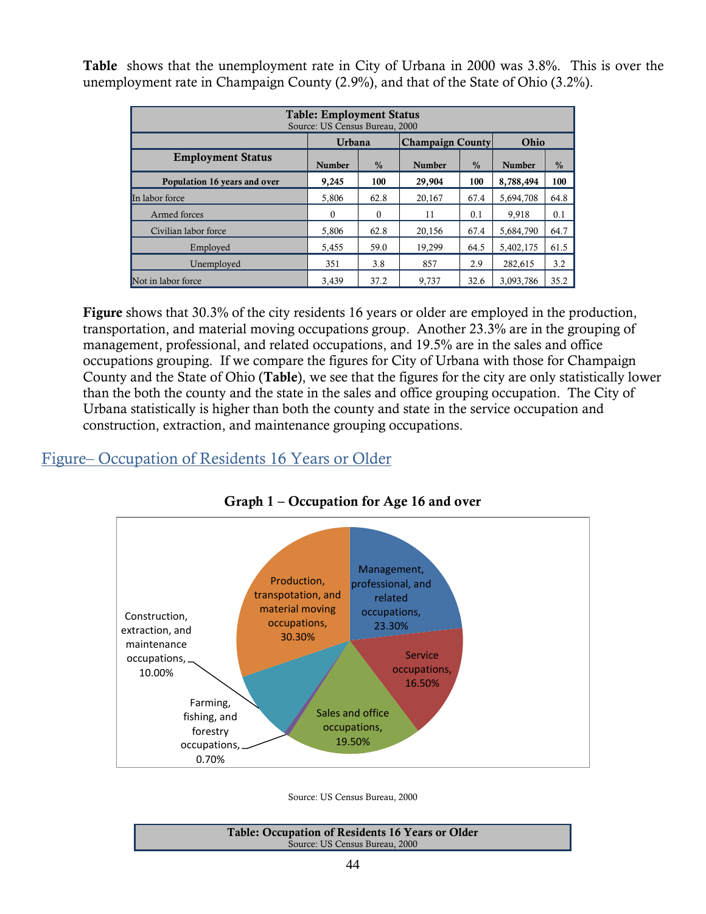**Table** shows that the unemployment rate in City of Urbana in 2000 was 3.8%. This is over the unemployment rate in Champaign County (2.9%), and that of the State of Ohio (3.2%).

| **Table: Employment Status**<br>Source: US Census Bureau, 2000 | | | | | | |
|---|---|---|---|---|---|---|
| | **Urbana** | | **Champaign County** | | **Ohio** | |
| **Employment Status** | **Number** | **%** | **Number** | **%** | **Number** | **%** |
| **Population 16 years and over** | **9,245** | **100** | **29,904** | **100** | **8,788,494** | **100** |
| In labor force | 5,806 | 62.8 | 20,167 | 67.4 | 5,694,708 | 64.8 |
| Armed forces | 0 | 0 | 11 | 0.1 | 9,918 | 0.1 |
| Civilian labor force | 5,806 | 62.8 | 20,156 | 67.4 | 5,684,790 | 64.7 |
| Employed | 5,455 | 59.0 | 19,299 | 64.5 | 5,402,175 | 61.5 |
| Unemployed | 351 | 3.8 | 857 | 2.9 | 282,615 | 3.2 |
| Not in labor force | 3,439 | 37.2 | 9,737 | 32.6 | 3,093,786 | 35.2 |

**Figure** shows that 30.3% of the city residents 16 years or older are employed in the production, transportation, and material moving occupations group. Another 23.3% are in the grouping of management, professional, and related occupations, and 19.5% are in the sales and office occupations grouping. If we compare the figures for City of Urbana with those for Champaign County and the State of Ohio (**Table**), we see that the figures for the city are only statistically lower than the both the county and the state in the sales and office grouping occupation. The City of Urbana statistically is higher than both the county and state in the service occupation and construction, extraction, and maintenance grouping occupations.

## Figure– Occupation of Residents 16 Years or Older

**Graph 1 – Occupation for Age 16 and over**

- Management, professional, and related occupations, 23.30%
- Service occupations, 16.50%
- Sales and office occupations, 19.50%
- Farming, fishing, and forestry occupations, 0.70%
- Construction, extraction, and maintenance occupations, 10.00%
- Production, transpotation, and material moving occupations, 30.30%

Source: US Census Bureau, 2000

**Table: Occupation of Residents 16 Years or Older**
Source: US Census Bureau, 2000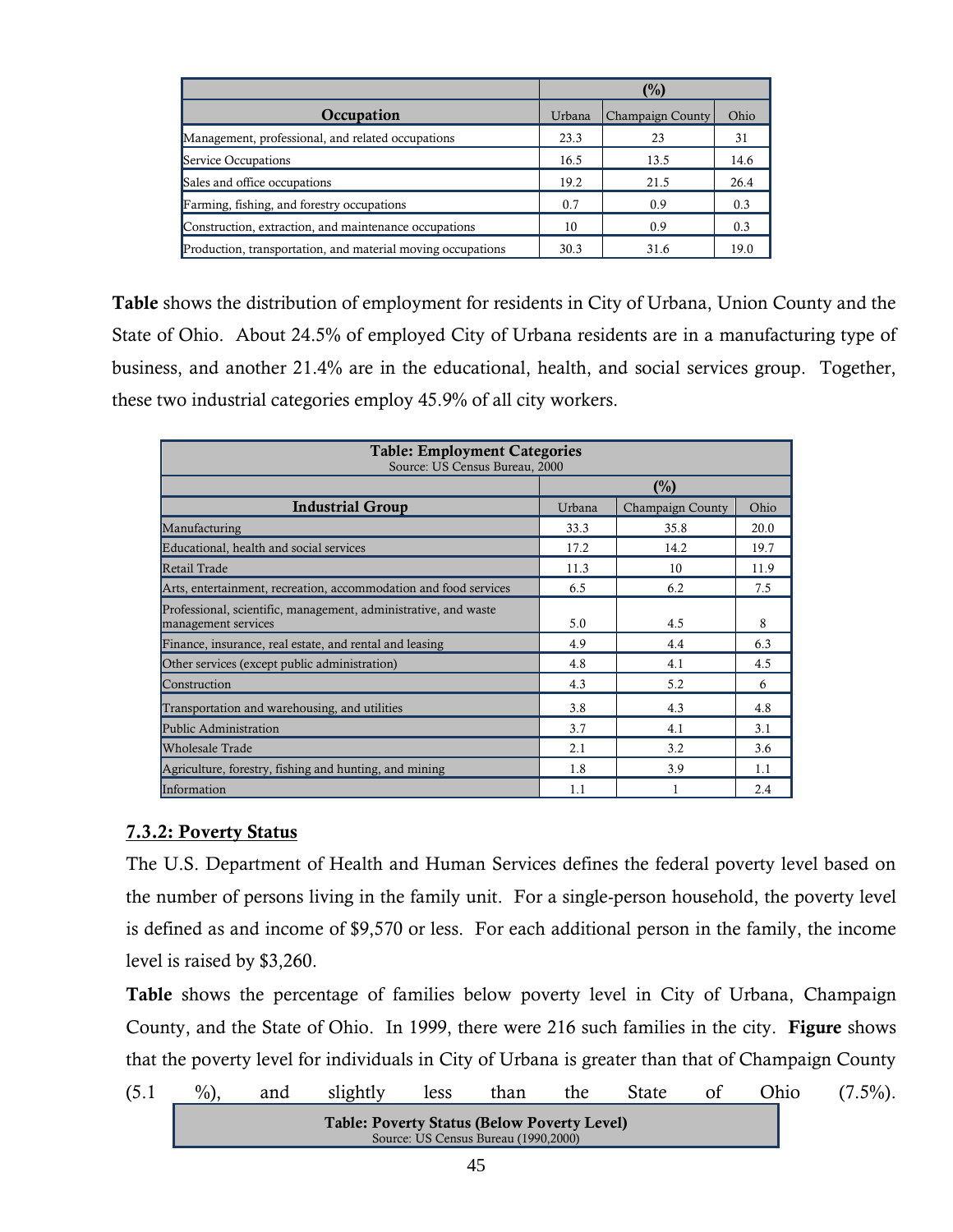| Occupation | (%) | | |
|---|---|---|---|
| | Urbana | Champaign County | Ohio |
| Management, professional, and related occupations | 23.3 | 23 | 31 |
| Service Occupations | 16.5 | 13.5 | 14.6 |
| Sales and office occupations | 19.2 | 21.5 | 26.4 |
| Farming, fishing, and forestry occupations | 0.7 | 0.9 | 0.3 |
| Construction, extraction, and maintenance occupations | 10 | 0.9 | 0.3 |
| Production, transportation, and material moving occupations | 30.3 | 31.6 | 19.0 |

**Table** shows the distribution of employment for residents in City of Urbana, Union County and the State of Ohio. About 24.5% of employed City of Urbana residents are in a manufacturing type of business, and another 21.4% are in the educational, health, and social services group. Together, these two industrial categories employ 45.9% of all city workers.

**Table: Employment Categories**
Source: US Census Bureau, 2000

| Industrial Group | (%) | | |
|---|---|---|---|
| | Urbana | Champaign County | Ohio |
| Manufacturing | 33.3 | 35.8 | 20.0 |
| Educational, health and social services | 17.2 | 14.2 | 19.7 |
| Retail Trade | 11.3 | 10 | 11.9 |
| Arts, entertainment, recreation, accommodation and food services | 6.5 | 6.2 | 7.5 |
| Professional, scientific, management, administrative, and waste management services | 5.0 | 4.5 | 8 |
| Finance, insurance, real estate, and rental and leasing | 4.9 | 4.4 | 6.3 |
| Other services (except public administration) | 4.8 | 4.1 | 4.5 |
| Construction | 4.3 | 5.2 | 6 |
| Transportation and warehousing, and utilities | 3.8 | 4.3 | 4.8 |
| Public Administration | 3.7 | 4.1 | 3.1 |
| Wholesale Trade | 2.1 | 3.2 | 3.6 |
| Agriculture, forestry, fishing and hunting, and mining | 1.8 | 3.9 | 1.1 |
| Information | 1.1 | 1 | 2.4 |

### 7.3.2: Poverty Status

The U.S. Department of Health and Human Services defines the federal poverty level based on the number of persons living in the family unit. For a single-person household, the poverty level is defined as and income of $9,570 or less. For each additional person in the family, the income level is raised by $3,260.

**Table** shows the percentage of families below poverty level in City of Urbana, Champaign County, and the State of Ohio. In 1999, there were 216 such families in the city. **Figure** shows that the poverty level for individuals in City of Urbana is greater than that of Champaign County (5.1 %), and slightly less than the State of Ohio (7.5%).

**Table: Poverty Status (Below Poverty Level)**
Source: US Census Bureau (1990,2000)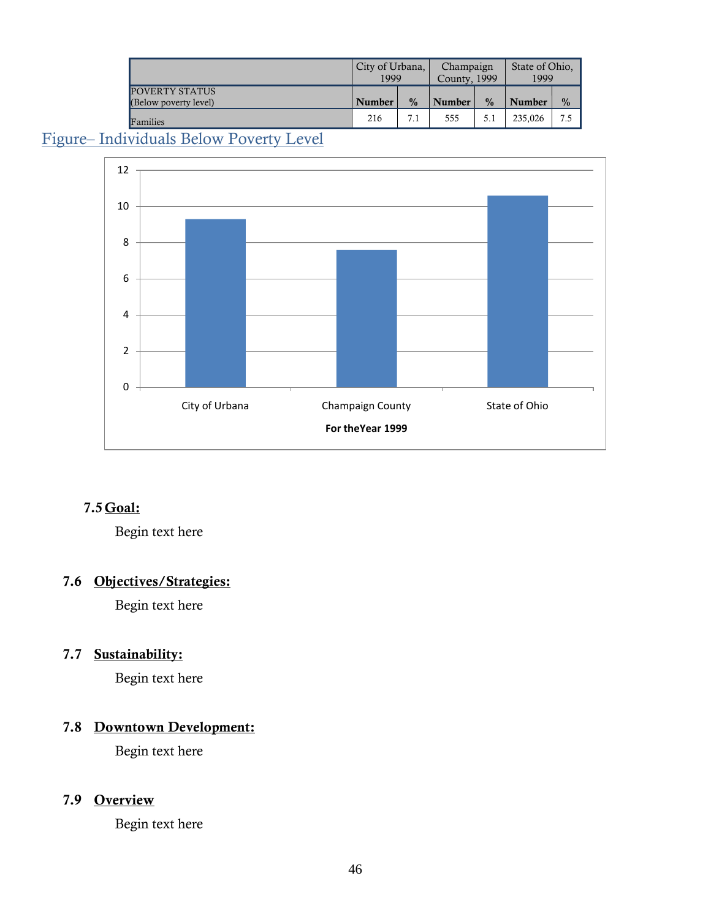| | City of Urbana, 1999 | | Champaign County, 1999 | | State of Ohio, 1999 | |
|---|---|---|---|---|---|---|
| POVERTY STATUS (Below poverty level) | Number | % | Number | % | Number | % |
| Families | 216 | 7.1 | 555 | 5.1 | 235,026 | 7.5 |

Figure– Individuals Below Poverty Level

### 7.5 Goal:

Begin text here

### 7.6 Objectives/Strategies:

Begin text here

### 7.7 Sustainability:

Begin text here

### 7.8 Downtown Development:

Begin text here

### 7.9 Overview

Begin text here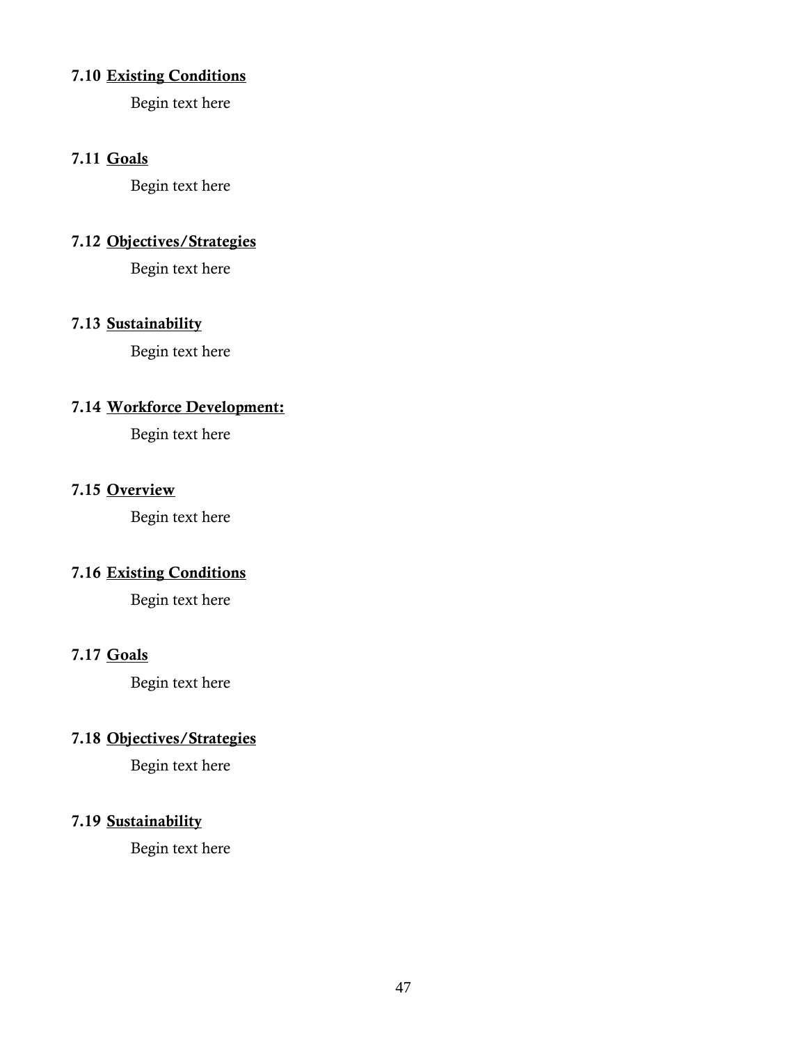### 7.10 <u>Existing Conditions</u>

Begin text here

### 7.11 <u>Goals</u>

Begin text here

### 7.12 <u>Objectives/Strategies</u>

Begin text here

### 7.13 <u>Sustainability</u>

Begin text here

### 7.14 <u>Workforce Development:</u>

Begin text here

### 7.15 <u>Overview</u>

Begin text here

### 7.16 <u>Existing Conditions</u>

Begin text here

### 7.17 <u>Goals</u>

Begin text here

### 7.18 <u>Objectives/Strategies</u>

Begin text here

### 7.19 <u>Sustainability</u>

Begin text here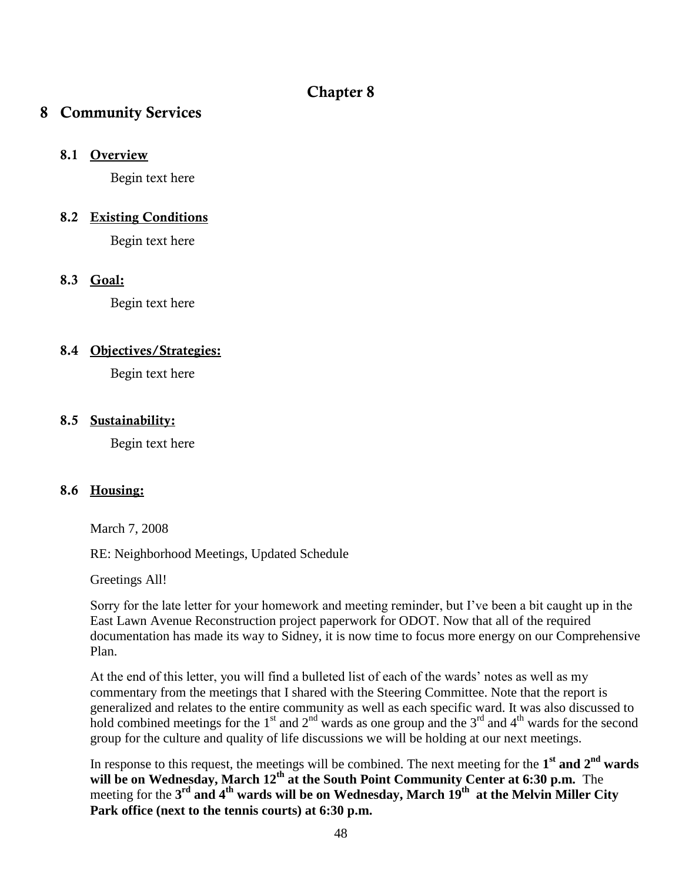# Chapter 8

## 8 Community Services

### 8.1 Overview

Begin text here

### 8.2 Existing Conditions

Begin text here

### 8.3 Goal:

Begin text here

### 8.4 Objectives/Strategies:

Begin text here

### 8.5 Sustainability:

Begin text here

### 8.6 Housing:

March 7, 2008

RE: Neighborhood Meetings, Updated Schedule

Greetings All!

Sorry for the late letter for your homework and meeting reminder, but I've been a bit caught up in the East Lawn Avenue Reconstruction project paperwork for ODOT. Now that all of the required documentation has made its way to Sidney, it is now time to focus more energy on our Comprehensive Plan.

At the end of this letter, you will find a bulleted list of each of the wards' notes as well as my commentary from the meetings that I shared with the Steering Committee. Note that the report is generalized and relates to the entire community as well as each specific ward. It was also discussed to hold combined meetings for the 1st and 2nd wards as one group and the 3rd and 4th wards for the second group for the culture and quality of life discussions we will be holding at our next meetings.

In response to this request, the meetings will be combined. The next meeting for the **1st and 2nd wards will be on Wednesday, March 12th at the South Point Community Center at 6:30 p.m.** The meeting for the **3rd and 4th wards will be on Wednesday, March 19th at the Melvin Miller City Park office (next to the tennis courts) at 6:30 p.m.**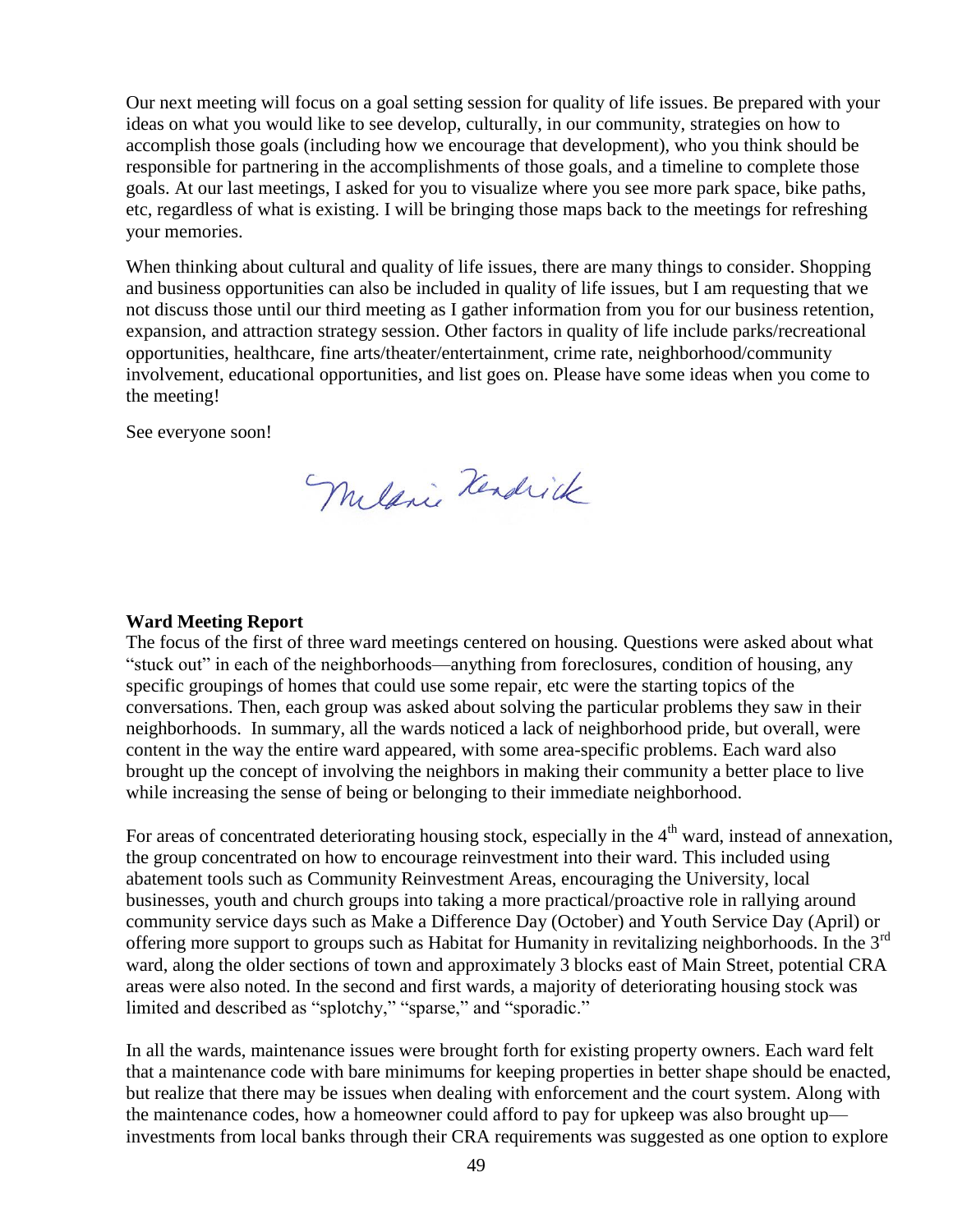Our next meeting will focus on a goal setting session for quality of life issues. Be prepared with your ideas on what you would like to see develop, culturally, in our community, strategies on how to accomplish those goals (including how we encourage that development), who you think should be responsible for partnering in the accomplishments of those goals, and a timeline to complete those goals. At our last meetings, I asked for you to visualize where you see more park space, bike paths, etc, regardless of what is existing. I will be bringing those maps back to the meetings for refreshing your memories.

When thinking about cultural and quality of life issues, there are many things to consider. Shopping and business opportunities can also be included in quality of life issues, but I am requesting that we not discuss those until our third meeting as I gather information from you for our business retention, expansion, and attraction strategy session. Other factors in quality of life include parks/recreational opportunities, healthcare, fine arts/theater/entertainment, crime rate, neighborhood/community involvement, educational opportunities, and list goes on. Please have some ideas when you come to the meeting!

See everyone soon!

Melanie Kendrick

**Ward Meeting Report**

The focus of the first of three ward meetings centered on housing. Questions were asked about what "stuck out" in each of the neighborhoods—anything from foreclosures, condition of housing, any specific groupings of homes that could use some repair, etc were the starting topics of the conversations. Then, each group was asked about solving the particular problems they saw in their neighborhoods. In summary, all the wards noticed a lack of neighborhood pride, but overall, were content in the way the entire ward appeared, with some area-specific problems. Each ward also brought up the concept of involving the neighbors in making their community a better place to live while increasing the sense of being or belonging to their immediate neighborhood.

For areas of concentrated deteriorating housing stock, especially in the 4th ward, instead of annexation, the group concentrated on how to encourage reinvestment into their ward. This included using abatement tools such as Community Reinvestment Areas, encouraging the University, local businesses, youth and church groups into taking a more practical/proactive role in rallying around community service days such as Make a Difference Day (October) and Youth Service Day (April) or offering more support to groups such as Habitat for Humanity in revitalizing neighborhoods. In the 3rd ward, along the older sections of town and approximately 3 blocks east of Main Street, potential CRA areas were also noted. In the second and first wards, a majority of deteriorating housing stock was limited and described as "splotchy," "sparse," and "sporadic."

In all the wards, maintenance issues were brought forth for existing property owners. Each ward felt that a maintenance code with bare minimums for keeping properties in better shape should be enacted, but realize that there may be issues when dealing with enforcement and the court system. Along with the maintenance codes, how a homeowner could afford to pay for upkeep was also brought up—investments from local banks through their CRA requirements was suggested as one option to explore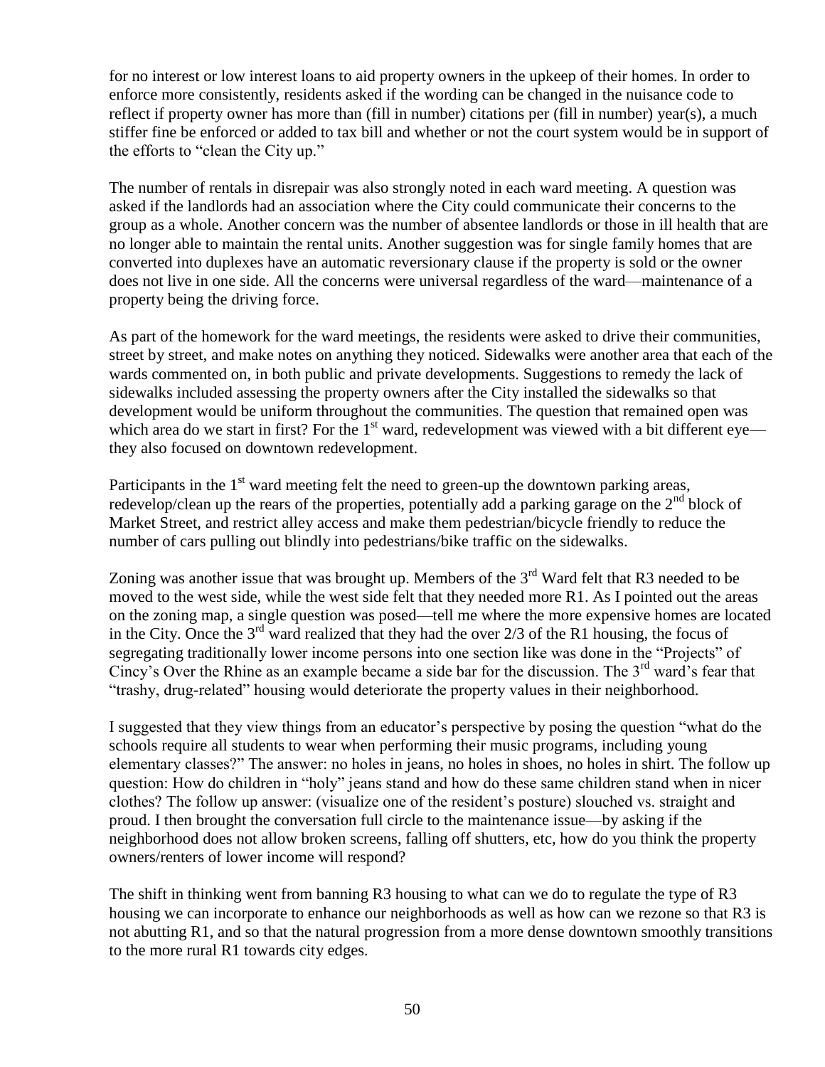for no interest or low interest loans to aid property owners in the upkeep of their homes. In order to enforce more consistently, residents asked if the wording can be changed in the nuisance code to reflect if property owner has more than (fill in number) citations per (fill in number) year(s), a much stiffer fine be enforced or added to tax bill and whether or not the court system would be in support of the efforts to "clean the City up."

The number of rentals in disrepair was also strongly noted in each ward meeting. A question was asked if the landlords had an association where the City could communicate their concerns to the group as a whole. Another concern was the number of absentee landlords or those in ill health that are no longer able to maintain the rental units. Another suggestion was for single family homes that are converted into duplexes have an automatic reversionary clause if the property is sold or the owner does not live in one side. All the concerns were universal regardless of the ward—maintenance of a property being the driving force.

As part of the homework for the ward meetings, the residents were asked to drive their communities, street by street, and make notes on anything they noticed. Sidewalks were another area that each of the wards commented on, in both public and private developments. Suggestions to remedy the lack of sidewalks included assessing the property owners after the City installed the sidewalks so that development would be uniform throughout the communities. The question that remained open was which area do we start in first? For the 1st ward, redevelopment was viewed with a bit different eye—they also focused on downtown redevelopment.

Participants in the 1st ward meeting felt the need to green-up the downtown parking areas, redevelop/clean up the rears of the properties, potentially add a parking garage on the 2nd block of Market Street, and restrict alley access and make them pedestrian/bicycle friendly to reduce the number of cars pulling out blindly into pedestrians/bike traffic on the sidewalks.

Zoning was another issue that was brought up. Members of the 3rd Ward felt that R3 needed to be moved to the west side, while the west side felt that they needed more R1. As I pointed out the areas on the zoning map, a single question was posed—tell me where the more expensive homes are located in the City. Once the 3rd ward realized that they had the over 2/3 of the R1 housing, the focus of segregating traditionally lower income persons into one section like was done in the "Projects" of Cincy's Over the Rhine as an example became a side bar for the discussion. The 3rd ward's fear that "trashy, drug-related" housing would deteriorate the property values in their neighborhood.

I suggested that they view things from an educator's perspective by posing the question "what do the schools require all students to wear when performing their music programs, including young elementary classes?" The answer: no holes in jeans, no holes in shoes, no holes in shirt. The follow up question: How do children in "holy" jeans stand and how do these same children stand when in nicer clothes? The follow up answer: (visualize one of the resident's posture) slouched vs. straight and proud. I then brought the conversation full circle to the maintenance issue—by asking if the neighborhood does not allow broken screens, falling off shutters, etc, how do you think the property owners/renters of lower income will respond?

The shift in thinking went from banning R3 housing to what can we do to regulate the type of R3 housing we can incorporate to enhance our neighborhoods as well as how can we rezone so that R3 is not abutting R1, and so that the natural progression from a more dense downtown smoothly transitions to the more rural R1 towards city edges.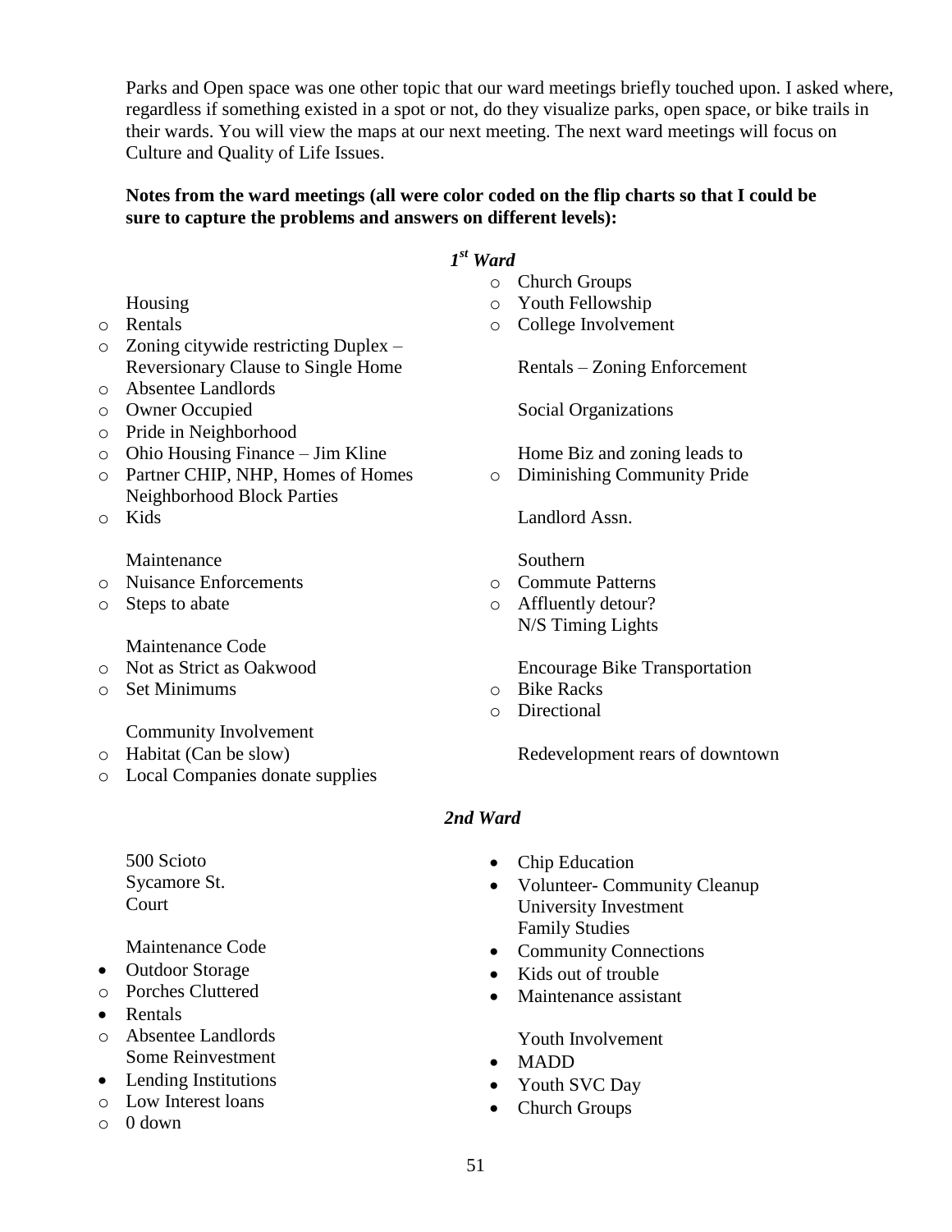Parks and Open space was one other topic that our ward meetings briefly touched upon. I asked where, regardless if something existed in a spot or not, do they visualize parks, open space, or bike trails in their wards. You will view the maps at our next meeting. The next ward meetings will focus on Culture and Quality of Life Issues.

**Notes from the ward meetings (all were color coded on the flip charts so that I could be sure to capture the problems and answers on different levels):**

### *1st Ward*

Housing

- Rentals
- Zoning citywide restricting Duplex – Reversionary Clause to Single Home
- Absentee Landlords
- Owner Occupied
- Pride in Neighborhood
- Ohio Housing Finance – Jim Kline
- Partner CHIP, NHP, Homes of Homes Neighborhood Block Parties
- Kids

Maintenance

- Nuisance Enforcements
- Steps to abate

Maintenance Code

- Not as Strict as Oakwood
- Set Minimums

Community Involvement

- Habitat (Can be slow)
- Local Companies donate supplies
- Church Groups
- Youth Fellowship
- College Involvement

Rentals – Zoning Enforcement

Social Organizations

Home Biz and zoning leads to

- Diminishing Community Pride

Landlord Assn.

Southern

- Commute Patterns
- Affluently detour? N/S Timing Lights

Encourage Bike Transportation

- Bike Racks
- Directional

Redevelopment rears of downtown

### *2nd Ward*

500 Scioto
Sycamore St.
Court

Maintenance Code

- Outdoor Storage
  - Porches Cluttered
- Rentals
  - Absentee Landlords Some Reinvestment
- Lending Institutions
  - Low Interest loans
  - 0 down

- Chip Education
- Volunteer- Community Cleanup University Investment Family Studies
- Community Connections
- Kids out of trouble
- Maintenance assistant

Youth Involvement

- MADD
- Youth SVC Day
- Church Groups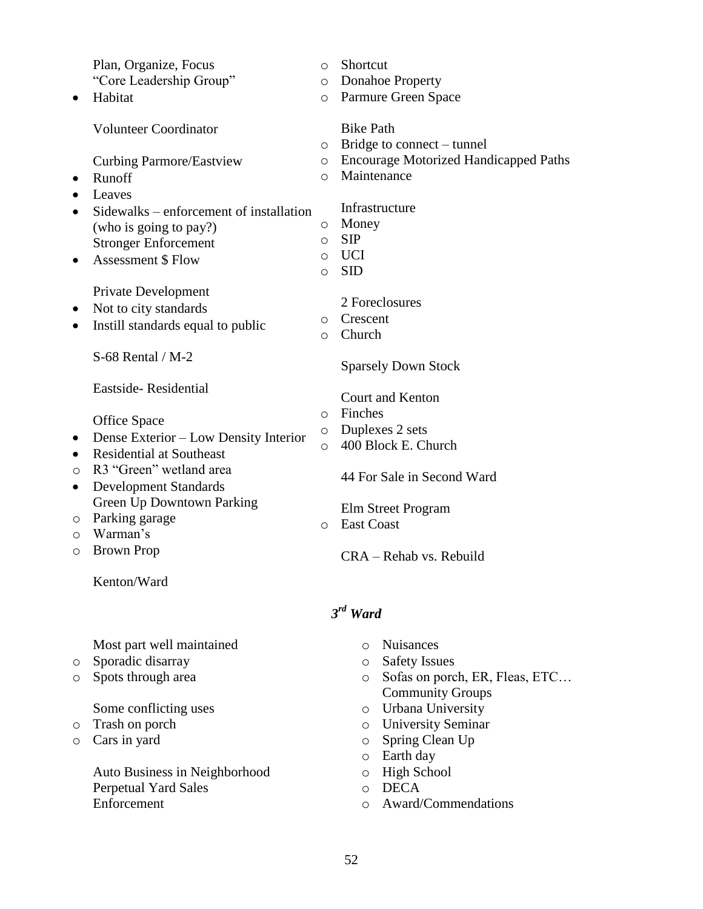Plan, Organize, Focus
"Core Leadership Group"

- Habitat

Volunteer Coordinator

Curbing Parmore/Eastview

- Runoff
- Leaves
- Sidewalks – enforcement of installation (who is going to pay?)
  Stronger Enforcement
- Assessment $ Flow

Private Development

- Not to city standards
- Instill standards equal to public

S-68 Rental / M-2

Eastside- Residential

Office Space

- Dense Exterior – Low Density Interior
- Residential at Southeast
  - R3 "Green" wetland area
- Development Standards
  Green Up Downtown Parking
  - Parking garage
  - Warman's
  - Brown Prop

Kenton/Ward

Most part well maintained

- Sporadic disarray
- Spots through area

Some conflicting uses

- Trash on porch
- Cars in yard

Auto Business in Neighborhood
Perpetual Yard Sales
Enforcement

- Shortcut
- Donahoe Property
- Parmure Green Space

Bike Path

- Bridge to connect – tunnel
- Encourage Motorized Handicapped Paths
- Maintenance

Infrastructure

- Money
- SIP
- UCI
- SID

2 Foreclosures

- Crescent
- Church

Sparsely Down Stock

Court and Kenton

- Finches
- Duplexes 2 sets
- 400 Block E. Church

44 For Sale in Second Ward

Elm Street Program

- East Coast

CRA – Rehab vs. Rebuild

### *3rd Ward*

- Nuisances
- Safety Issues
- Sofas on porch, ER, Fleas, ETC…
  Community Groups
- Urbana University
- University Seminar
- Spring Clean Up
- Earth day
- High School
- DECA
- Award/Commendations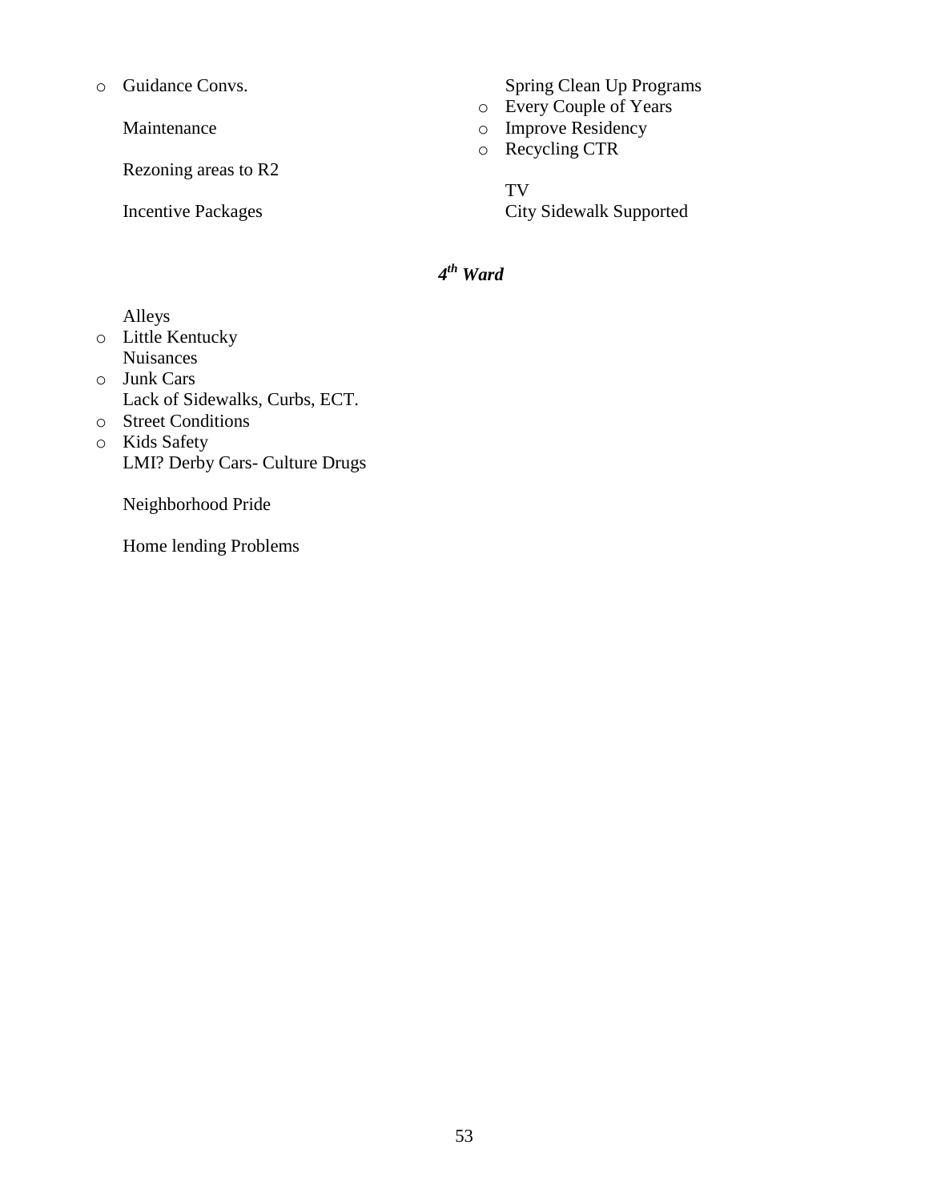- Guidance Convs.

Maintenance

Rezoning areas to R2

Incentive Packages

Spring Clean Up Programs

- Every Couple of Years
- Improve Residency
- Recycling CTR

TV

City Sidewalk Supported

### *4th Ward*

Alleys

- Little Kentucky

Nuisances

- Junk Cars

Lack of Sidewalks, Curbs, ECT.

- Street Conditions
- Kids Safety

LMI? Derby Cars- Culture Drugs

Neighborhood Pride

Home lending Problems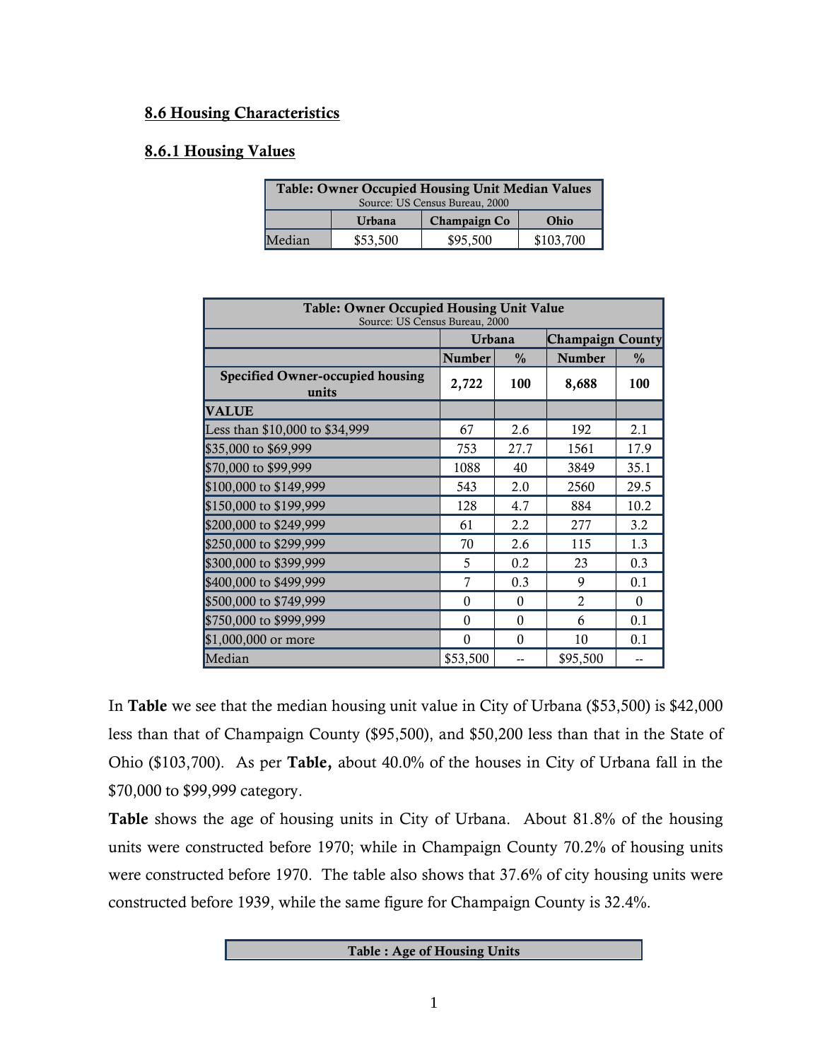## 8.6 Housing Characteristics

### 8.6.1 Housing Values

| Table: Owner Occupied Housing Unit Median Values<br>Source: US Census Bureau, 2000 | | | |
|---|---|---|---|
| | Urbana | Champaign Co | Ohio |
| Median | $53,500 | $95,500 | $103,700 |

| Table: Owner Occupied Housing Unit Value<br>Source: US Census Bureau, 2000 | | | | |
|---|---|---|---|---|
| | Urbana | | Champaign County | |
| | Number | % | Number | % |
| **Specified Owner-occupied housing units** | **2,722** | **100** | **8,688** | **100** |
| **VALUE** | | | | |
| Less than $10,000 to $34,999 | 67 | 2.6 | 192 | 2.1 |
| $35,000 to $69,999 | 753 | 27.7 | 1561 | 17.9 |
| $70,000 to $99,999 | 1088 | 40 | 3849 | 35.1 |
| $100,000 to $149,999 | 543 | 2.0 | 2560 | 29.5 |
| $150,000 to $199,999 | 128 | 4.7 | 884 | 10.2 |
| $200,000 to $249,999 | 61 | 2.2 | 277 | 3.2 |
| $250,000 to $299,999 | 70 | 2.6 | 115 | 1.3 |
| $300,000 to $399,999 | 5 | 0.2 | 23 | 0.3 |
| $400,000 to $499,999 | 7 | 0.3 | 9 | 0.1 |
| $500,000 to $749,999 | 0 | 0 | 2 | 0 |
| $750,000 to $999,999 | 0 | 0 | 6 | 0.1 |
| $1,000,000 or more | 0 | 0 | 10 | 0.1 |
| Median | $53,500 | -- | $95,500 | -- |

In **Table** we see that the median housing unit value in City of Urbana ($53,500) is $42,000 less than that of Champaign County ($95,500), and $50,200 less than that in the State of Ohio ($103,700). As per **Table,** about 40.0% of the houses in City of Urbana fall in the $70,000 to $99,999 category.

**Table** shows the age of housing units in City of Urbana. About 81.8% of the housing units were constructed before 1970; while in Champaign County 70.2% of housing units were constructed before 1970. The table also shows that 37.6% of city housing units were constructed before 1939, while the same figure for Champaign County is 32.4%.

| Table : Age of Housing Units |
|---|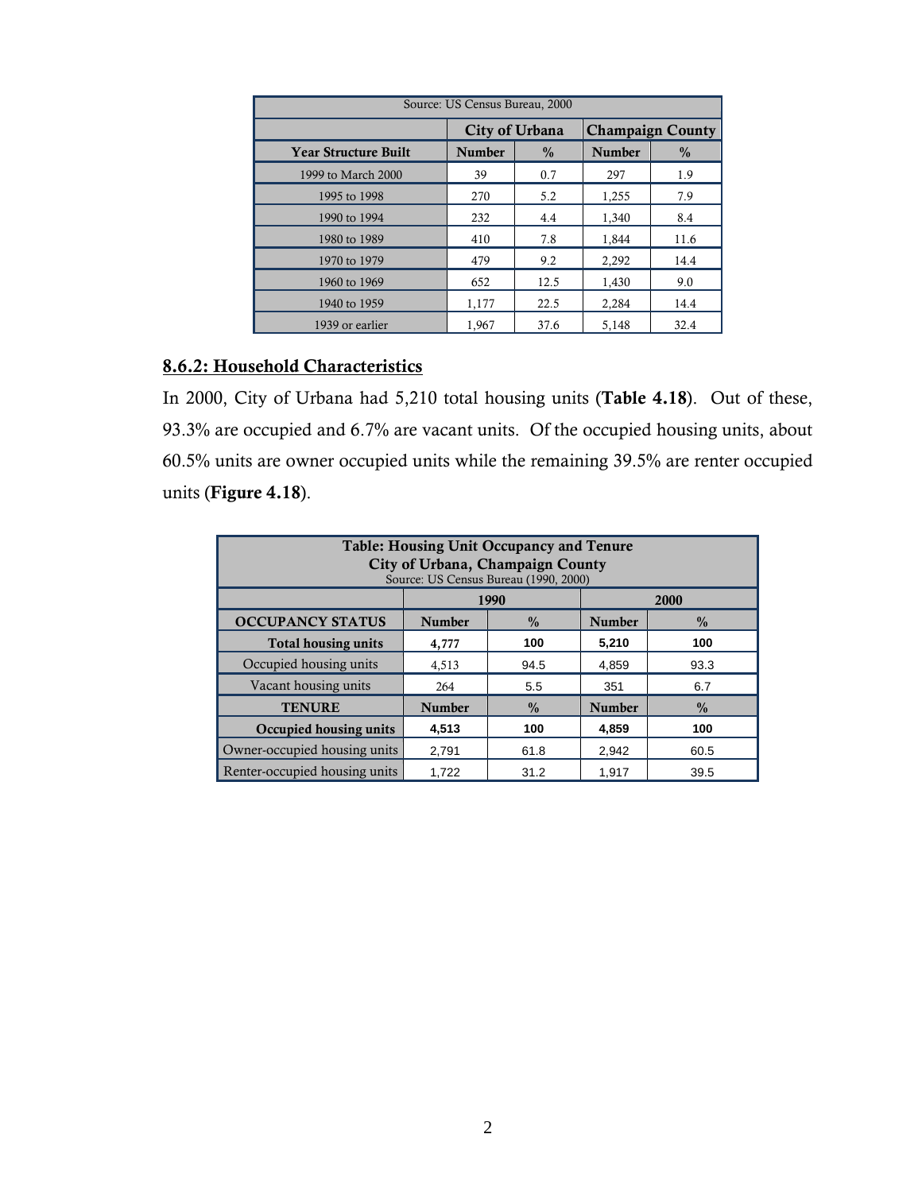| Source: US Census Bureau, 2000 | | | | |
|---|---|---|---|---|
| | City of Urbana | | Champaign County | |
| Year Structure Built | Number | % | Number | % |
| 1999 to March 2000 | 39 | 0.7 | 297 | 1.9 |
| 1995 to 1998 | 270 | 5.2 | 1,255 | 7.9 |
| 1990 to 1994 | 232 | 4.4 | 1,340 | 8.4 |
| 1980 to 1989 | 410 | 7.8 | 1,844 | 11.6 |
| 1970 to 1979 | 479 | 9.2 | 2,292 | 14.4 |
| 1960 to 1969 | 652 | 12.5 | 1,430 | 9.0 |
| 1940 to 1959 | 1,177 | 22.5 | 2,284 | 14.4 |
| 1939 or earlier | 1,967 | 37.6 | 5,148 | 32.4 |

## 8.6.2: Household Characteristics

In 2000, City of Urbana had 5,210 total housing units (**Table 4.18**). Out of these, 93.3% are occupied and 6.7% are vacant units. Of the occupied housing units, about 60.5% units are owner occupied units while the remaining 39.5% are renter occupied units (**Figure 4.18**).

| Table: Housing Unit Occupancy and Tenure<br>City of Urbana, Champaign County<br>Source: US Census Bureau (1990, 2000) | | | | |
|---|---|---|---|---|
| | 1990 | | 2000 | |
| **OCCUPANCY STATUS** | **Number** | **%** | **Number** | **%** |
| **Total housing units** | **4,777** | **100** | **5,210** | **100** |
| Occupied housing units | 4,513 | 94.5 | 4,859 | 93.3 |
| Vacant housing units | 264 | 5.5 | 351 | 6.7 |
| **TENURE** | **Number** | **%** | **Number** | **%** |
| **Occupied housing units** | **4,513** | **100** | **4,859** | **100** |
| Owner-occupied housing units | 2,791 | 61.8 | 2,942 | 60.5 |
| Renter-occupied housing units | 1,722 | 31.2 | 1,917 | 39.5 |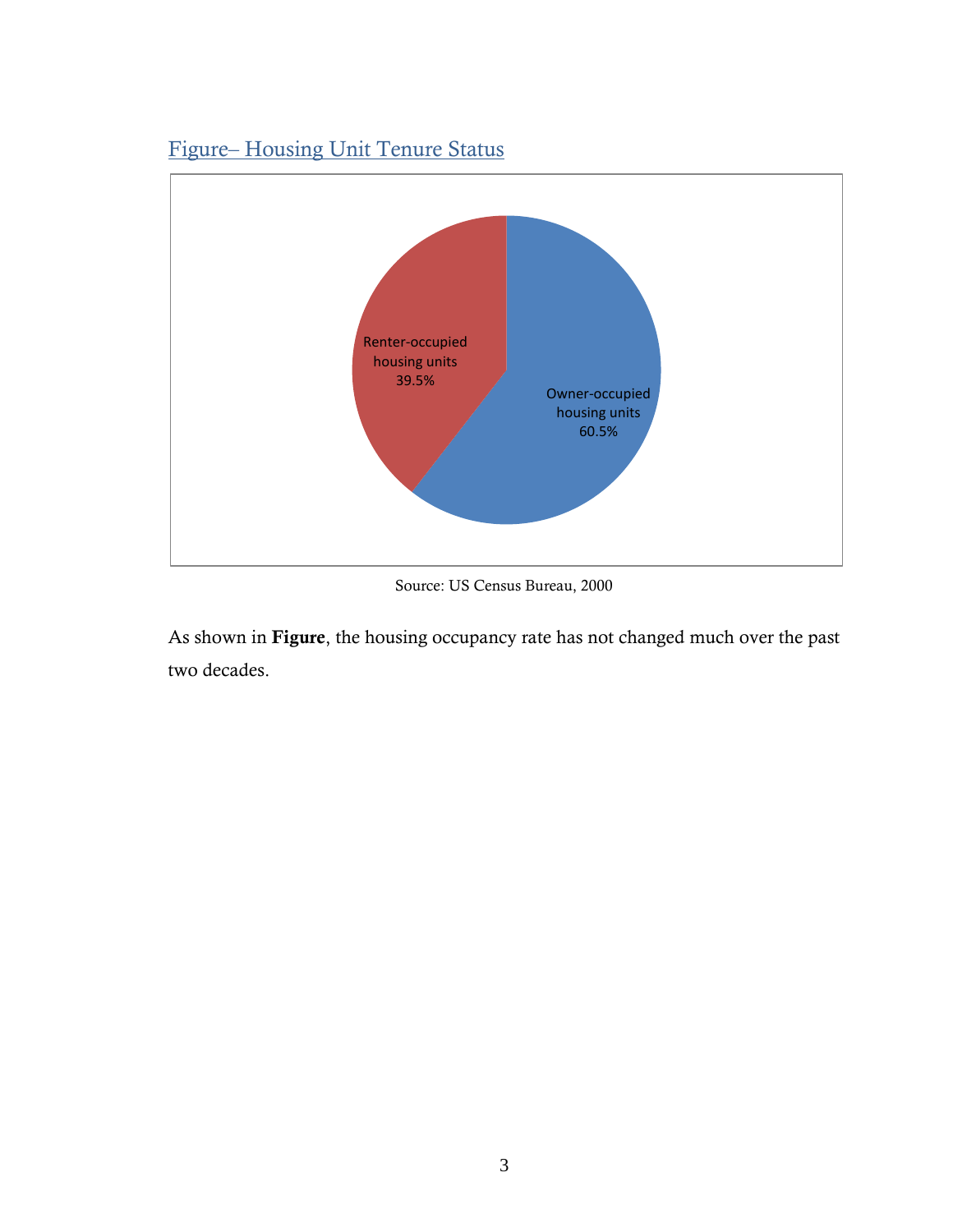Figure– Housing Unit Tenure Status

Renter-occupied housing units 39.5%

Owner-occupied housing units 60.5%

Source: US Census Bureau, 2000

As shown in **Figure**, the housing occupancy rate has not changed much over the past two decades.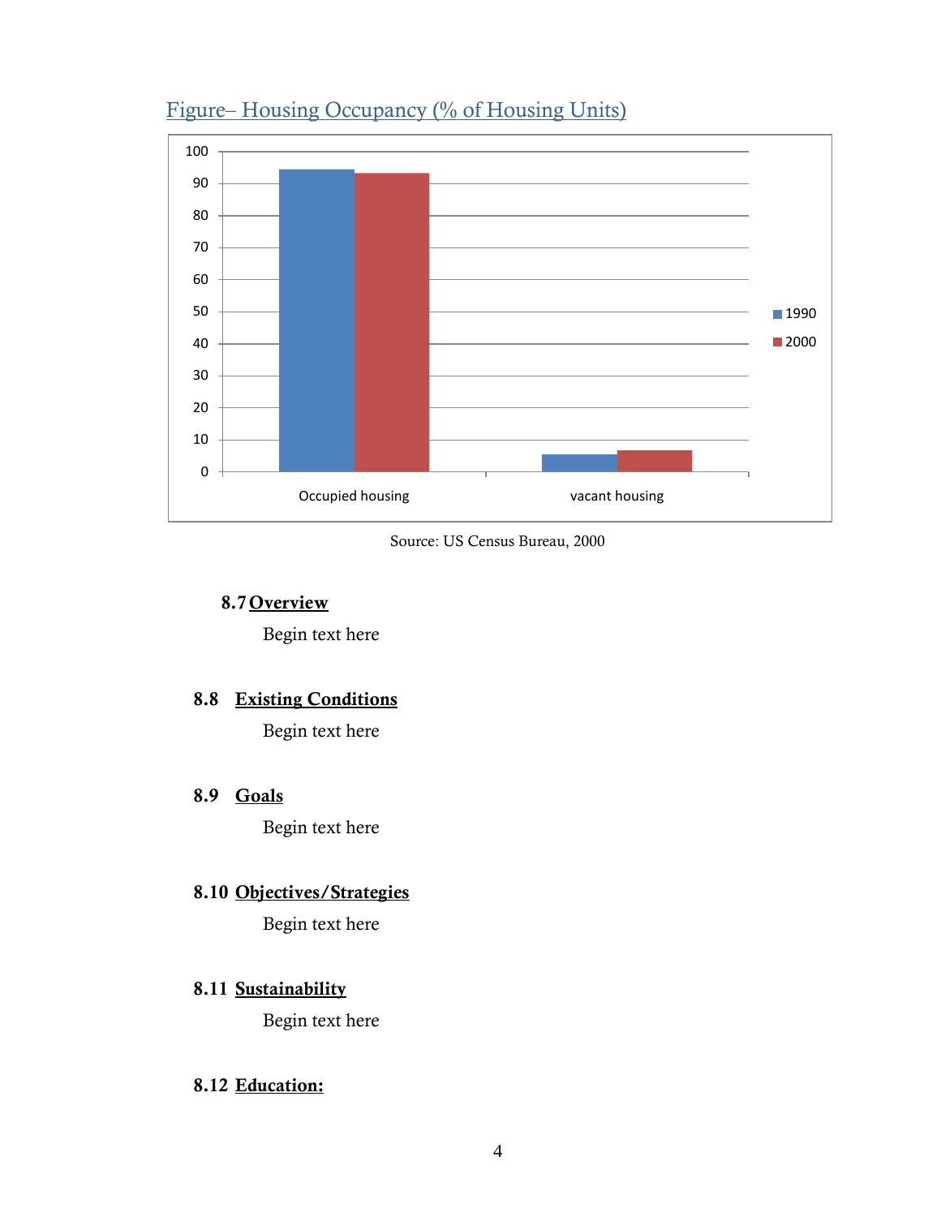Figure– Housing Occupancy (% of Housing Units)

Source: US Census Bureau, 2000

### 8.7 Overview

Begin text here

### 8.8 Existing Conditions

Begin text here

### 8.9 Goals

Begin text here

### 8.10 Objectives/Strategies

Begin text here

### 8.11 Sustainability

Begin text here

### 8.12 Education: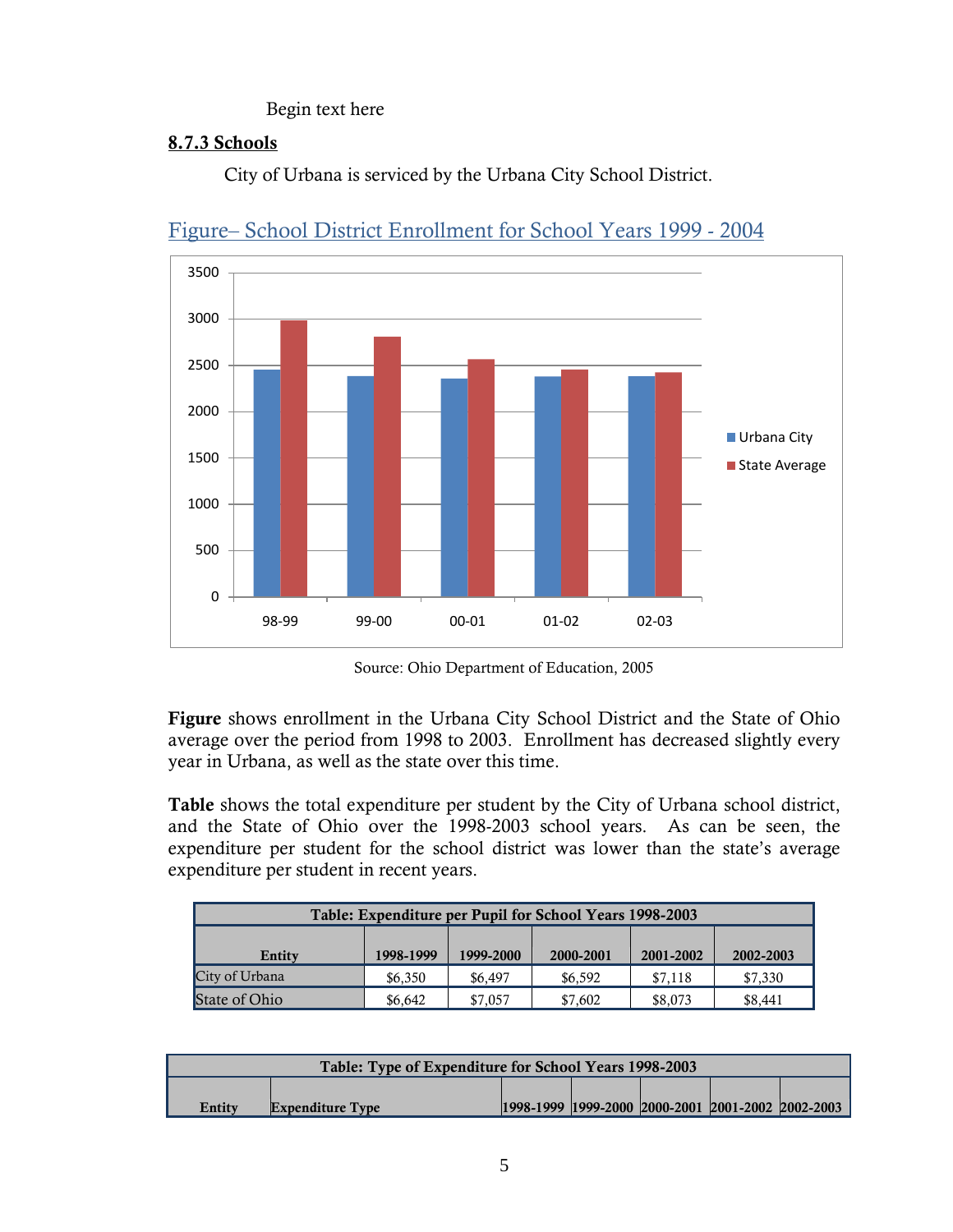Begin text here

### 8.7.3 Schools

City of Urbana is serviced by the Urbana City School District.

Figure– School District Enrollment for School Years 1999 - 2004

Source: Ohio Department of Education, 2005

**Figure** shows enrollment in the Urbana City School District and the State of Ohio average over the period from 1998 to 2003. Enrollment has decreased slightly every year in Urbana, as well as the state over this time.

**Table** shows the total expenditure per student by the City of Urbana school district, and the State of Ohio over the 1998-2003 school years. As can be seen, the expenditure per student for the school district was lower than the state's average expenditure per student in recent years.

| Table: Expenditure per Pupil for School Years 1998-2003 | | | | | |
|---|---|---|---|---|---|
| **Entity** | **1998-1999** | **1999-2000** | **2000-2001** | **2001-2002** | **2002-2003** |
| City of Urbana | $6,350 | $6,497 | $6,592 | $7,118 | $7,330 |
| State of Ohio | $6,642 | $7,057 | $7,602 | $8,073 | $8,441 |

| Table: Type of Expenditure for School Years 1998-2003 | | | | | | |
|---|---|---|---|---|---|---|
| **Entity** | **Expenditure Type** | **1998-1999** | **1999-2000** | **2000-2001** | **2001-2002** | **2002-2003** |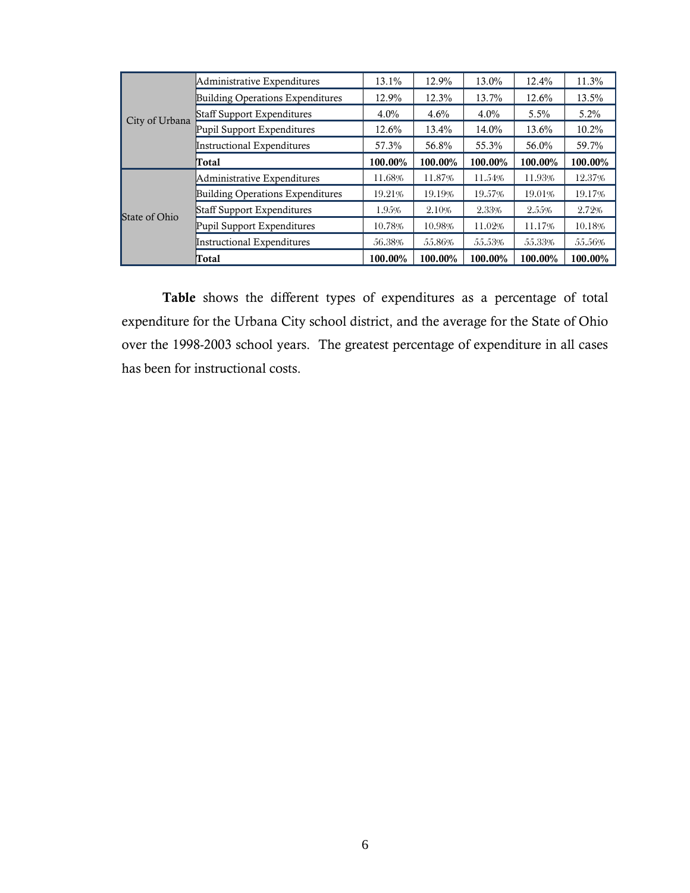| | | | | | | |
|---|---|---|---|---|---|---|
| City of Urbana | Administrative Expenditures | 13.1% | 12.9% | 13.0% | 12.4% | 11.3% |
| | Building Operations Expenditures | 12.9% | 12.3% | 13.7% | 12.6% | 13.5% |
| | Staff Support Expenditures | 4.0% | 4.6% | 4.0% | 5.5% | 5.2% |
| | Pupil Support Expenditures | 12.6% | 13.4% | 14.0% | 13.6% | 10.2% |
| | Instructional Expenditures | 57.3% | 56.8% | 55.3% | 56.0% | 59.7% |
| | **Total** | **100.00%** | **100.00%** | **100.00%** | **100.00%** | **100.00%** |
| State of Ohio | Administrative Expenditures | 11.68% | 11.87% | 11.54% | 11.93% | 12.37% |
| | Building Operations Expenditures | 19.21% | 19.19% | 19.57% | 19.01% | 19.17% |
| | Staff Support Expenditures | 1.95% | 2.10% | 2.33% | 2.55% | 2.72% |
| | Pupil Support Expenditures | 10.78% | 10.98% | 11.02% | 11.17% | 10.18% |
| | Instructional Expenditures | 56.38% | 55.86% | 55.53% | 55.33% | 55.56% |
| | **Total** | **100.00%** | **100.00%** | **100.00%** | **100.00%** | **100.00%** |

**Table** shows the different types of expenditures as a percentage of total expenditure for the Urbana City school district, and the average for the State of Ohio over the 1998-2003 school years. The greatest percentage of expenditure in all cases has been for instructional costs.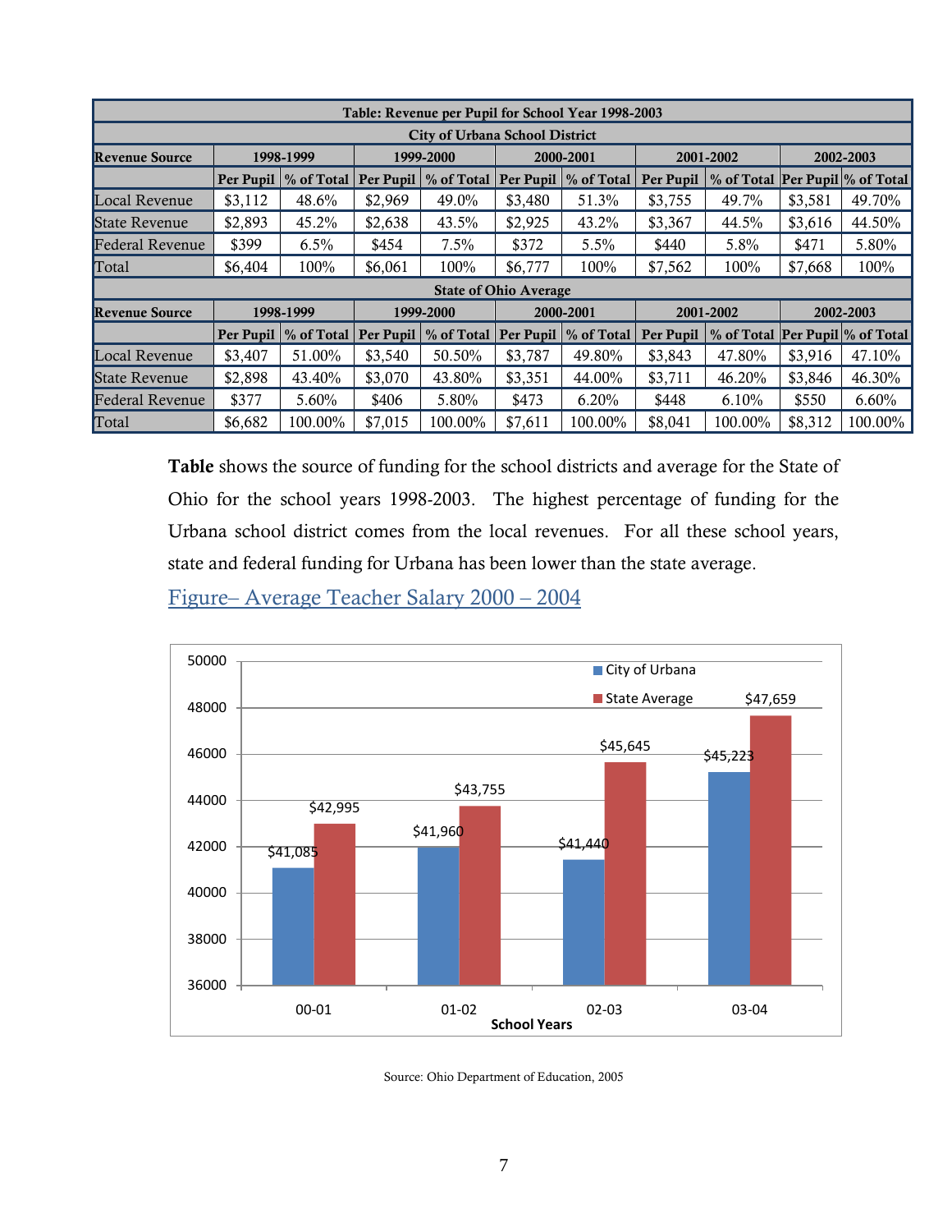| Table: Revenue per Pupil for School Year 1998-2003 | | | | | | | | | | |
|---|---|---|---|---|---|---|---|---|---|---|
| **City of Urbana School District** | | | | | | | | | | |
| **Revenue Source** | **1998-1999** | | **1999-2000** | | **2000-2001** | | **2001-2002** | | **2002-2003** | |
| | **Per Pupil** | **% of Total** | **Per Pupil** | **% of Total** | **Per Pupil** | **% of Total** | **Per Pupil** | **% of Total** | **Per Pupil** | **% of Total** |
| Local Revenue | $3,112 | 48.6% | $2,969 | 49.0% | $3,480 | 51.3% | $3,755 | 49.7% | $3,581 | 49.70% |
| State Revenue | $2,893 | 45.2% | $2,638 | 43.5% | $2,925 | 43.2% | $3,367 | 44.5% | $3,616 | 44.50% |
| Federal Revenue | $399 | 6.5% | $454 | 7.5% | $372 | 5.5% | $440 | 5.8% | $471 | 5.80% |
| Total | $6,404 | 100% | $6,061 | 100% | $6,777 | 100% | $7,562 | 100% | $7,668 | 100% |
| **State of Ohio Average** | | | | | | | | | | |
| **Revenue Source** | **1998-1999** | | **1999-2000** | | **2000-2001** | | **2001-2002** | | **2002-2003** | |
| | **Per Pupil** | **% of Total** | **Per Pupil** | **% of Total** | **Per Pupil** | **% of Total** | **Per Pupil** | **% of Total** | **Per Pupil** | **% of Total** |
| Local Revenue | $3,407 | 51.00% | $3,540 | 50.50% | $3,787 | 49.80% | $3,843 | 47.80% | $3,916 | 47.10% |
| State Revenue | $2,898 | 43.40% | $3,070 | 43.80% | $3,351 | 44.00% | $3,711 | 46.20% | $3,846 | 46.30% |
| Federal Revenue | $377 | 5.60% | $406 | 5.80% | $473 | 6.20% | $448 | 6.10% | $550 | 6.60% |
| Total | $6,682 | 100.00% | $7,015 | 100.00% | $7,611 | 100.00% | $8,041 | 100.00% | $8,312 | 100.00% |

**Table** shows the source of funding for the school districts and average for the State of Ohio for the school years 1998-2003. The highest percentage of funding for the Urbana school district comes from the local revenues. For all these school years, state and federal funding for Urbana has been lower than the state average.

Figure– Average Teacher Salary 2000 – 2004

| School Years | City of Urbana | State Average |
|---|---|---|
| 00-01 | $41,085 | $42,995 |
| 01-02 | $41,960 | $43,755 |
| 02-03 | $41,440 | $45,645 |
| 03-04 | $45,223 | $47,659 |

Source: Ohio Department of Education, 2005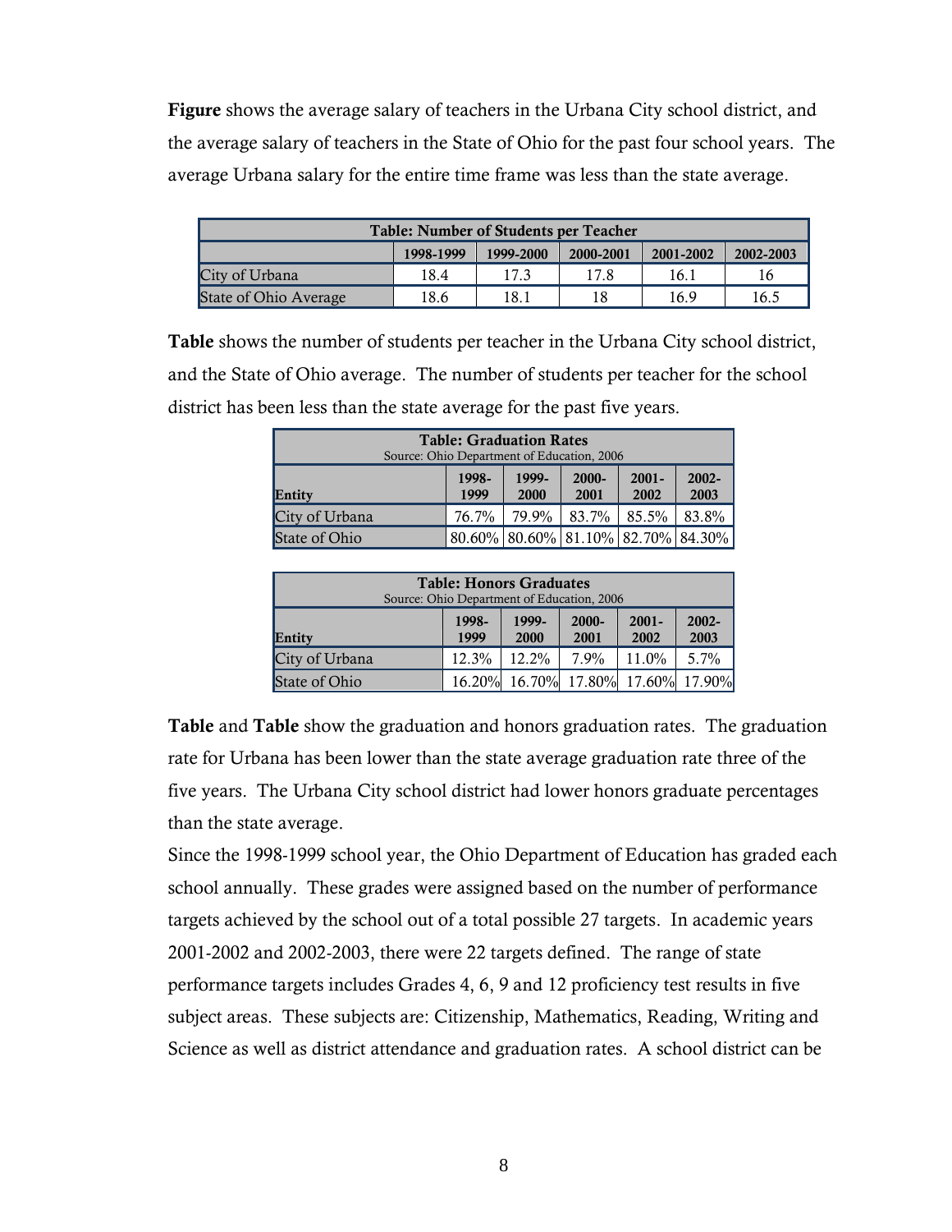**Figure** shows the average salary of teachers in the Urbana City school district, and the average salary of teachers in the State of Ohio for the past four school years. The average Urbana salary for the entire time frame was less than the state average.

| Table: Number of Students per Teacher | | | | | |
|---|---|---|---|---|---|
| | 1998-1999 | 1999-2000 | 2000-2001 | 2001-2002 | 2002-2003 |
| City of Urbana | 18.4 | 17.3 | 17.8 | 16.1 | 16 |
| State of Ohio Average | 18.6 | 18.1 | 18 | 16.9 | 16.5 |

**Table** shows the number of students per teacher in the Urbana City school district, and the State of Ohio average. The number of students per teacher for the school district has been less than the state average for the past five years.

| Table: Graduation Rates<br>Source: Ohio Department of Education, 2006 | | | | | |
|---|---|---|---|---|---|
| Entity | 1998-1999 | 1999-2000 | 2000-2001 | 2001-2002 | 2002-2003 |
| City of Urbana | 76.7% | 79.9% | 83.7% | 85.5% | 83.8% |
| State of Ohio | 80.60% | 80.60% | 81.10% | 82.70% | 84.30% |

| Table: Honors Graduates<br>Source: Ohio Department of Education, 2006 | | | | | |
|---|---|---|---|---|---|
| Entity | 1998-1999 | 1999-2000 | 2000-2001 | 2001-2002 | 2002-2003 |
| City of Urbana | 12.3% | 12.2% | 7.9% | 11.0% | 5.7% |
| State of Ohio | 16.20% | 16.70% | 17.80% | 17.60% | 17.90% |

**Table** and **Table** show the graduation and honors graduation rates. The graduation rate for Urbana has been lower than the state average graduation rate three of the five years. The Urbana City school district had lower honors graduate percentages than the state average.

Since the 1998-1999 school year, the Ohio Department of Education has graded each school annually. These grades were assigned based on the number of performance targets achieved by the school out of a total possible 27 targets. In academic years 2001-2002 and 2002-2003, there were 22 targets defined. The range of state performance targets includes Grades 4, 6, 9 and 12 proficiency test results in five subject areas. These subjects are: Citizenship, Mathematics, Reading, Writing and Science as well as district attendance and graduation rates. A school district can be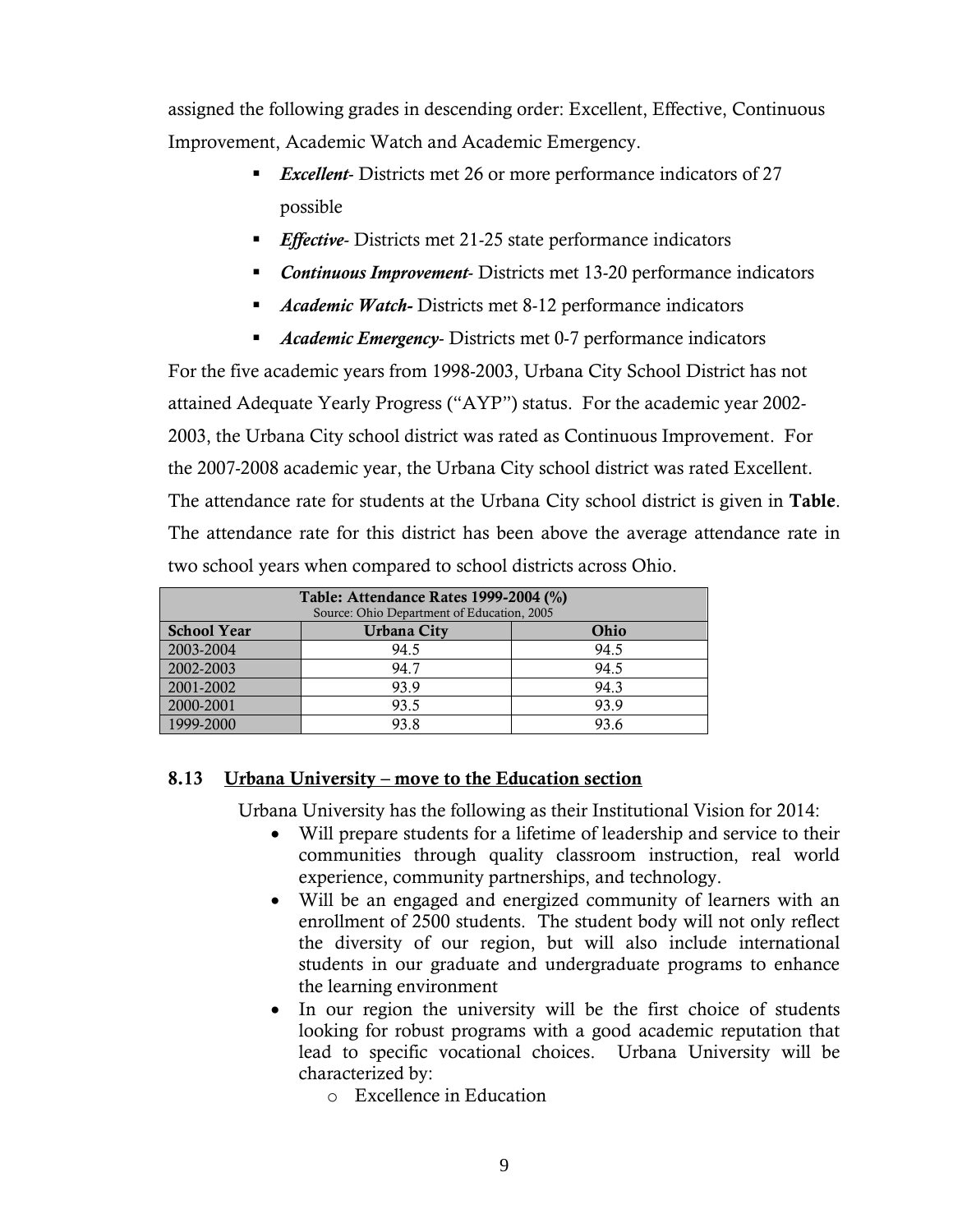assigned the following grades in descending order: Excellent, Effective, Continuous Improvement, Academic Watch and Academic Emergency.

- ***Excellent***- Districts met 26 or more performance indicators of 27 possible
- ***Effective***- Districts met 21-25 state performance indicators
- ***Continuous Improvement***- Districts met 13-20 performance indicators
- ***Academic Watch-*** Districts met 8-12 performance indicators
- ***Academic Emergency***- Districts met 0-7 performance indicators

For the five academic years from 1998-2003, Urbana City School District has not attained Adequate Yearly Progress ("AYP") status. For the academic year 2002-2003, the Urbana City school district was rated as Continuous Improvement. For the 2007-2008 academic year, the Urbana City school district was rated Excellent. The attendance rate for students at the Urbana City school district is given in **Table**. The attendance rate for this district has been above the average attendance rate in two school years when compared to school districts across Ohio.

**Table: Attendance Rates 1999-2004 (%)**
Source: Ohio Department of Education, 2005

| School Year | Urbana City | Ohio |
|---|---|---|
| 2003-2004 | 94.5 | 94.5 |
| 2002-2003 | 94.7 | 94.5 |
| 2001-2002 | 93.9 | 94.3 |
| 2000-2001 | 93.5 | 93.9 |
| 1999-2000 | 93.8 | 93.6 |

### 8.13 Urbana University – move to the Education section

Urbana University has the following as their Institutional Vision for 2014:

- Will prepare students for a lifetime of leadership and service to their communities through quality classroom instruction, real world experience, community partnerships, and technology.
- Will be an engaged and energized community of learners with an enrollment of 2500 students. The student body will not only reflect the diversity of our region, but will also include international students in our graduate and undergraduate programs to enhance the learning environment
- In our region the university will be the first choice of students looking for robust programs with a good academic reputation that lead to specific vocational choices. Urbana University will be characterized by:
  - Excellence in Education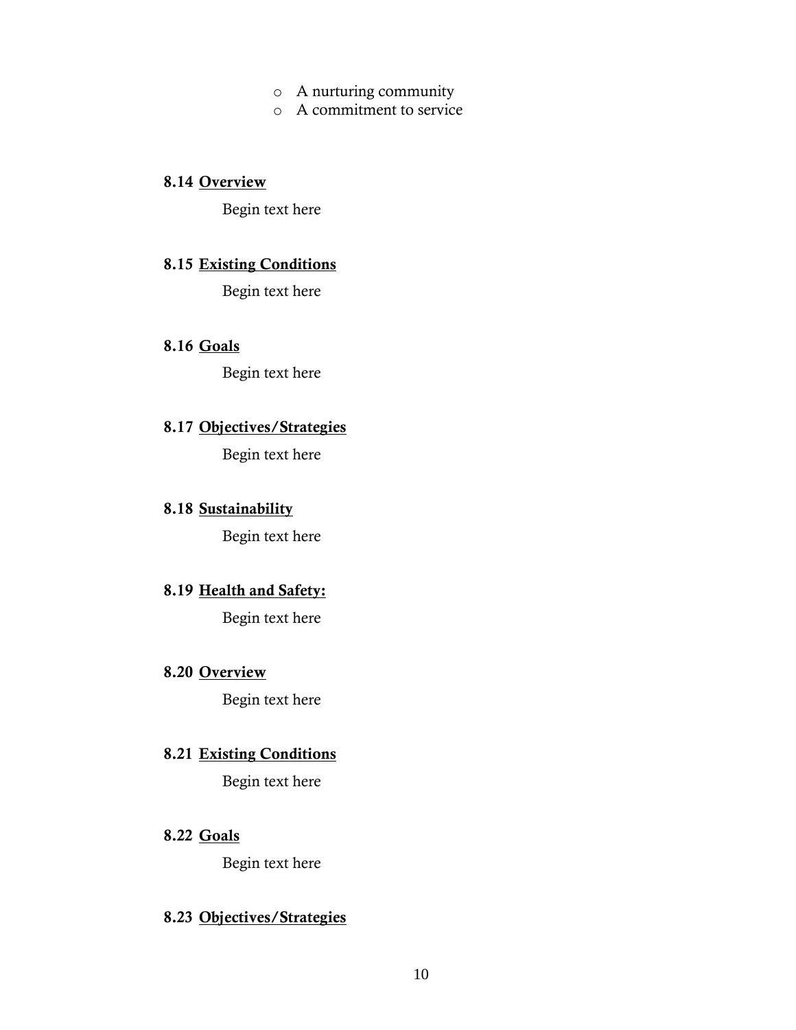- A nurturing community
- A commitment to service

**8.14 <u>Overview</u>**

Begin text here

**8.15 <u>Existing Conditions</u>**

Begin text here

**8.16 <u>Goals</u>**

Begin text here

**8.17 <u>Objectives/Strategies</u>**

Begin text here

**8.18 <u>Sustainability</u>**

Begin text here

**8.19 <u>Health and Safety:</u>**

Begin text here

**8.20 <u>Overview</u>**

Begin text here

**8.21 <u>Existing Conditions</u>**

Begin text here

**8.22 <u>Goals</u>**

Begin text here

**8.23 <u>Objectives/Strategies</u>**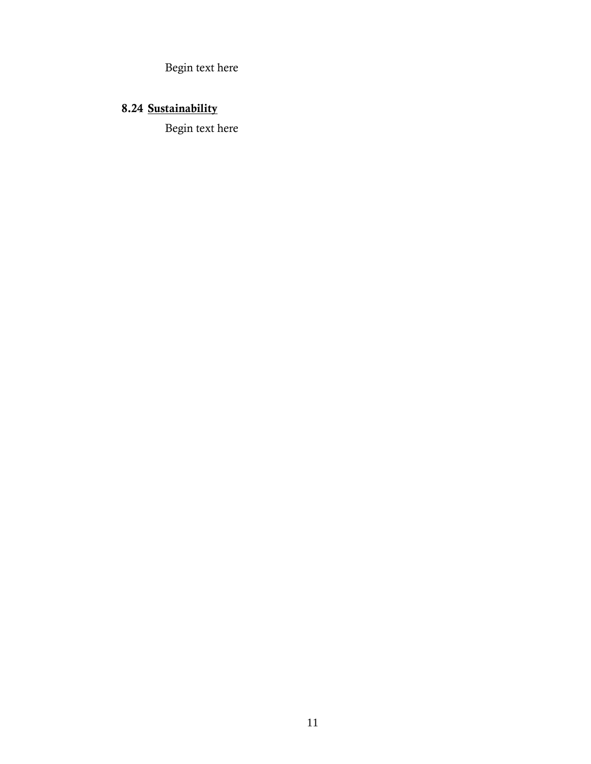Begin text here

### 8.24 Sustainability

Begin text here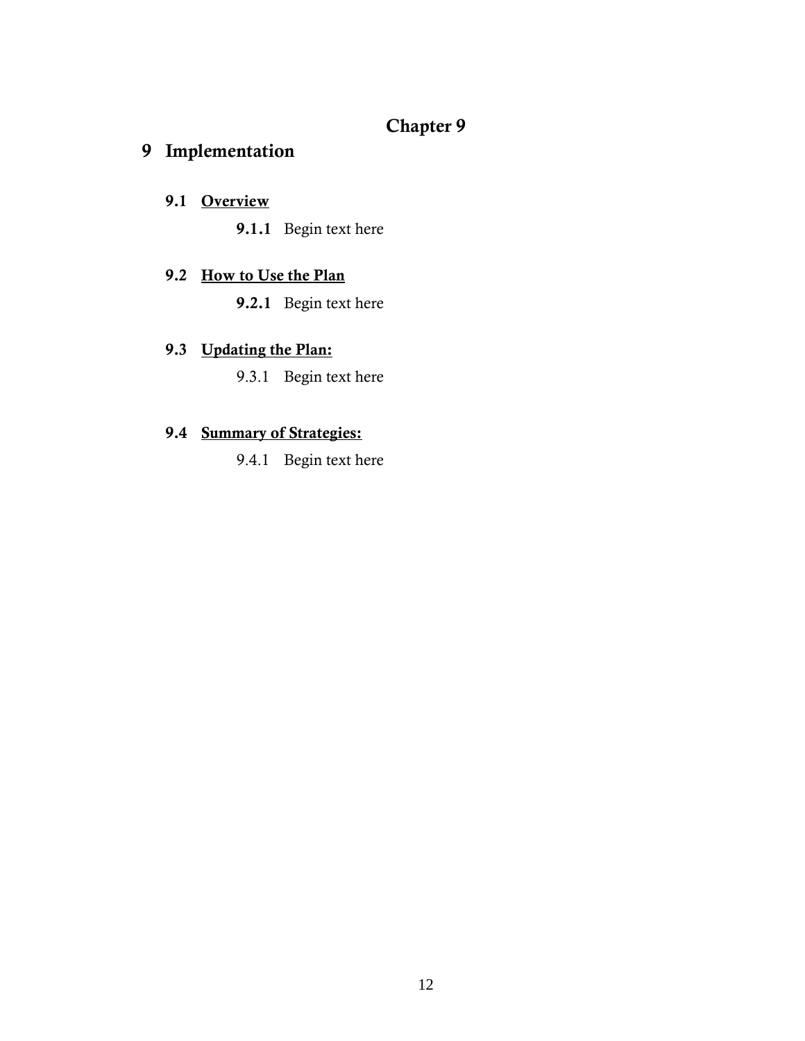# Chapter 9

# 9 Implementation

## 9.1 <u>Overview</u>

**9.1.1** Begin text here

## 9.2 <u>How to Use the Plan</u>

**9.2.1** Begin text here

## 9.3 <u>Updating the Plan:</u>

9.3.1 Begin text here

## 9.4 <u>Summary of Strategies:</u>

9.4.1 Begin text here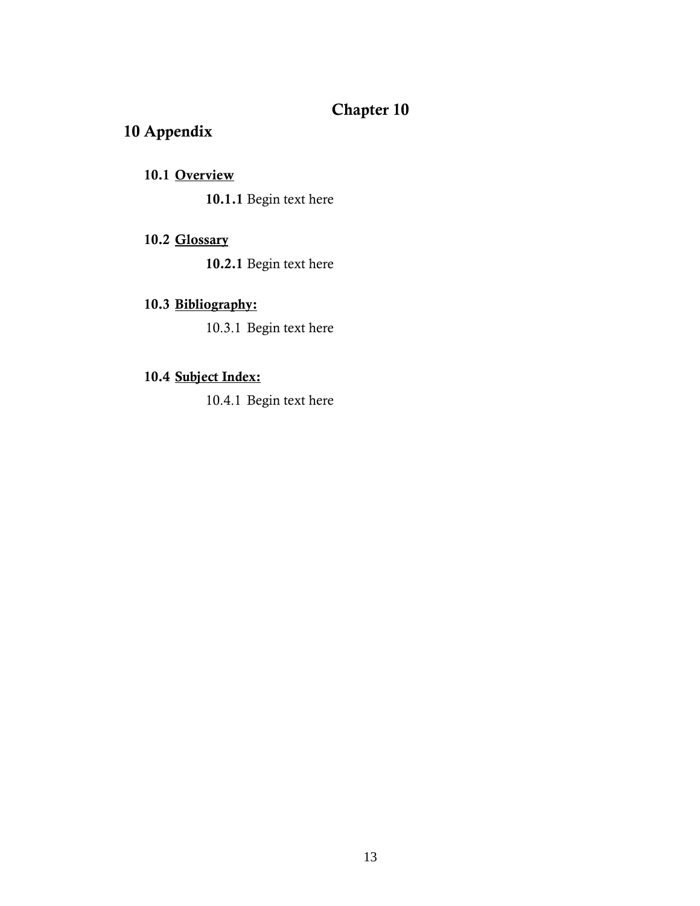# Chapter 10

## 10 Appendix

### 10.1 <u>Overview</u>

**10.1.1** Begin text here

### 10.2 <u>Glossary</u>

**10.2.1** Begin text here

### 10.3 <u>Bibliography:</u>

10.3.1 Begin text here

### 10.4 <u>Subject Index:</u>

10.4.1 Begin text here